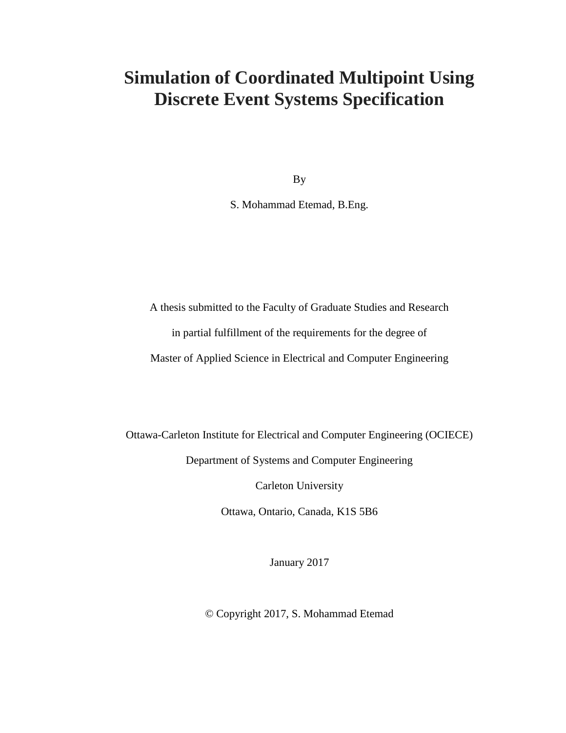# Simulation of Coordinated Multipoint Using Discrete Event Systems Specification

By

S. Mohammad Etemad, B.Eng.

A thesis submitted to the Faculty of Graduate Studies and Research

in partial fulfillment of the requirements for the degree of

Master of Applied Science in Electrical and Computer Engineering

Ottawa-Carleton Institute for Electrical and Computer Engineering (OCIECE)

Department of Systems and Computer Engineering

Carleton University

Ottawa, Ontario, Canada, K1S 5B6

January 2017

© Copyright 2017, S. Mohammad Etemad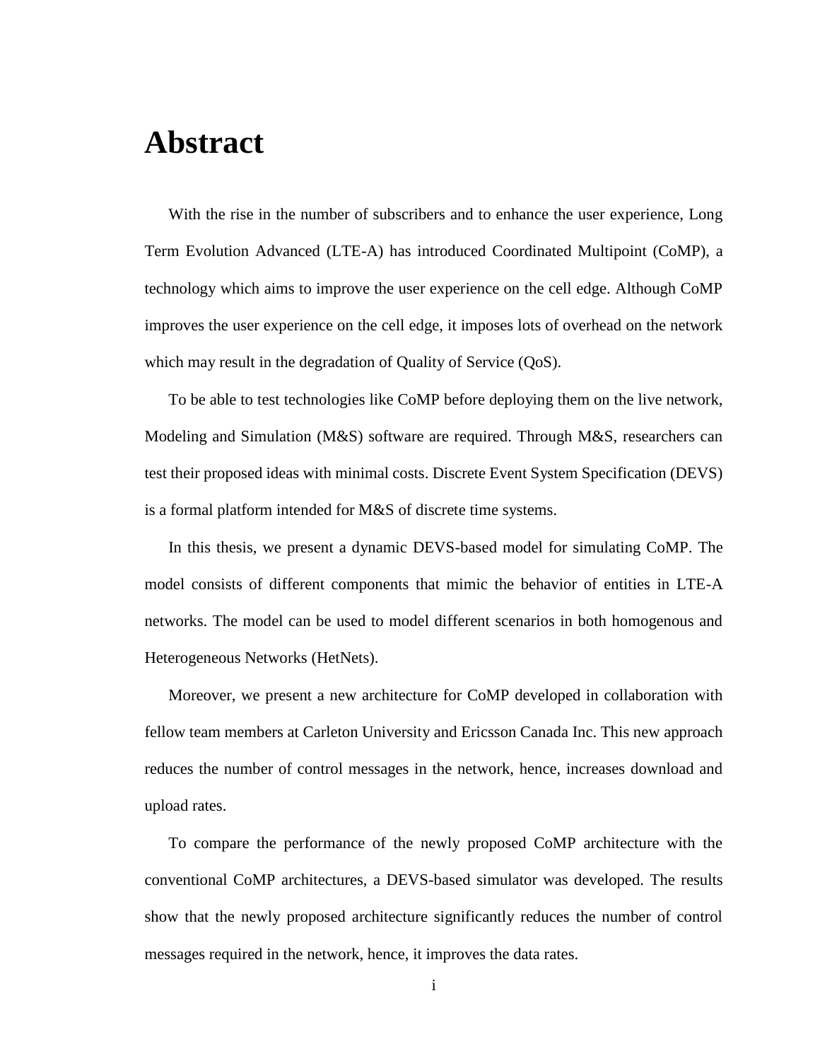# Abstract

With the rise in the number of subscribers and to enhance the user experience, Long Term Evolution Advanced (LTE-A) has introduced Coordinated Multipoint (CoMP), a technology which aims to improve the user experience on the cell edge. Although CoMP improves the user experience on the cell edge, it imposes lots of overhead on the network which may result in the degradation of Quality of Service (QoS).

To be able to test technologies like CoMP before deploying them on the live network, Modeling and Simulation (M&S) software are required. Through M&S, researchers can test their proposed ideas with minimal costs. Discrete Event System Specification (DEVS) is a formal platform intended for M&S of discrete time systems.

In this thesis, we present a dynamic DEVS-based model for simulating CoMP. The model consists of different components that mimic the behavior of entities in LTE-A networks. The model can be used to model different scenarios in both homogenous and Heterogeneous Networks (HetNets).

Moreover, we present a new architecture for CoMP developed in collaboration with fellow team members at Carleton University and Ericsson Canada Inc. This new approach reduces the number of control messages in the network, hence, increases download and upload rates.

To compare the performance of the newly proposed CoMP architecture with the conventional CoMP architectures, a DEVS-based simulator was developed. The results show that the newly proposed architecture significantly reduces the number of control messages required in the network, hence, it improves the data rates.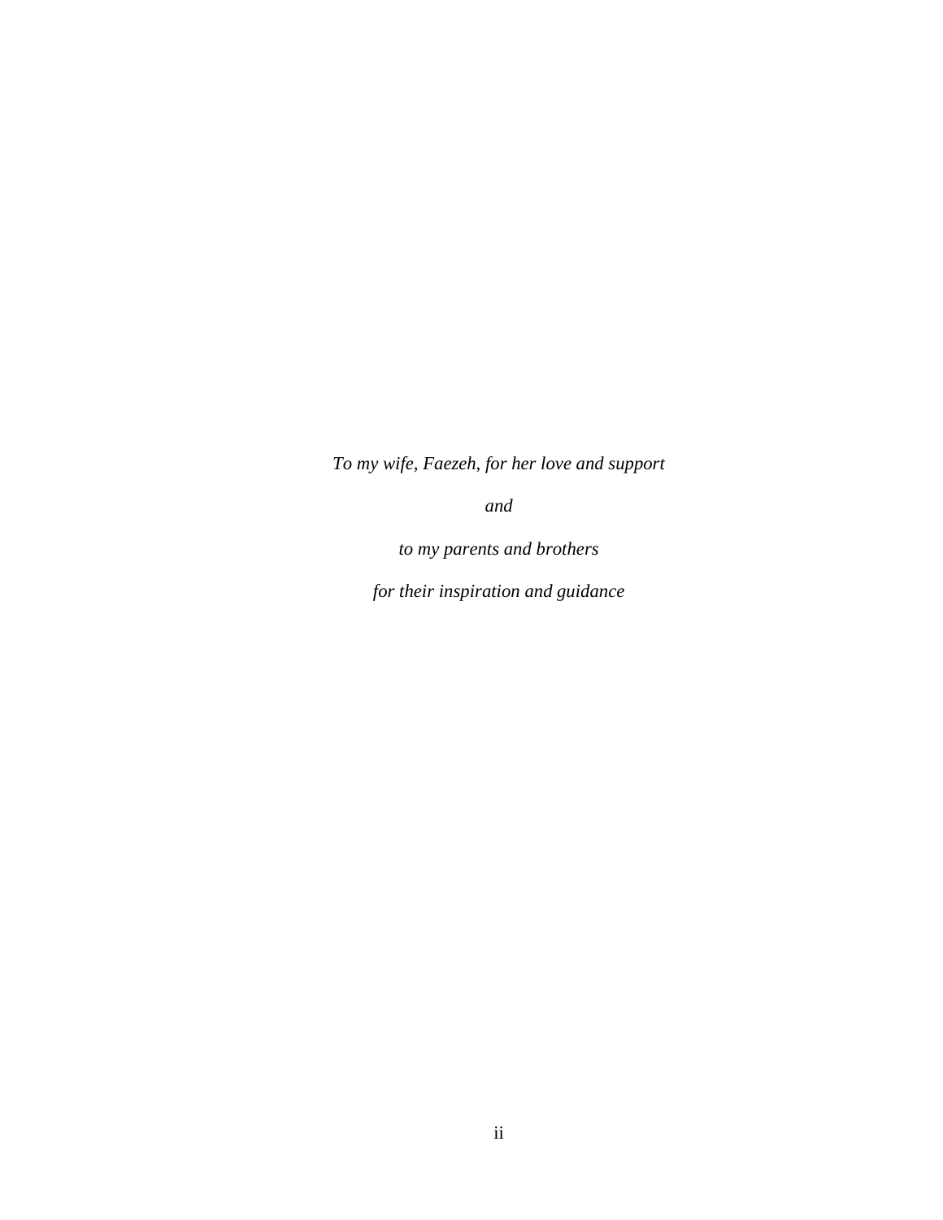*To my wife, Faezeh, for her love and support*

*and*

*to my parents and brothers*

*for their inspiration and guidance*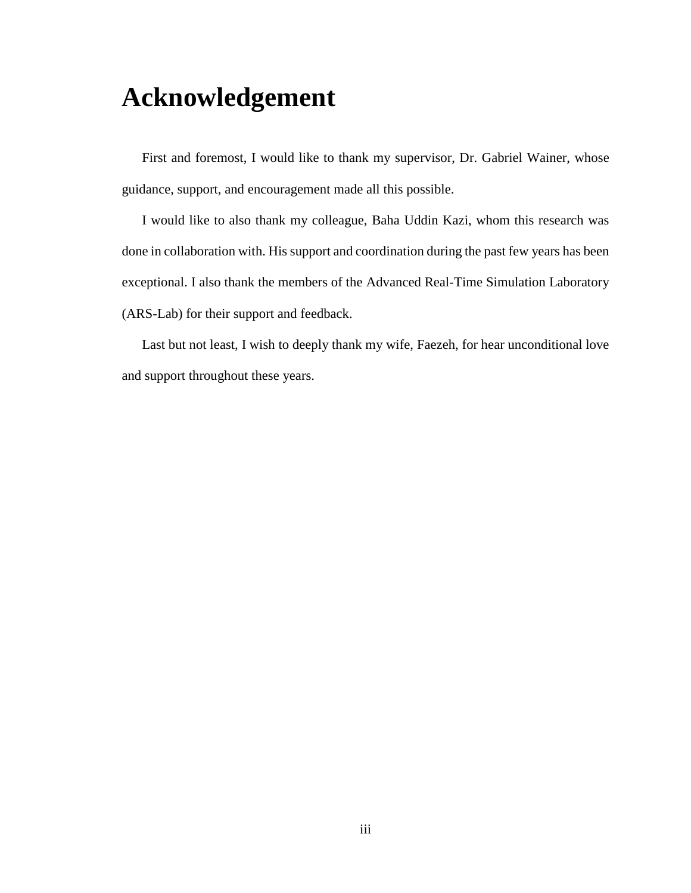# Acknowledgement

First and foremost, I would like to thank my supervisor, Dr. Gabriel Wainer, whose guidance, support, and encouragement made all this possible.

I would like to also thank my colleague, Baha Uddin Kazi, whom this research was done in collaboration with. His support and coordination during the past few years has been exceptional. I also thank the members of the Advanced Real-Time Simulation Laboratory (ARS-Lab) for their support and feedback.

Last but not least, I wish to deeply thank my wife, Faezeh, for hear unconditional love and support throughout these years.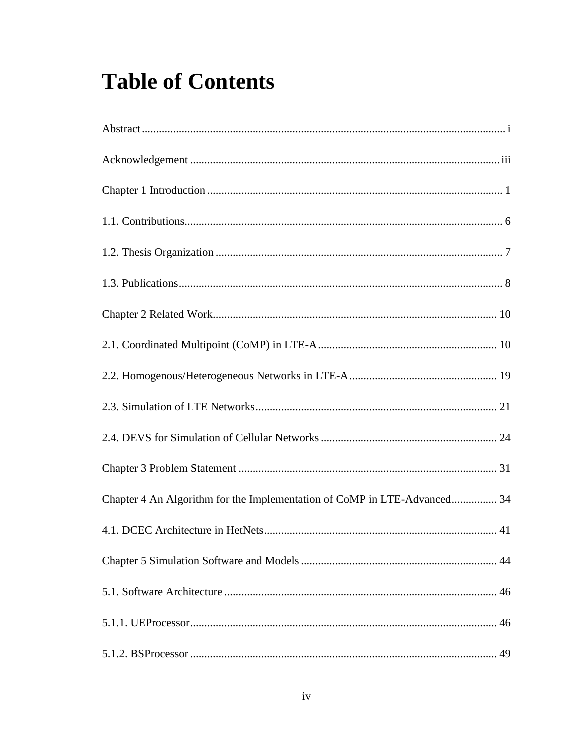# Table of Contents

Abstract................................................................................................................................ i

Acknowledgement ............................................................................................................ iii

Chapter 1 Introduction ....................................................................................................... 1

1.1. Contributions................................................................................................................ 6

1.2. Thesis Organization ..................................................................................................... 7

1.3. Publications.................................................................................................................. 8

Chapter 2 Related Work.................................................................................................... 10

2.1. Coordinated Multipoint (CoMP) in LTE-A ............................................................... 10

2.2. Homogenous/Heterogeneous Networks in LTE-A .................................................... 19

2.3. Simulation of LTE Networks ..................................................................................... 21

2.4. DEVS for Simulation of Cellular Networks .............................................................. 24

Chapter 3 Problem Statement ........................................................................................... 31

Chapter 4 An Algorithm for the Implementation of CoMP in LTE-Advanced................ 34

4.1. DCEC Architecture in HetNets.................................................................................. 41

Chapter 5 Simulation Software and Models ..................................................................... 44

5.1. Software Architecture ................................................................................................ 46

5.1.1. UEProcessor............................................................................................................ 46

5.1.2. BSProcessor ............................................................................................................ 49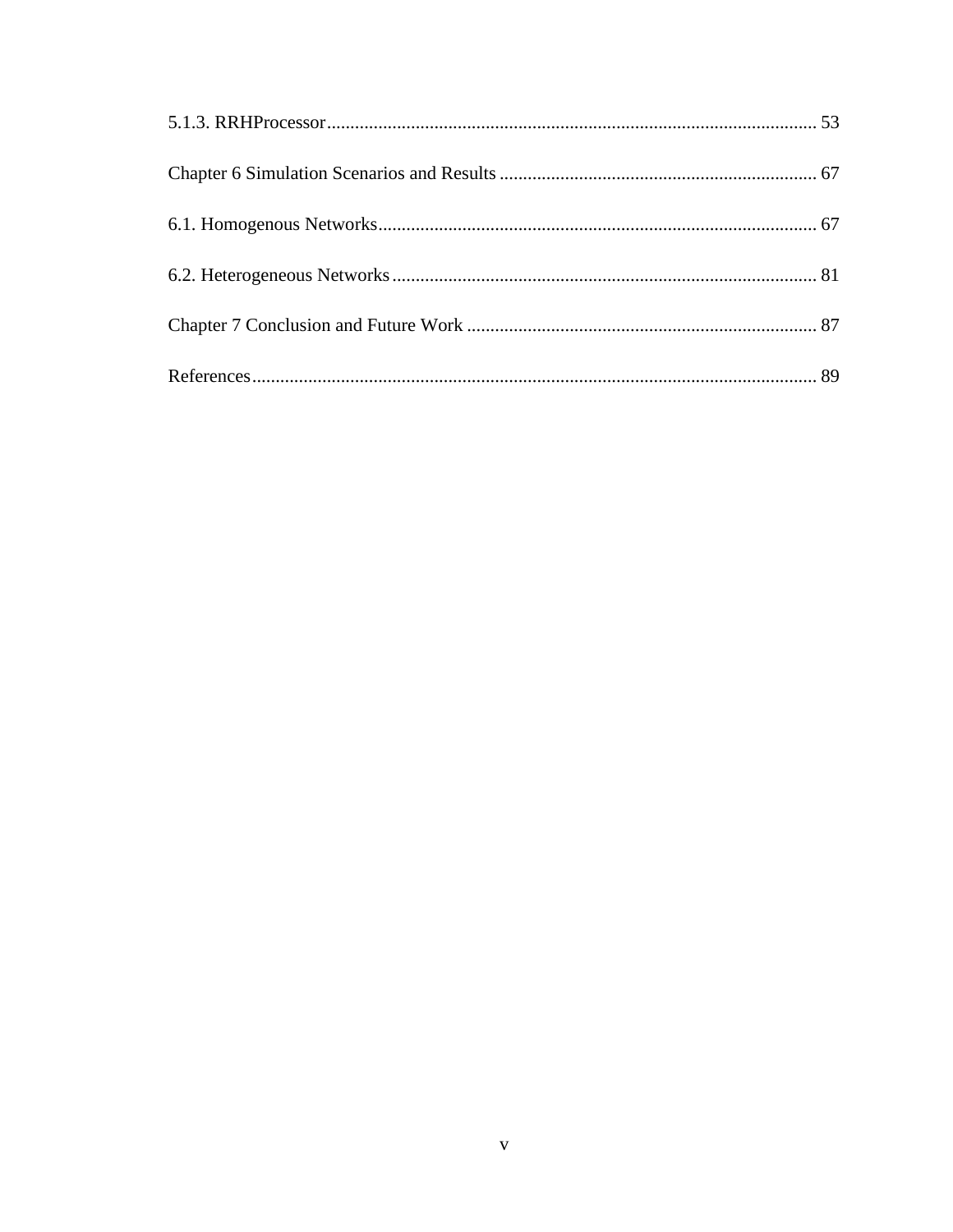5.1.3. RRHProcessor ........................................................................................................ 53

Chapter 6 Simulation Scenarios and Results .................................................................... 67

6.1. Homogenous Networks ............................................................................................. 67

6.2. Heterogeneous Networks .......................................................................................... 81

Chapter 7 Conclusion and Future Work ........................................................................... 87

References ........................................................................................................................ 89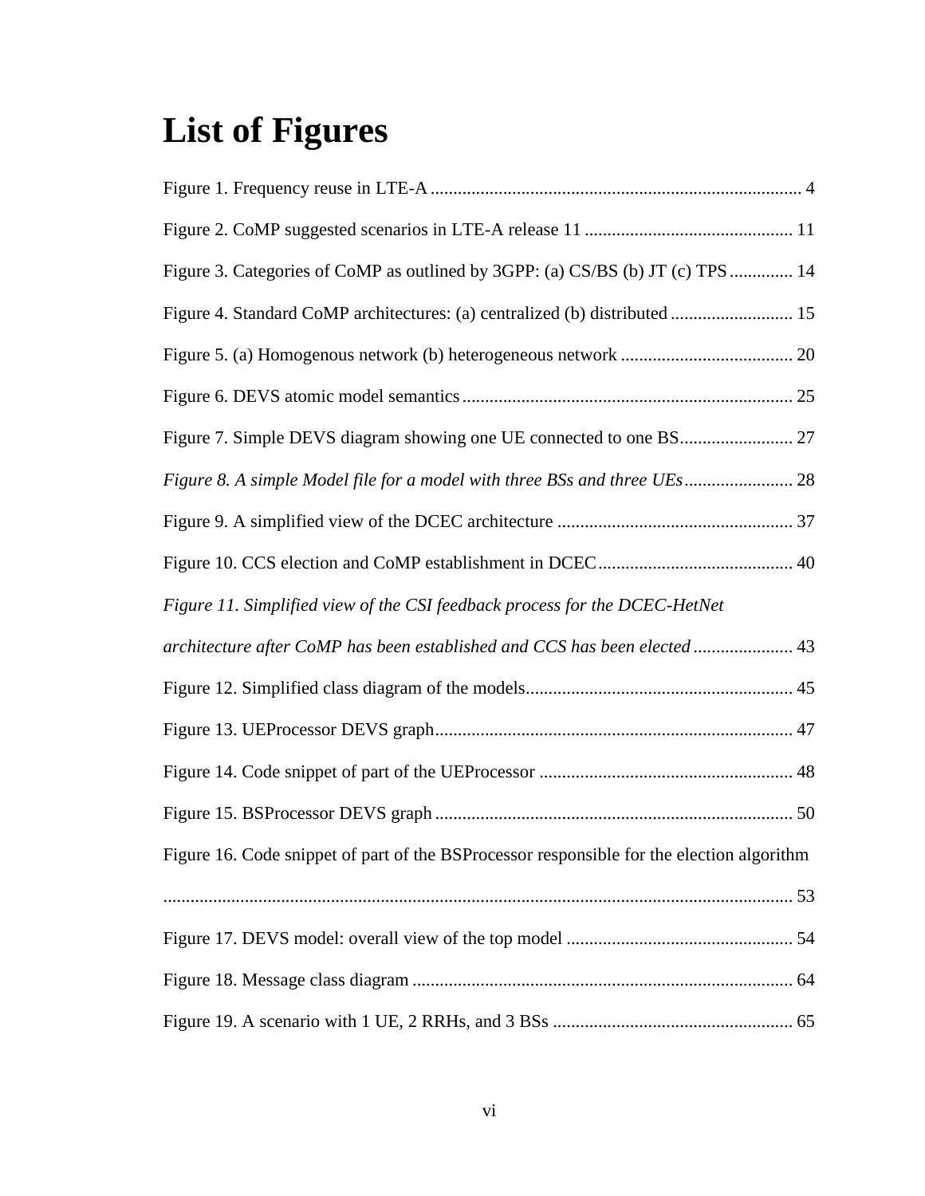# List of Figures

Figure 1. Frequency reuse in LTE-A ................................................................................. 4

Figure 2. CoMP suggested scenarios in LTE-A release 11 .............................................. 11

Figure 3. Categories of CoMP as outlined by 3GPP: (a) CS/BS (b) JT (c) TPS ............. 14

Figure 4. Standard CoMP architectures: (a) centralized (b) distributed ........................... 15

Figure 5. (a) Homogenous network (b) heterogeneous network ...................................... 20

Figure 6. DEVS atomic model semantics ......................................................................... 25

Figure 7. Simple DEVS diagram showing one UE connected to one BS ......................... 27

*Figure 8. A simple Model file for a model with three BSs and three UEs* ........................ 28

Figure 9. A simplified view of the DCEC architecture .................................................... 37

Figure 10. CCS election and CoMP establishment in DCEC ........................................... 40

*Figure 11. Simplified view of the CSI feedback process for the DCEC-HetNet architecture after CoMP has been established and CCS has been elected* ...................... 43

Figure 12. Simplified class diagram of the models ........................................................... 45

Figure 13. UEProcessor DEVS graph ............................................................................... 47

Figure 14. Code snippet of part of the UEProcessor ........................................................ 48

Figure 15. BSProcessor DEVS graph ............................................................................... 50

Figure 16. Code snippet of part of the BSProcessor responsible for the election algorithm ........................................................................................................................... 53

Figure 17. DEVS model: overall view of the top model .................................................. 54

Figure 18. Message class diagram .................................................................................... 64

Figure 19. A scenario with 1 UE, 2 RRHs, and 3 BSs ..................................................... 65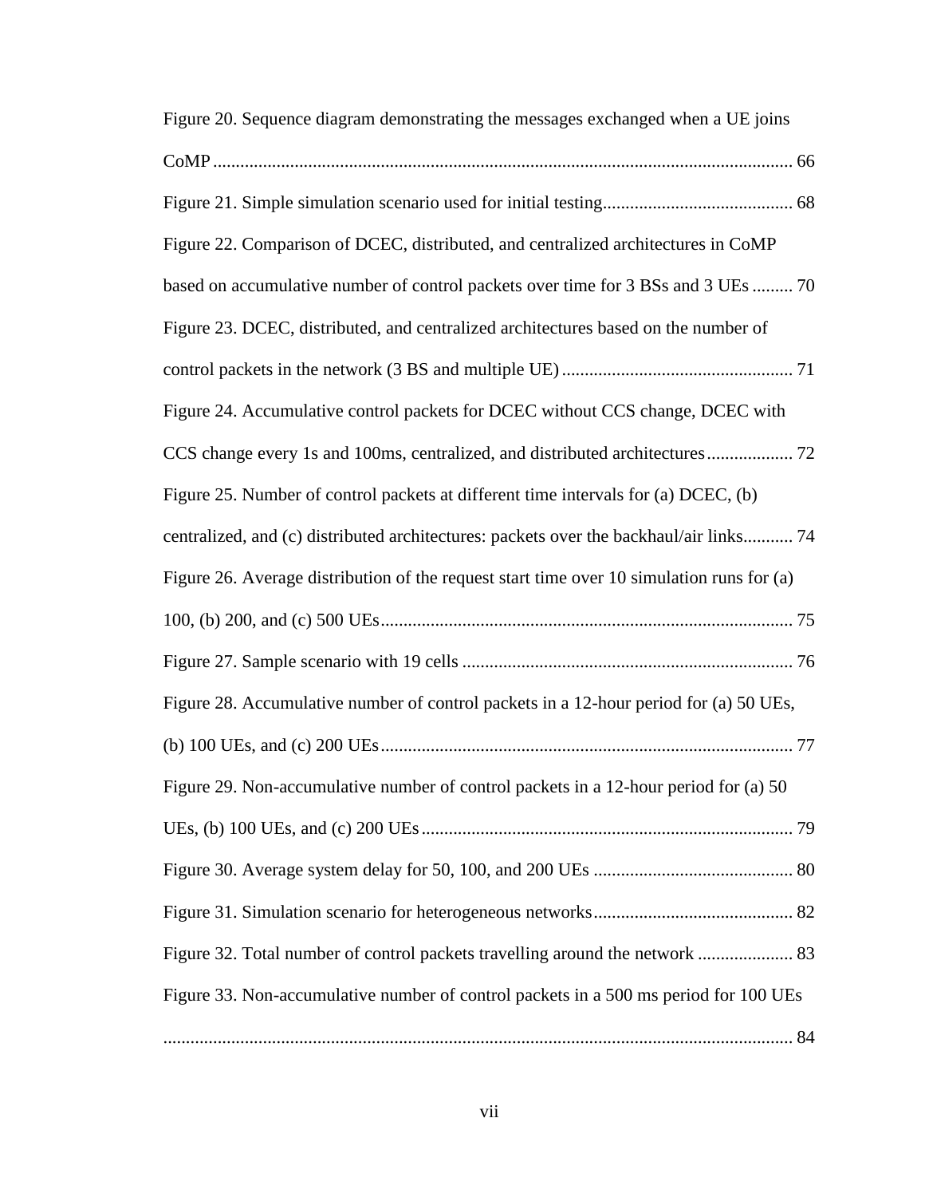Figure 20. Sequence diagram demonstrating the messages exchanged when a UE joins CoMP ........................................................................................................................ 66

Figure 21. Simple simulation scenario used for initial testing.......................................... 68

Figure 22. Comparison of DCEC, distributed, and centralized architectures in CoMP based on accumulative number of control packets over time for 3 BSs and 3 UEs ......... 70

Figure 23. DCEC, distributed, and centralized architectures based on the number of control packets in the network (3 BS and multiple UE) ................................................... 71

Figure 24. Accumulative control packets for DCEC without CCS change, DCEC with CCS change every 1s and 100ms, centralized, and distributed architectures................... 72

Figure 25. Number of control packets at different time intervals for (a) DCEC, (b) centralized, and (c) distributed architectures: packets over the backhaul/air links........... 74

Figure 26. Average distribution of the request start time over 10 simulation runs for (a) 100, (b) 200, and (c) 500 UEs.......................................................................................... 75

Figure 27. Sample scenario with 19 cells ........................................................................ 76

Figure 28. Accumulative number of control packets in a 12-hour period for (a) 50 UEs, (b) 100 UEs, and (c) 200 UEs.......................................................................................... 77

Figure 29. Non-accumulative number of control packets in a 12-hour period for (a) 50 UEs, (b) 100 UEs, and (c) 200 UEs................................................................................. 79

Figure 30. Average system delay for 50, 100, and 200 UEs ............................................ 80

Figure 31. Simulation scenario for heterogeneous networks............................................ 82

Figure 32. Total number of control packets travelling around the network ..................... 83

Figure 33. Non-accumulative number of control packets in a 500 ms period for 100 UEs .......................................................................................................................................... 84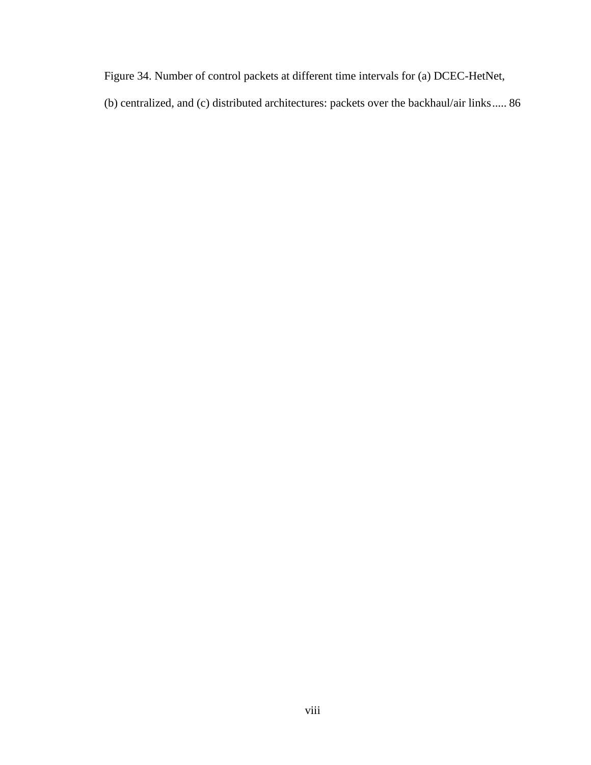Figure 34. Number of control packets at different time intervals for (a) DCEC-HetNet, (b) centralized, and (c) distributed architectures: packets over the backhaul/air links..... 86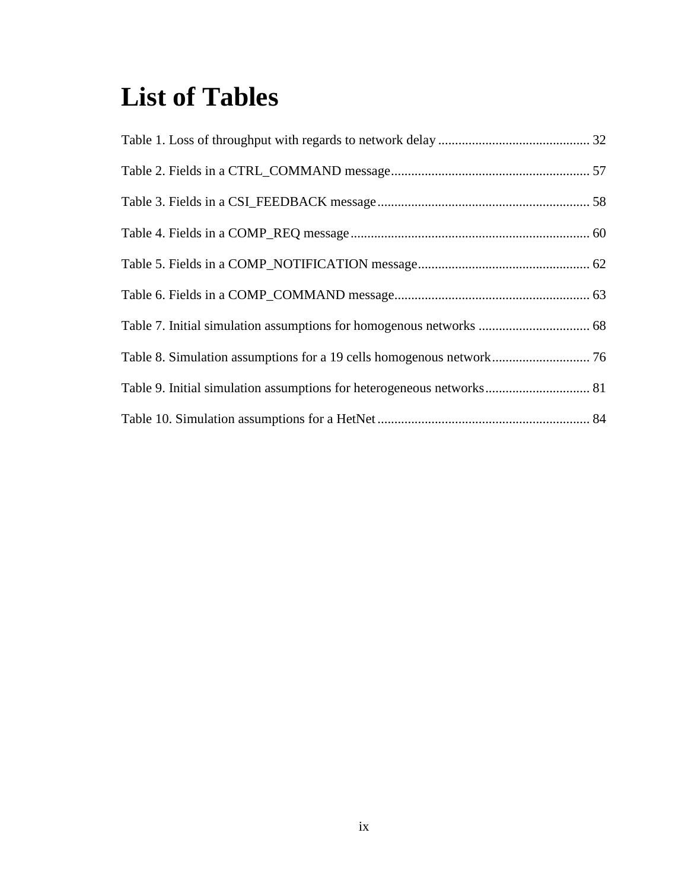# List of Tables

Table 1. Loss of throughput with regards to network delay ............................................ 32

Table 2. Fields in a CTRL_COMMAND message.......................................................... 57

Table 3. Fields in a CSI_FEEDBACK message.............................................................. 58

Table 4. Fields in a COMP_REQ message...................................................................... 60

Table 5. Fields in a COMP_NOTIFICATION message.................................................. 62

Table 6. Fields in a COMP_COMMAND message......................................................... 63

Table 7. Initial simulation assumptions for homogenous networks ................................. 68

Table 8. Simulation assumptions for a 19 cells homogenous network............................. 76

Table 9. Initial simulation assumptions for heterogeneous networks............................... 81

Table 10. Simulation assumptions for a HetNet .............................................................. 84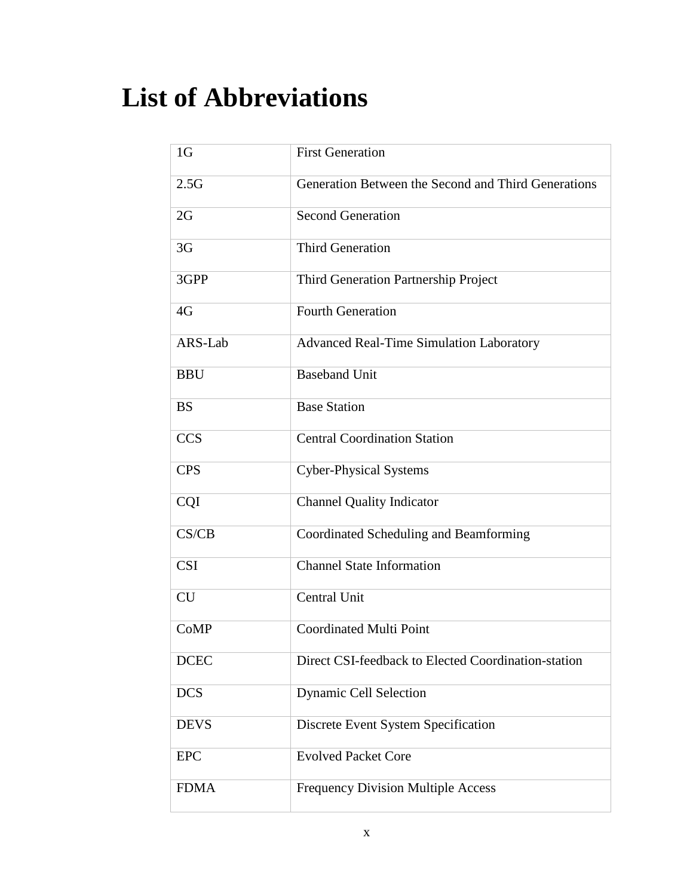# List of Abbreviations

| | |
|---|---|
| 1G | First Generation |
| 2.5G | Generation Between the Second and Third Generations |
| 2G | Second Generation |
| 3G | Third Generation |
| 3GPP | Third Generation Partnership Project |
| 4G | Fourth Generation |
| ARS-Lab | Advanced Real-Time Simulation Laboratory |
| BBU | Baseband Unit |
| BS | Base Station |
| CCS | Central Coordination Station |
| CPS | Cyber-Physical Systems |
| CQI | Channel Quality Indicator |
| CS/CB | Coordinated Scheduling and Beamforming |
| CSI | Channel State Information |
| CU | Central Unit |
| CoMP | Coordinated Multi Point |
| DCEC | Direct CSI-feedback to Elected Coordination-station |
| DCS | Dynamic Cell Selection |
| DEVS | Discrete Event System Specification |
| EPC | Evolved Packet Core |
| FDMA | Frequency Division Multiple Access |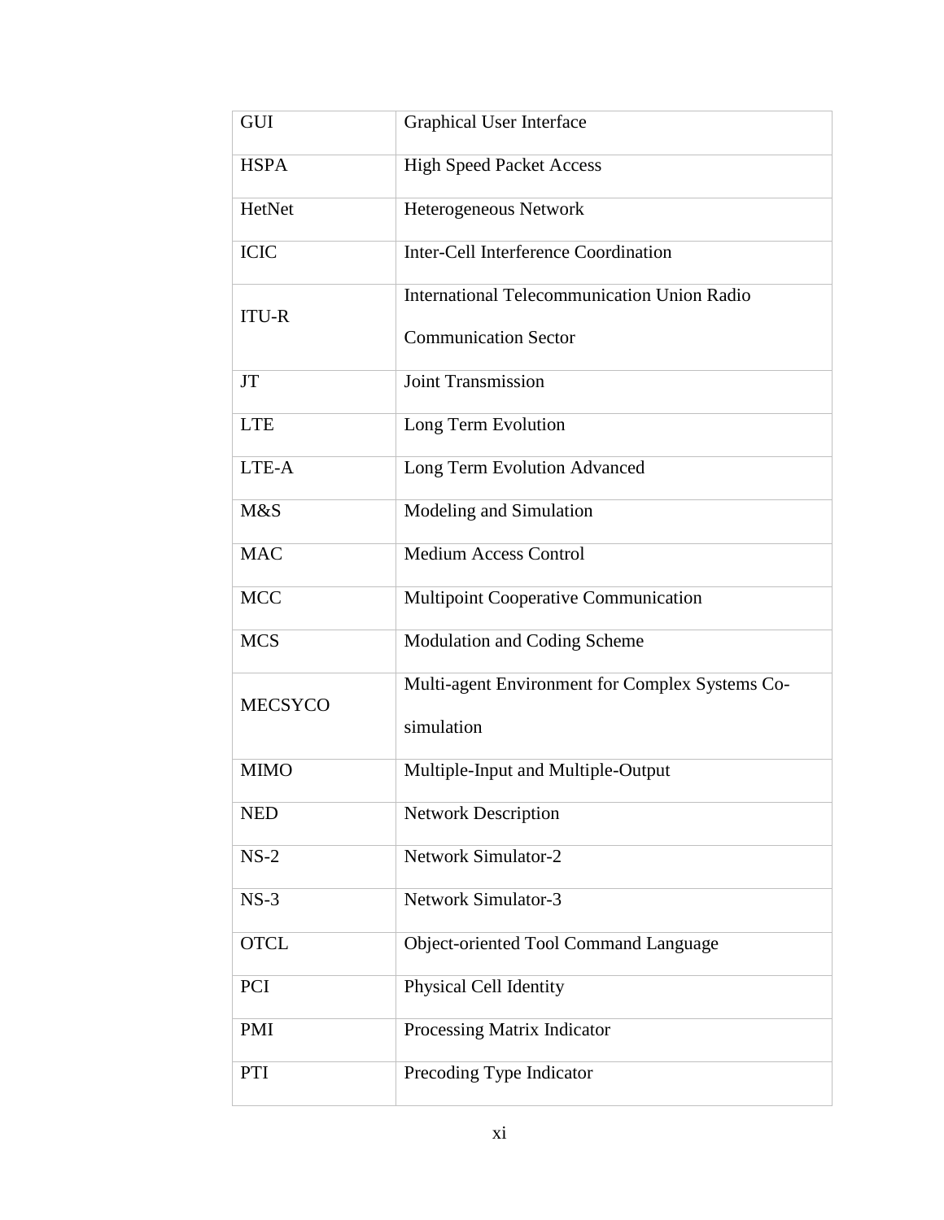| | |
|---|---|
| GUI | Graphical User Interface |
| HSPA | High Speed Packet Access |
| HetNet | Heterogeneous Network |
| ICIC | Inter-Cell Interference Coordination |
| ITU-R | International Telecommunication Union Radio Communication Sector |
| JT | Joint Transmission |
| LTE | Long Term Evolution |
| LTE-A | Long Term Evolution Advanced |
| M&S | Modeling and Simulation |
| MAC | Medium Access Control |
| MCC | Multipoint Cooperative Communication |
| MCS | Modulation and Coding Scheme |
| MECSYCO | Multi-agent Environment for Complex Systems Co-simulation |
| MIMO | Multiple-Input and Multiple-Output |
| NED | Network Description |
| NS-2 | Network Simulator-2 |
| NS-3 | Network Simulator-3 |
| OTCL | Object-oriented Tool Command Language |
| PCI | Physical Cell Identity |
| PMI | Processing Matrix Indicator |
| PTI | Precoding Type Indicator |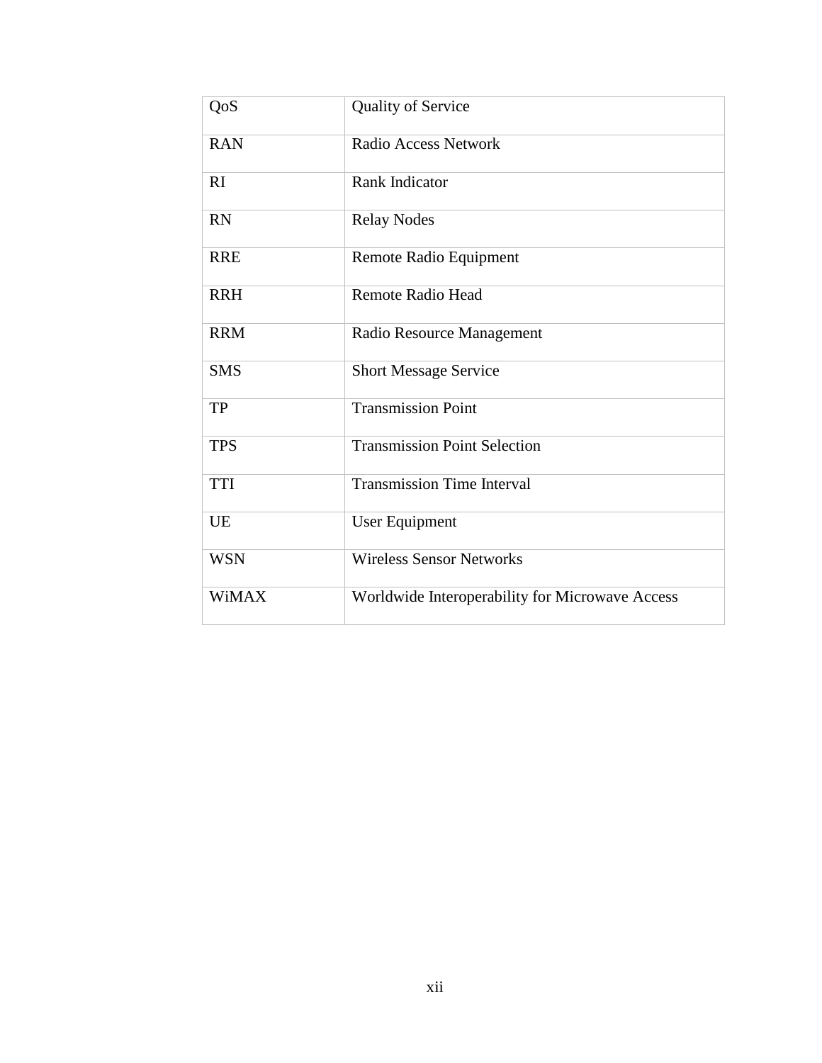| | |
|---|---|
| QoS | Quality of Service |
| RAN | Radio Access Network |
| RI | Rank Indicator |
| RN | Relay Nodes |
| RRE | Remote Radio Equipment |
| RRH | Remote Radio Head |
| RRM | Radio Resource Management |
| SMS | Short Message Service |
| TP | Transmission Point |
| TPS | Transmission Point Selection |
| TTI | Transmission Time Interval |
| UE | User Equipment |
| WSN | Wireless Sensor Networks |
| WiMAX | Worldwide Interoperability for Microwave Access |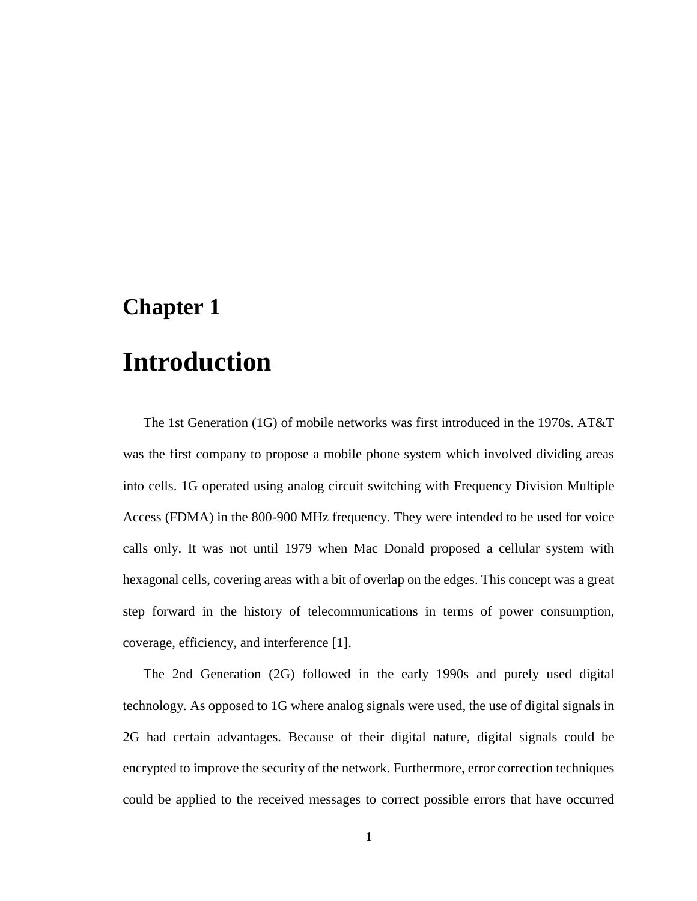# Chapter 1

# Introduction

The 1st Generation (1G) of mobile networks was first introduced in the 1970s. AT&T was the first company to propose a mobile phone system which involved dividing areas into cells. 1G operated using analog circuit switching with Frequency Division Multiple Access (FDMA) in the 800-900 MHz frequency. They were intended to be used for voice calls only. It was not until 1979 when Mac Donald proposed a cellular system with hexagonal cells, covering areas with a bit of overlap on the edges. This concept was a great step forward in the history of telecommunications in terms of power consumption, coverage, efficiency, and interference [1].

The 2nd Generation (2G) followed in the early 1990s and purely used digital technology. As opposed to 1G where analog signals were used, the use of digital signals in 2G had certain advantages. Because of their digital nature, digital signals could be encrypted to improve the security of the network. Furthermore, error correction techniques could be applied to the received messages to correct possible errors that have occurred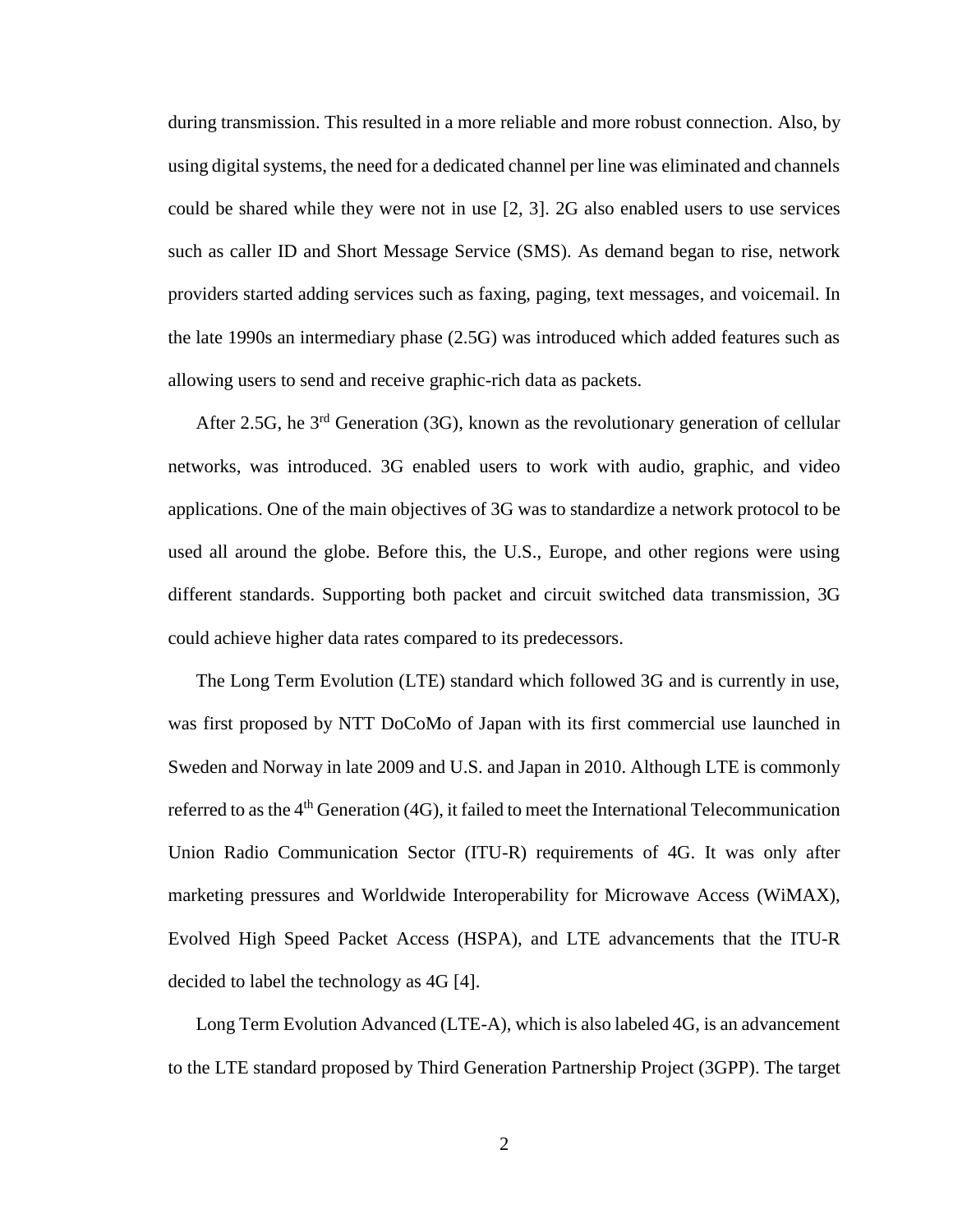during transmission. This resulted in a more reliable and more robust connection. Also, by using digital systems, the need for a dedicated channel per line was eliminated and channels could be shared while they were not in use [2, 3]. 2G also enabled users to use services such as caller ID and Short Message Service (SMS). As demand began to rise, network providers started adding services such as faxing, paging, text messages, and voicemail. In the late 1990s an intermediary phase (2.5G) was introduced which added features such as allowing users to send and receive graphic-rich data as packets.

After 2.5G, he 3rd Generation (3G), known as the revolutionary generation of cellular networks, was introduced. 3G enabled users to work with audio, graphic, and video applications. One of the main objectives of 3G was to standardize a network protocol to be used all around the globe. Before this, the U.S., Europe, and other regions were using different standards. Supporting both packet and circuit switched data transmission, 3G could achieve higher data rates compared to its predecessors.

The Long Term Evolution (LTE) standard which followed 3G and is currently in use, was first proposed by NTT DoCoMo of Japan with its first commercial use launched in Sweden and Norway in late 2009 and U.S. and Japan in 2010. Although LTE is commonly referred to as the 4th Generation (4G), it failed to meet the International Telecommunication Union Radio Communication Sector (ITU-R) requirements of 4G. It was only after marketing pressures and Worldwide Interoperability for Microwave Access (WiMAX), Evolved High Speed Packet Access (HSPA), and LTE advancements that the ITU-R decided to label the technology as 4G [4].

Long Term Evolution Advanced (LTE-A), which is also labeled 4G, is an advancement to the LTE standard proposed by Third Generation Partnership Project (3GPP). The target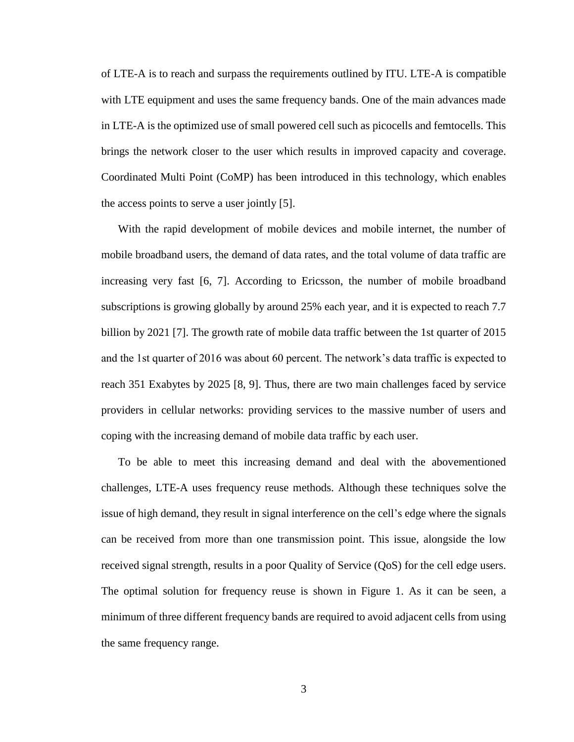of LTE-A is to reach and surpass the requirements outlined by ITU. LTE-A is compatible with LTE equipment and uses the same frequency bands. One of the main advances made in LTE-A is the optimized use of small powered cell such as picocells and femtocells. This brings the network closer to the user which results in improved capacity and coverage. Coordinated Multi Point (CoMP) has been introduced in this technology, which enables the access points to serve a user jointly [5].

With the rapid development of mobile devices and mobile internet, the number of mobile broadband users, the demand of data rates, and the total volume of data traffic are increasing very fast [6, 7]. According to Ericsson, the number of mobile broadband subscriptions is growing globally by around 25% each year, and it is expected to reach 7.7 billion by 2021 [7]. The growth rate of mobile data traffic between the 1st quarter of 2015 and the 1st quarter of 2016 was about 60 percent. The network's data traffic is expected to reach 351 Exabytes by 2025 [8, 9]. Thus, there are two main challenges faced by service providers in cellular networks: providing services to the massive number of users and coping with the increasing demand of mobile data traffic by each user.

To be able to meet this increasing demand and deal with the abovementioned challenges, LTE-A uses frequency reuse methods. Although these techniques solve the issue of high demand, they result in signal interference on the cell's edge where the signals can be received from more than one transmission point. This issue, alongside the low received signal strength, results in a poor Quality of Service (QoS) for the cell edge users. The optimal solution for frequency reuse is shown in Figure 1. As it can be seen, a minimum of three different frequency bands are required to avoid adjacent cells from using the same frequency range.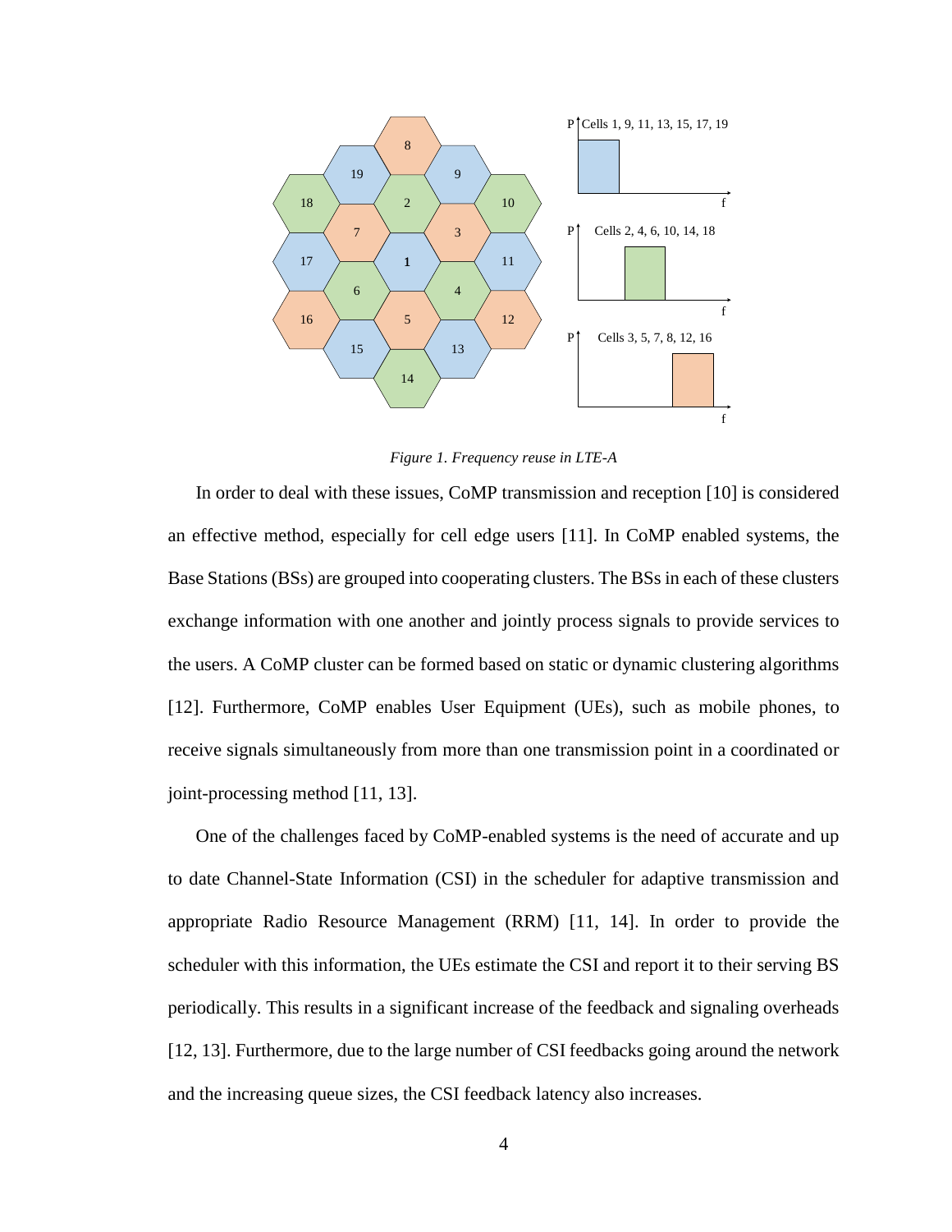*Figure 1. Frequency reuse in LTE-A*

In order to deal with these issues, CoMP transmission and reception [10] is considered an effective method, especially for cell edge users [11]. In CoMP enabled systems, the Base Stations (BSs) are grouped into cooperating clusters. The BSs in each of these clusters exchange information with one another and jointly process signals to provide services to the users. A CoMP cluster can be formed based on static or dynamic clustering algorithms [12]. Furthermore, CoMP enables User Equipment (UEs), such as mobile phones, to receive signals simultaneously from more than one transmission point in a coordinated or joint-processing method [11, 13].

One of the challenges faced by CoMP-enabled systems is the need of accurate and up to date Channel-State Information (CSI) in the scheduler for adaptive transmission and appropriate Radio Resource Management (RRM) [11, 14]. In order to provide the scheduler with this information, the UEs estimate the CSI and report it to their serving BS periodically. This results in a significant increase of the feedback and signaling overheads [12, 13]. Furthermore, due to the large number of CSI feedbacks going around the network and the increasing queue sizes, the CSI feedback latency also increases.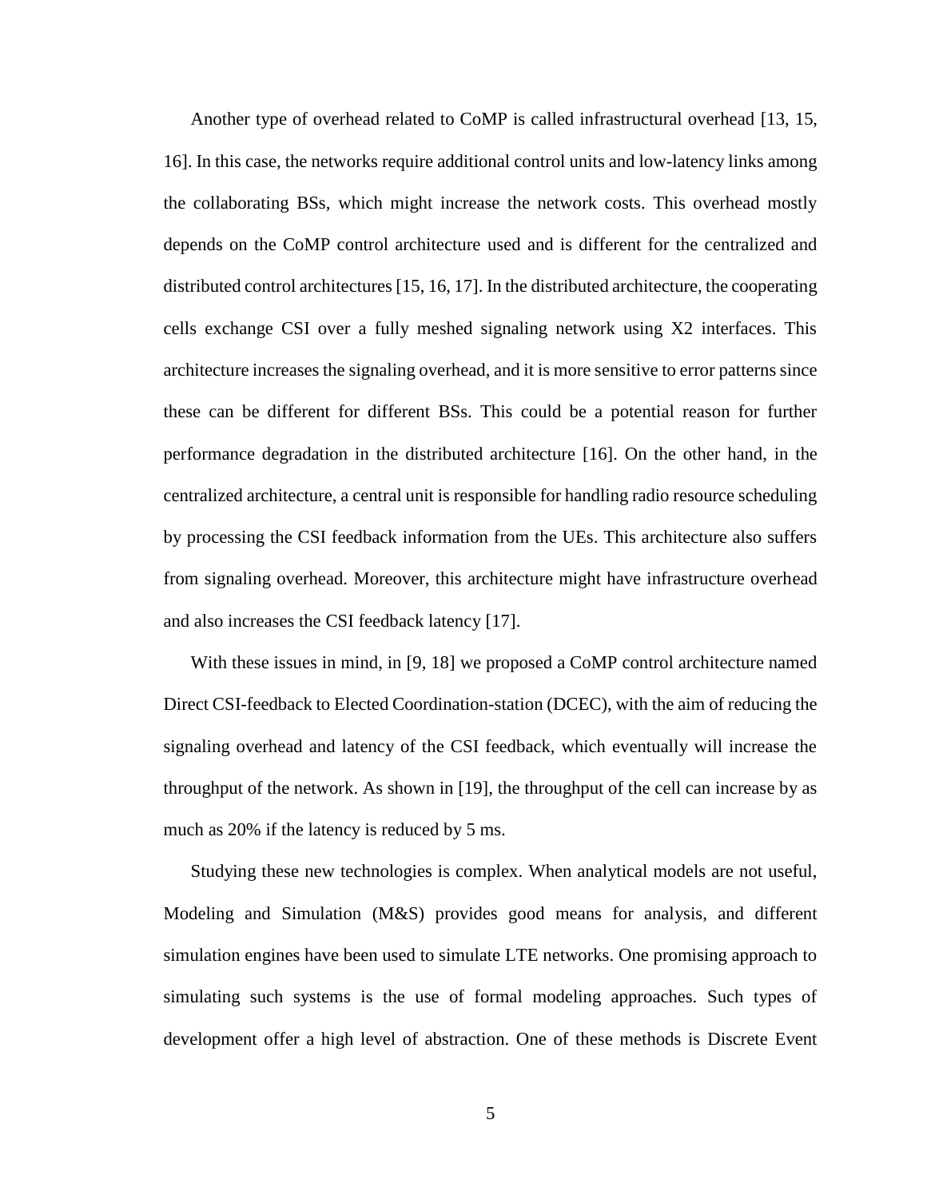Another type of overhead related to CoMP is called infrastructural overhead [13, 15, 16]. In this case, the networks require additional control units and low-latency links among the collaborating BSs, which might increase the network costs. This overhead mostly depends on the CoMP control architecture used and is different for the centralized and distributed control architectures [15, 16, 17]. In the distributed architecture, the cooperating cells exchange CSI over a fully meshed signaling network using X2 interfaces. This architecture increases the signaling overhead, and it is more sensitive to error patterns since these can be different for different BSs. This could be a potential reason for further performance degradation in the distributed architecture [16]. On the other hand, in the centralized architecture, a central unit is responsible for handling radio resource scheduling by processing the CSI feedback information from the UEs. This architecture also suffers from signaling overhead. Moreover, this architecture might have infrastructure overhead and also increases the CSI feedback latency [17].

With these issues in mind, in [9, 18] we proposed a CoMP control architecture named Direct CSI-feedback to Elected Coordination-station (DCEC), with the aim of reducing the signaling overhead and latency of the CSI feedback, which eventually will increase the throughput of the network. As shown in [19], the throughput of the cell can increase by as much as 20% if the latency is reduced by 5 ms.

Studying these new technologies is complex. When analytical models are not useful, Modeling and Simulation (M&S) provides good means for analysis, and different simulation engines have been used to simulate LTE networks. One promising approach to simulating such systems is the use of formal modeling approaches. Such types of development offer a high level of abstraction. One of these methods is Discrete Event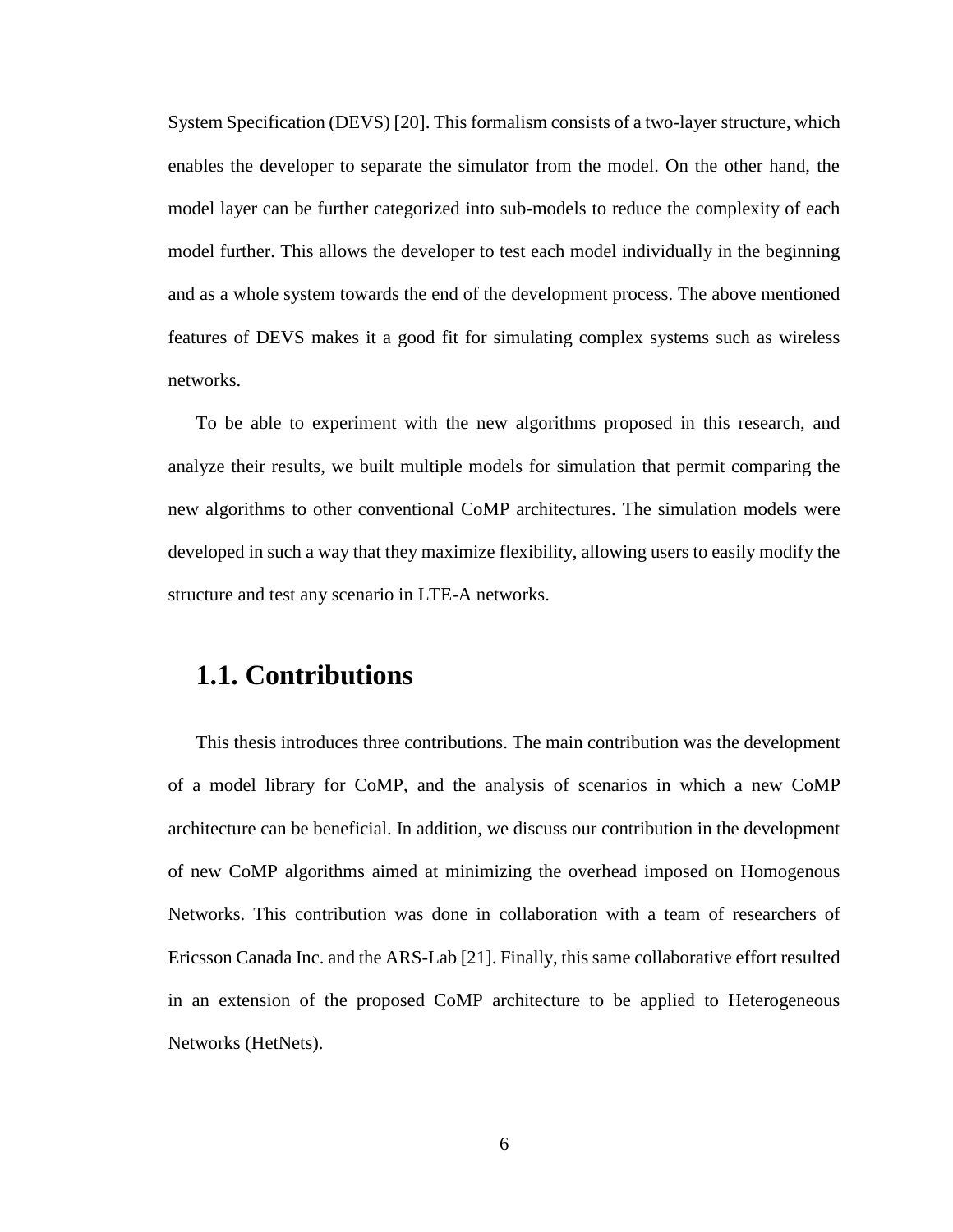System Specification (DEVS) [20]. This formalism consists of a two-layer structure, which enables the developer to separate the simulator from the model. On the other hand, the model layer can be further categorized into sub-models to reduce the complexity of each model further. This allows the developer to test each model individually in the beginning and as a whole system towards the end of the development process. The above mentioned features of DEVS makes it a good fit for simulating complex systems such as wireless networks.

To be able to experiment with the new algorithms proposed in this research, and analyze their results, we built multiple models for simulation that permit comparing the new algorithms to other conventional CoMP architectures. The simulation models were developed in such a way that they maximize flexibility, allowing users to easily modify the structure and test any scenario in LTE-A networks.

## 1.1. Contributions

This thesis introduces three contributions. The main contribution was the development of a model library for CoMP, and the analysis of scenarios in which a new CoMP architecture can be beneficial. In addition, we discuss our contribution in the development of new CoMP algorithms aimed at minimizing the overhead imposed on Homogenous Networks. This contribution was done in collaboration with a team of researchers of Ericsson Canada Inc. and the ARS-Lab [21]. Finally, this same collaborative effort resulted in an extension of the proposed CoMP architecture to be applied to Heterogeneous Networks (HetNets).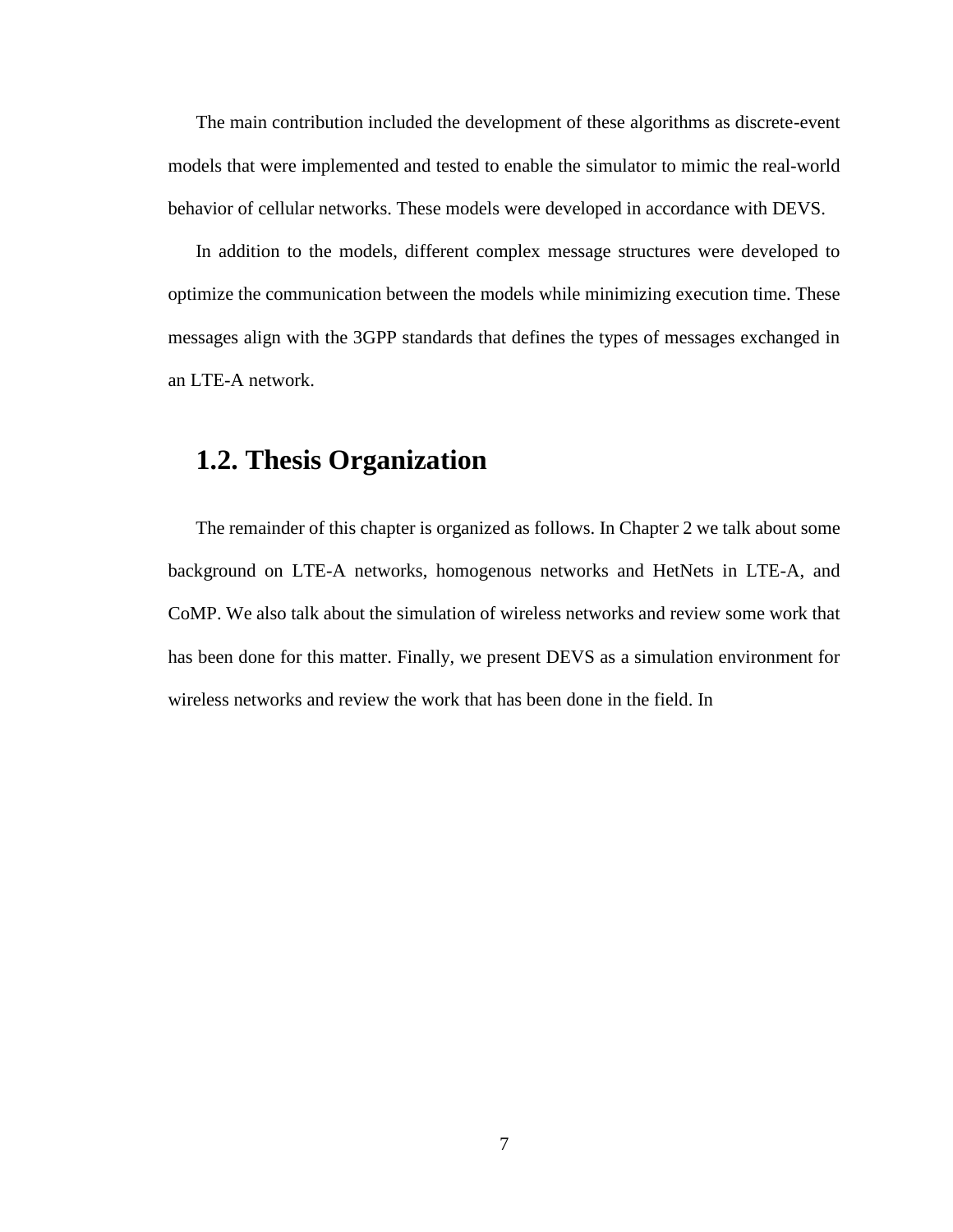The main contribution included the development of these algorithms as discrete-event models that were implemented and tested to enable the simulator to mimic the real-world behavior of cellular networks. These models were developed in accordance with DEVS.

In addition to the models, different complex message structures were developed to optimize the communication between the models while minimizing execution time. These messages align with the 3GPP standards that defines the types of messages exchanged in an LTE-A network.

## 1.2. Thesis Organization

The remainder of this chapter is organized as follows. In Chapter 2 we talk about some background on LTE-A networks, homogenous networks and HetNets in LTE-A, and CoMP. We also talk about the simulation of wireless networks and review some work that has been done for this matter. Finally, we present DEVS as a simulation environment for wireless networks and review the work that has been done in the field. In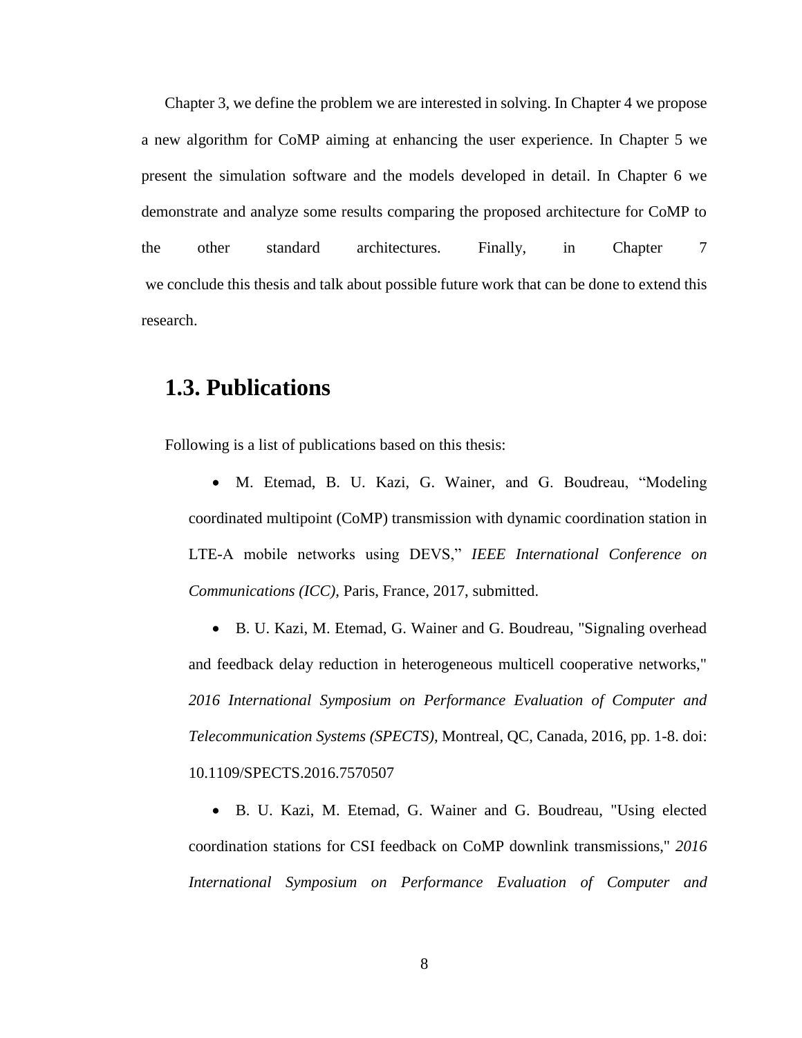Chapter 3, we define the problem we are interested in solving. In Chapter 4 we propose a new algorithm for CoMP aiming at enhancing the user experience. In Chapter 5 we present the simulation software and the models developed in detail. In Chapter 6 we demonstrate and analyze some results comparing the proposed architecture for CoMP to the other standard architectures. Finally, in Chapter 7 we conclude this thesis and talk about possible future work that can be done to extend this research.

## 1.3. Publications

Following is a list of publications based on this thesis:

- M. Etemad, B. U. Kazi, G. Wainer, and G. Boudreau, "Modeling coordinated multipoint (CoMP) transmission with dynamic coordination station in LTE-A mobile networks using DEVS," *IEEE International Conference on Communications (ICC)*, Paris, France, 2017, submitted.
- B. U. Kazi, M. Etemad, G. Wainer and G. Boudreau, "Signaling overhead and feedback delay reduction in heterogeneous multicell cooperative networks," *2016 International Symposium on Performance Evaluation of Computer and Telecommunication Systems (SPECTS)*, Montreal, QC, Canada, 2016, pp. 1-8. doi: 10.1109/SPECTS.2016.7570507
- B. U. Kazi, M. Etemad, G. Wainer and G. Boudreau, "Using elected coordination stations for CSI feedback on CoMP downlink transmissions," *2016 International Symposium on Performance Evaluation of Computer and*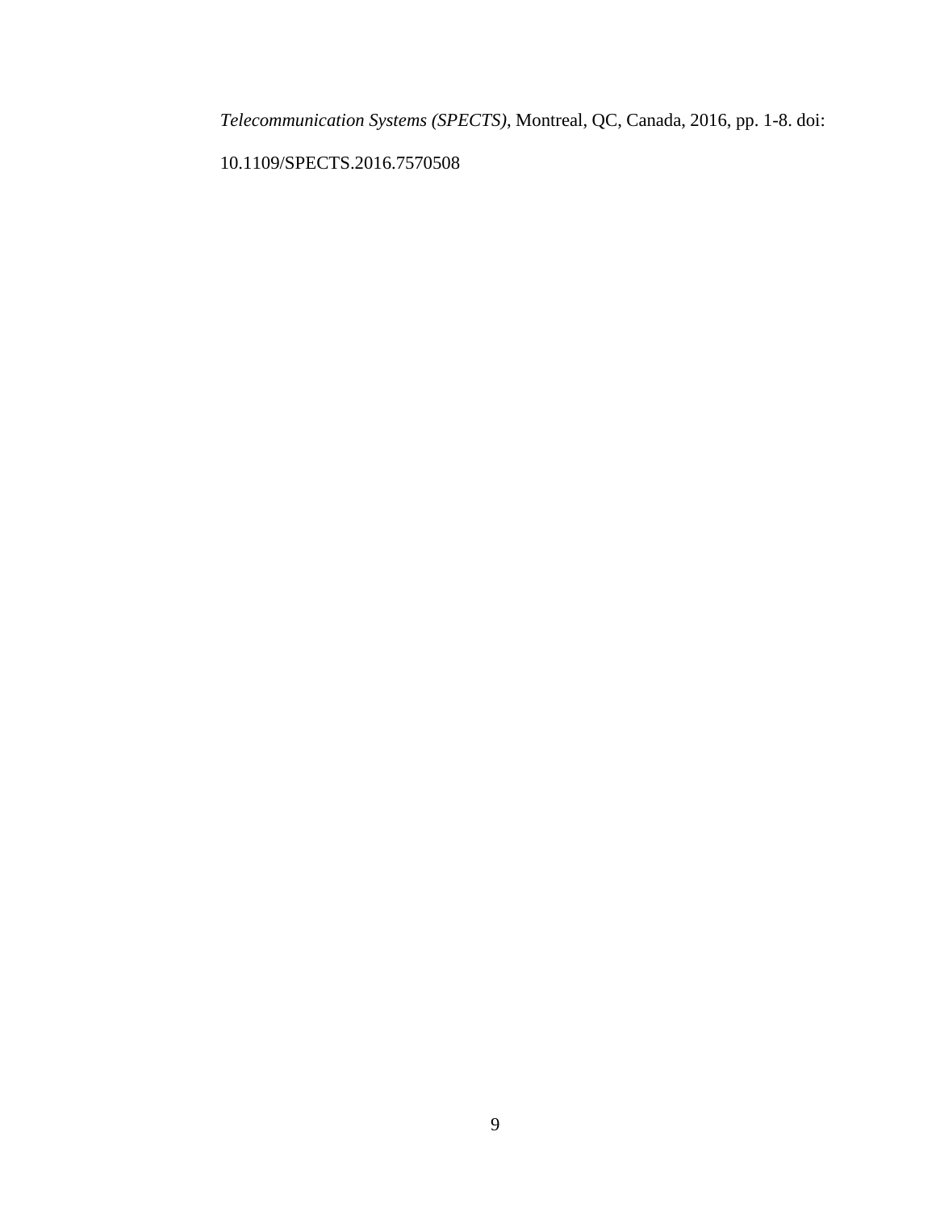*Telecommunication Systems (SPECTS)*, Montreal, QC, Canada, 2016, pp. 1-8. doi: 10.1109/SPECTS.2016.7570508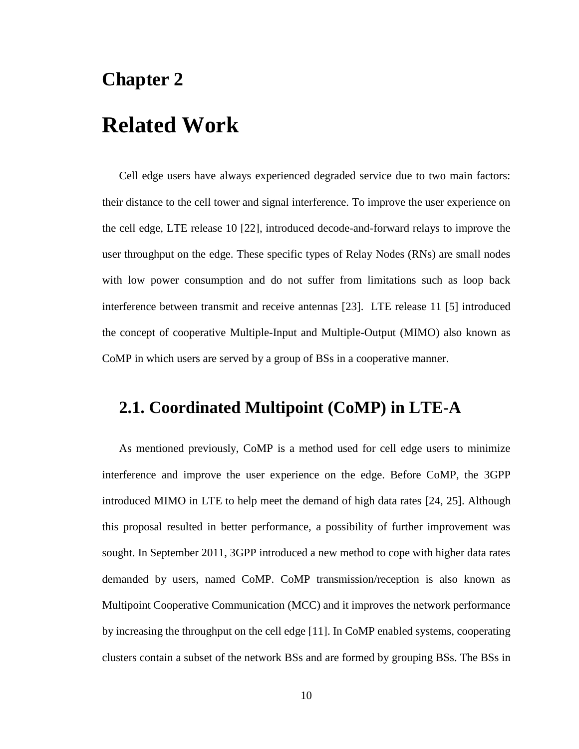# Chapter 2

# Related Work

Cell edge users have always experienced degraded service due to two main factors: their distance to the cell tower and signal interference. To improve the user experience on the cell edge, LTE release 10 [22], introduced decode-and-forward relays to improve the user throughput on the edge. These specific types of Relay Nodes (RNs) are small nodes with low power consumption and do not suffer from limitations such as loop back interference between transmit and receive antennas [23]. LTE release 11 [5] introduced the concept of cooperative Multiple-Input and Multiple-Output (MIMO) also known as CoMP in which users are served by a group of BSs in a cooperative manner.

## 2.1. Coordinated Multipoint (CoMP) in LTE-A

As mentioned previously, CoMP is a method used for cell edge users to minimize interference and improve the user experience on the edge. Before CoMP, the 3GPP introduced MIMO in LTE to help meet the demand of high data rates [24, 25]. Although this proposal resulted in better performance, a possibility of further improvement was sought. In September 2011, 3GPP introduced a new method to cope with higher data rates demanded by users, named CoMP. CoMP transmission/reception is also known as Multipoint Cooperative Communication (MCC) and it improves the network performance by increasing the throughput on the cell edge [11]. In CoMP enabled systems, cooperating clusters contain a subset of the network BSs and are formed by grouping BSs. The BSs in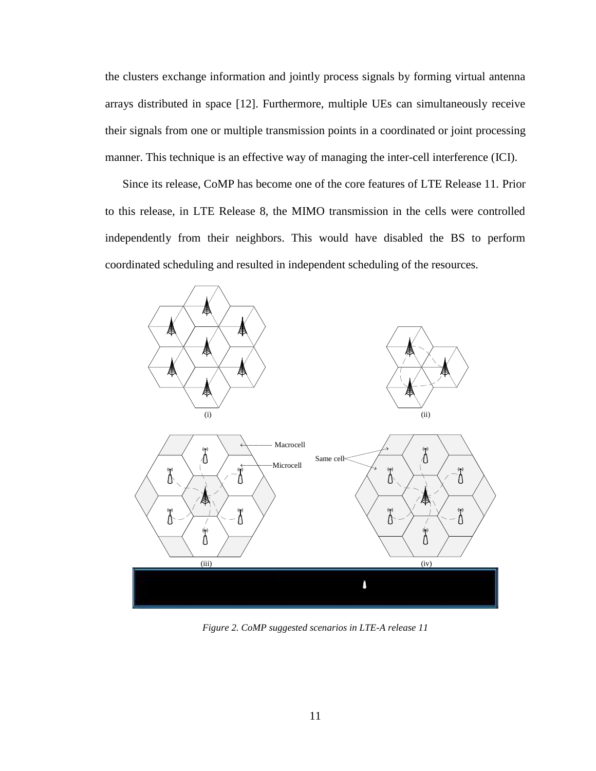the clusters exchange information and jointly process signals by forming virtual antenna arrays distributed in space [12]. Furthermore, multiple UEs can simultaneously receive their signals from one or multiple transmission points in a coordinated or joint processing manner. This technique is an effective way of managing the inter-cell interference (ICI).

Since its release, CoMP has become one of the core features of LTE Release 11. Prior to this release, in LTE Release 8, the MIMO transmission in the cells were controlled independently from their neighbors. This would have disabled the BS to perform coordinated scheduling and resulted in independent scheduling of the resources.

*Figure 2. CoMP suggested scenarios in LTE-A release 11*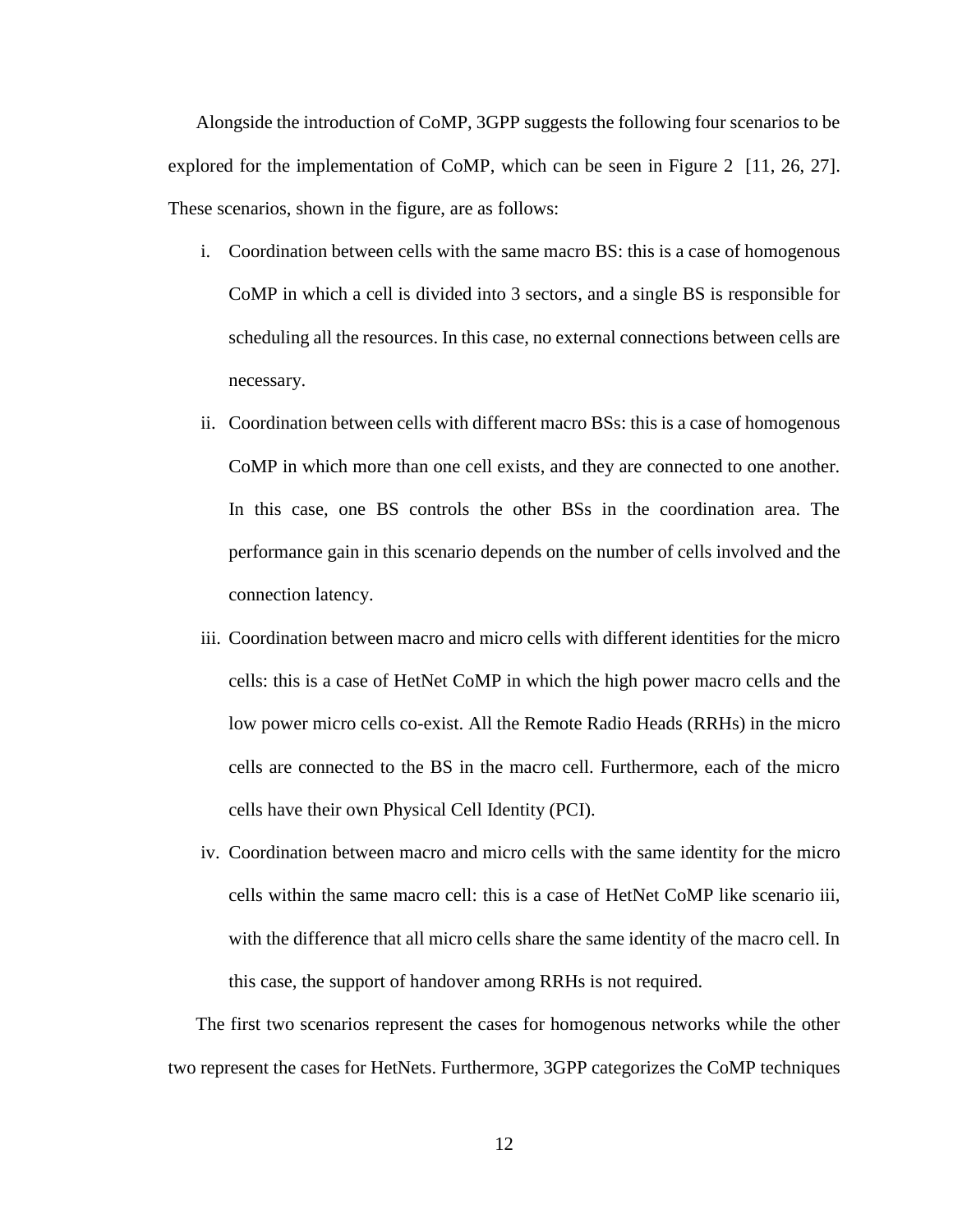Alongside the introduction of CoMP, 3GPP suggests the following four scenarios to be explored for the implementation of CoMP, which can be seen in Figure 2 [11, 26, 27]. These scenarios, shown in the figure, are as follows:

i. Coordination between cells with the same macro BS: this is a case of homogenous CoMP in which a cell is divided into 3 sectors, and a single BS is responsible for scheduling all the resources. In this case, no external connections between cells are necessary.

ii. Coordination between cells with different macro BSs: this is a case of homogenous CoMP in which more than one cell exists, and they are connected to one another. In this case, one BS controls the other BSs in the coordination area. The performance gain in this scenario depends on the number of cells involved and the connection latency.

iii. Coordination between macro and micro cells with different identities for the micro cells: this is a case of HetNet CoMP in which the high power macro cells and the low power micro cells co-exist. All the Remote Radio Heads (RRHs) in the micro cells are connected to the BS in the macro cell. Furthermore, each of the micro cells have their own Physical Cell Identity (PCI).

iv. Coordination between macro and micro cells with the same identity for the micro cells within the same macro cell: this is a case of HetNet CoMP like scenario iii, with the difference that all micro cells share the same identity of the macro cell. In this case, the support of handover among RRHs is not required.

The first two scenarios represent the cases for homogenous networks while the other two represent the cases for HetNets. Furthermore, 3GPP categorizes the CoMP techniques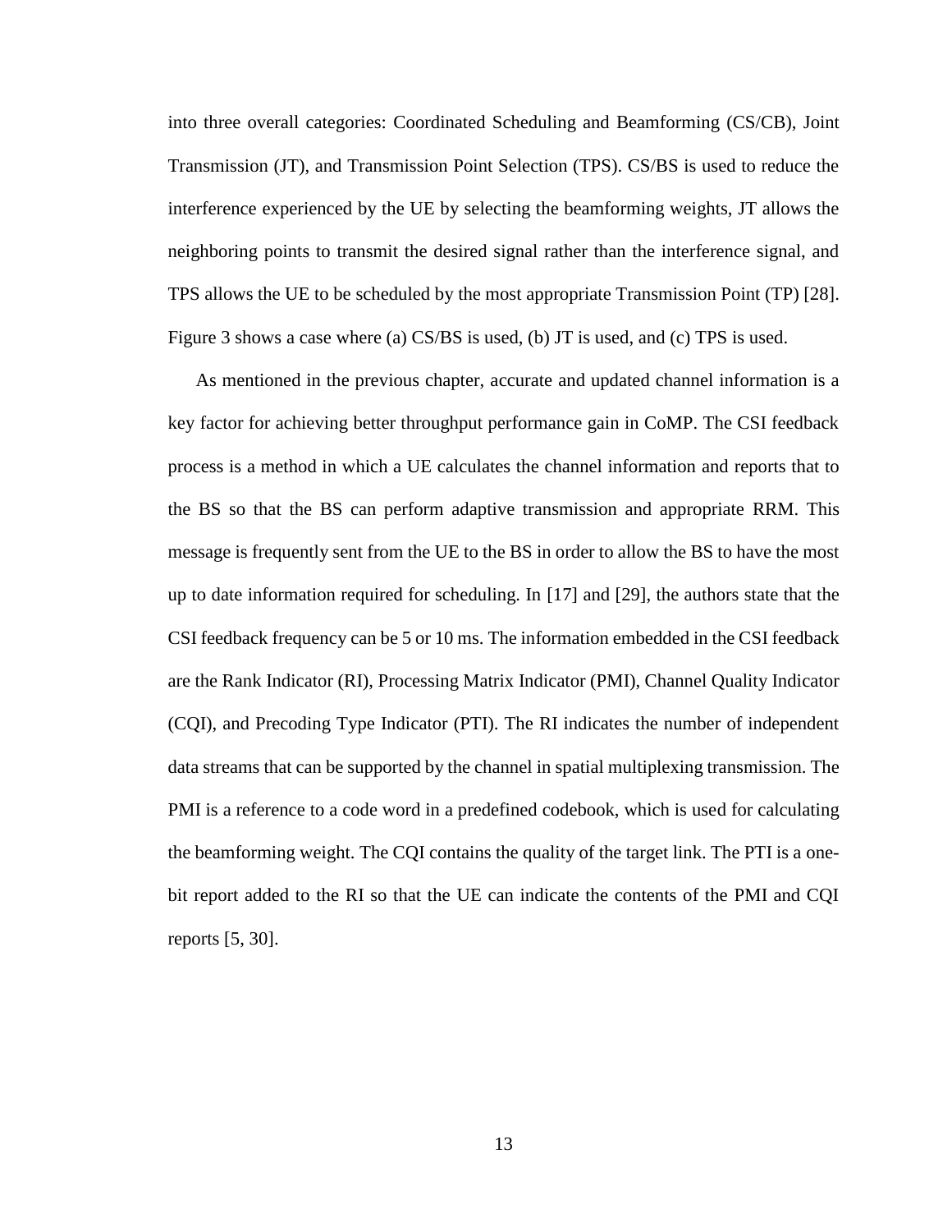into three overall categories: Coordinated Scheduling and Beamforming (CS/CB), Joint Transmission (JT), and Transmission Point Selection (TPS). CS/BS is used to reduce the interference experienced by the UE by selecting the beamforming weights, JT allows the neighboring points to transmit the desired signal rather than the interference signal, and TPS allows the UE to be scheduled by the most appropriate Transmission Point (TP) [28]. Figure 3 shows a case where (a) CS/BS is used, (b) JT is used, and (c) TPS is used.

As mentioned in the previous chapter, accurate and updated channel information is a key factor for achieving better throughput performance gain in CoMP. The CSI feedback process is a method in which a UE calculates the channel information and reports that to the BS so that the BS can perform adaptive transmission and appropriate RRM. This message is frequently sent from the UE to the BS in order to allow the BS to have the most up to date information required for scheduling. In [17] and [29], the authors state that the CSI feedback frequency can be 5 or 10 ms. The information embedded in the CSI feedback are the Rank Indicator (RI), Processing Matrix Indicator (PMI), Channel Quality Indicator (CQI), and Precoding Type Indicator (PTI). The RI indicates the number of independent data streams that can be supported by the channel in spatial multiplexing transmission. The PMI is a reference to a code word in a predefined codebook, which is used for calculating the beamforming weight. The CQI contains the quality of the target link. The PTI is a one-bit report added to the RI so that the UE can indicate the contents of the PMI and CQI reports [5, 30].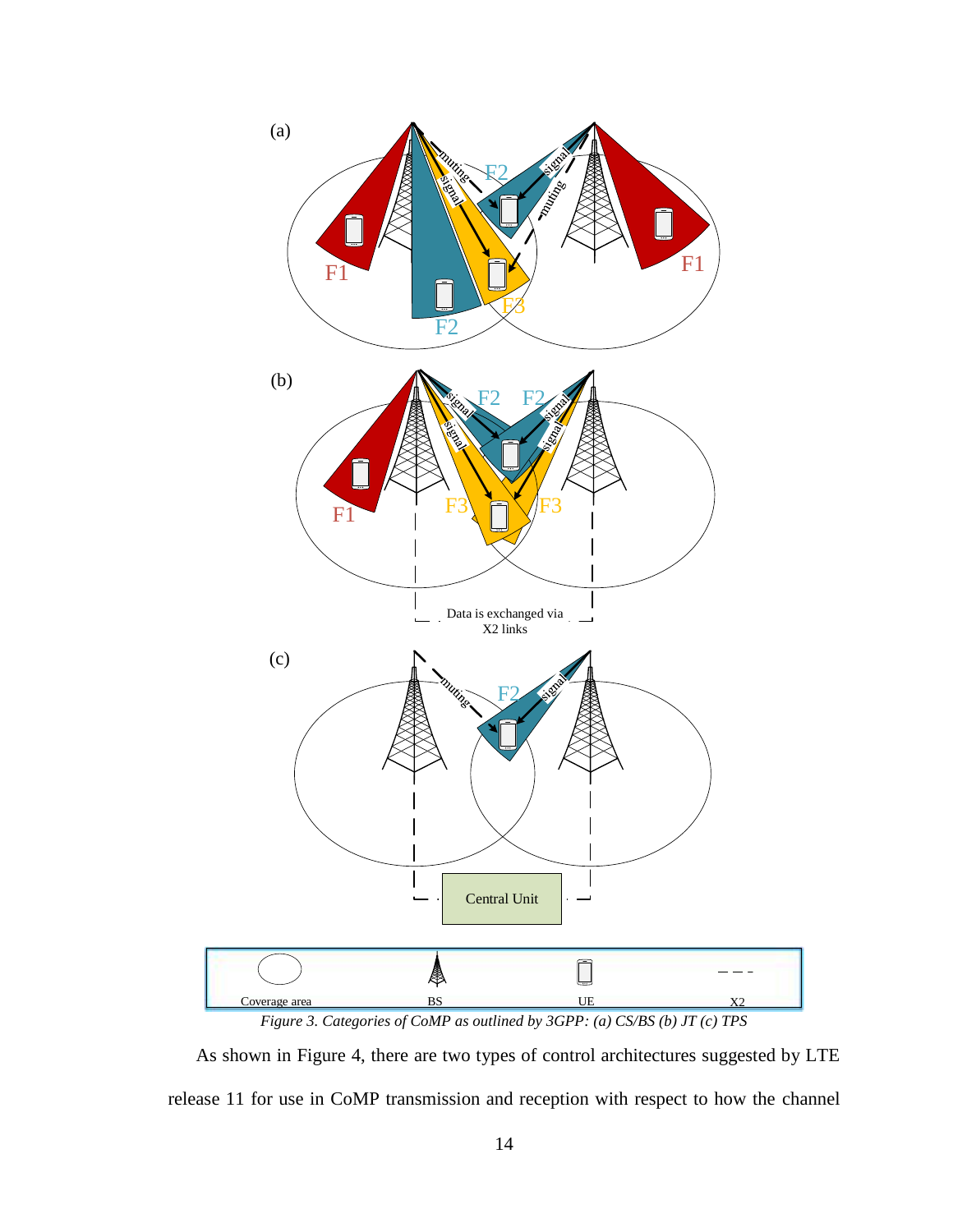*Figure 3. Categories of CoMP as outlined by 3GPP: (a) CS/BS (b) JT (c) TPS*

As shown in Figure 4, there are two types of control architectures suggested by LTE release 11 for use in CoMP transmission and reception with respect to how the channel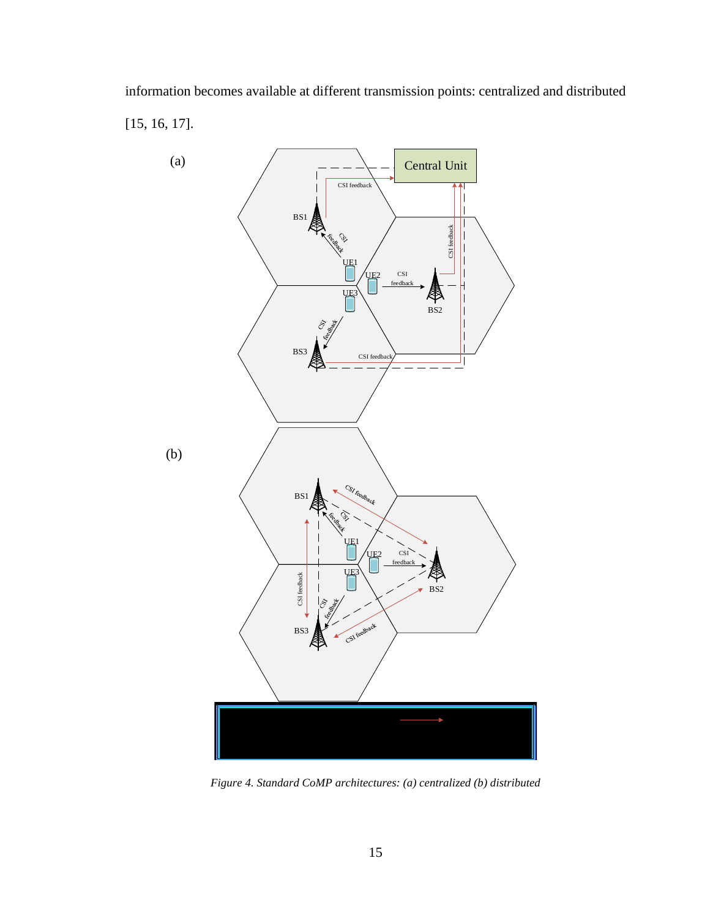information becomes available at different transmission points: centralized and distributed [15, 16, 17].

*Figure 4. Standard CoMP architectures: (a) centralized (b) distributed*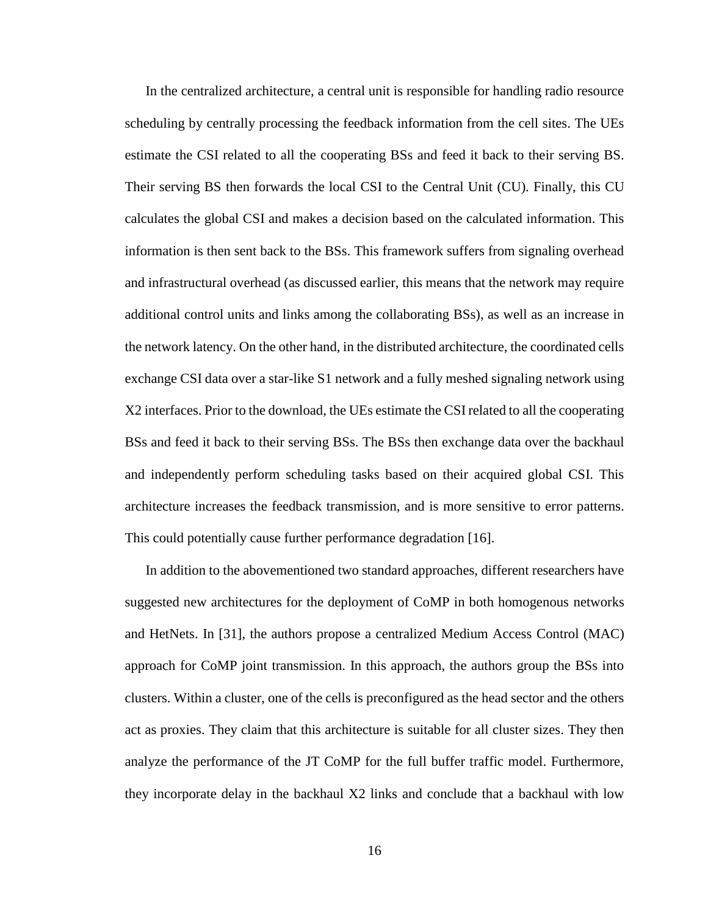In the centralized architecture, a central unit is responsible for handling radio resource scheduling by centrally processing the feedback information from the cell sites. The UEs estimate the CSI related to all the cooperating BSs and feed it back to their serving BS. Their serving BS then forwards the local CSI to the Central Unit (CU). Finally, this CU calculates the global CSI and makes a decision based on the calculated information. This information is then sent back to the BSs. This framework suffers from signaling overhead and infrastructural overhead (as discussed earlier, this means that the network may require additional control units and links among the collaborating BSs), as well as an increase in the network latency. On the other hand, in the distributed architecture, the coordinated cells exchange CSI data over a star-like S1 network and a fully meshed signaling network using X2 interfaces. Prior to the download, the UEs estimate the CSI related to all the cooperating BSs and feed it back to their serving BSs. The BSs then exchange data over the backhaul and independently perform scheduling tasks based on their acquired global CSI. This architecture increases the feedback transmission, and is more sensitive to error patterns. This could potentially cause further performance degradation [16].

In addition to the abovementioned two standard approaches, different researchers have suggested new architectures for the deployment of CoMP in both homogenous networks and HetNets. In [31], the authors propose a centralized Medium Access Control (MAC) approach for CoMP joint transmission. In this approach, the authors group the BSs into clusters. Within a cluster, one of the cells is preconfigured as the head sector and the others act as proxies. They claim that this architecture is suitable for all cluster sizes. They then analyze the performance of the JT CoMP for the full buffer traffic model. Furthermore, they incorporate delay in the backhaul X2 links and conclude that a backhaul with low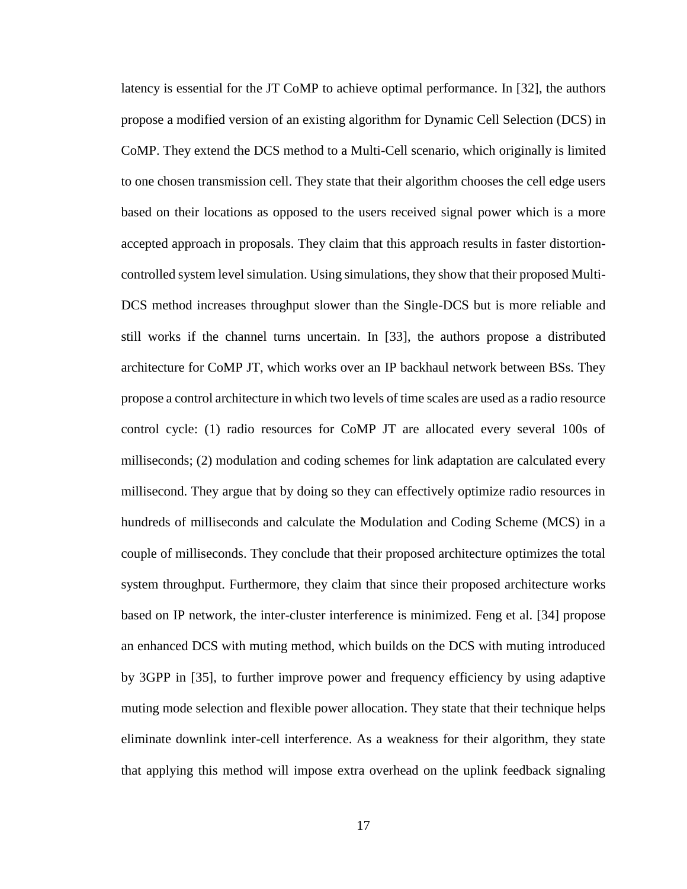latency is essential for the JT CoMP to achieve optimal performance. In [32], the authors propose a modified version of an existing algorithm for Dynamic Cell Selection (DCS) in CoMP. They extend the DCS method to a Multi-Cell scenario, which originally is limited to one chosen transmission cell. They state that their algorithm chooses the cell edge users based on their locations as opposed to the users received signal power which is a more accepted approach in proposals. They claim that this approach results in faster distortion-controlled system level simulation. Using simulations, they show that their proposed Multi-DCS method increases throughput slower than the Single-DCS but is more reliable and still works if the channel turns uncertain. In [33], the authors propose a distributed architecture for CoMP JT, which works over an IP backhaul network between BSs. They propose a control architecture in which two levels of time scales are used as a radio resource control cycle: (1) radio resources for CoMP JT are allocated every several 100s of milliseconds; (2) modulation and coding schemes for link adaptation are calculated every millisecond. They argue that by doing so they can effectively optimize radio resources in hundreds of milliseconds and calculate the Modulation and Coding Scheme (MCS) in a couple of milliseconds. They conclude that their proposed architecture optimizes the total system throughput. Furthermore, they claim that since their proposed architecture works based on IP network, the inter-cluster interference is minimized. Feng et al. [34] propose an enhanced DCS with muting method, which builds on the DCS with muting introduced by 3GPP in [35], to further improve power and frequency efficiency by using adaptive muting mode selection and flexible power allocation. They state that their technique helps eliminate downlink inter-cell interference. As a weakness for their algorithm, they state that applying this method will impose extra overhead on the uplink feedback signaling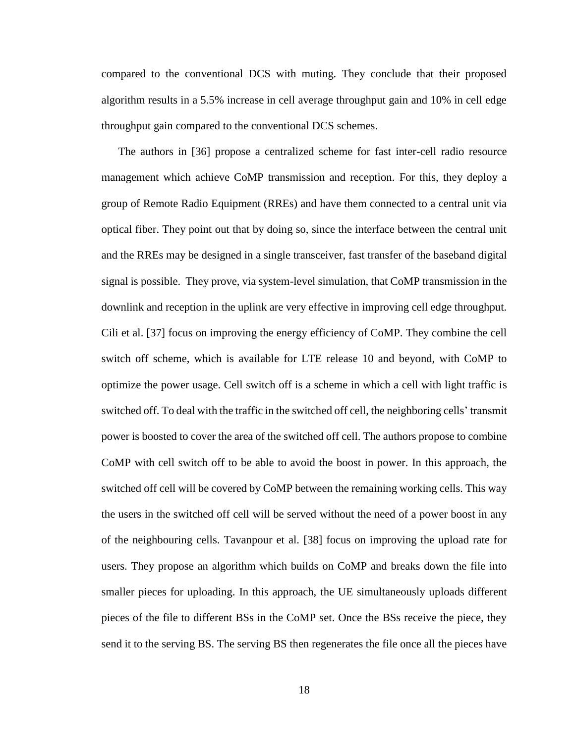compared to the conventional DCS with muting. They conclude that their proposed algorithm results in a 5.5% increase in cell average throughput gain and 10% in cell edge throughput gain compared to the conventional DCS schemes.

The authors in [36] propose a centralized scheme for fast inter-cell radio resource management which achieve CoMP transmission and reception. For this, they deploy a group of Remote Radio Equipment (RREs) and have them connected to a central unit via optical fiber. They point out that by doing so, since the interface between the central unit and the RREs may be designed in a single transceiver, fast transfer of the baseband digital signal is possible. They prove, via system-level simulation, that CoMP transmission in the downlink and reception in the uplink are very effective in improving cell edge throughput. Cili et al. [37] focus on improving the energy efficiency of CoMP. They combine the cell switch off scheme, which is available for LTE release 10 and beyond, with CoMP to optimize the power usage. Cell switch off is a scheme in which a cell with light traffic is switched off. To deal with the traffic in the switched off cell, the neighboring cells' transmit power is boosted to cover the area of the switched off cell. The authors propose to combine CoMP with cell switch off to be able to avoid the boost in power. In this approach, the switched off cell will be covered by CoMP between the remaining working cells. This way the users in the switched off cell will be served without the need of a power boost in any of the neighbouring cells. Tavanpour et al. [38] focus on improving the upload rate for users. They propose an algorithm which builds on CoMP and breaks down the file into smaller pieces for uploading. In this approach, the UE simultaneously uploads different pieces of the file to different BSs in the CoMP set. Once the BSs receive the piece, they send it to the serving BS. The serving BS then regenerates the file once all the pieces have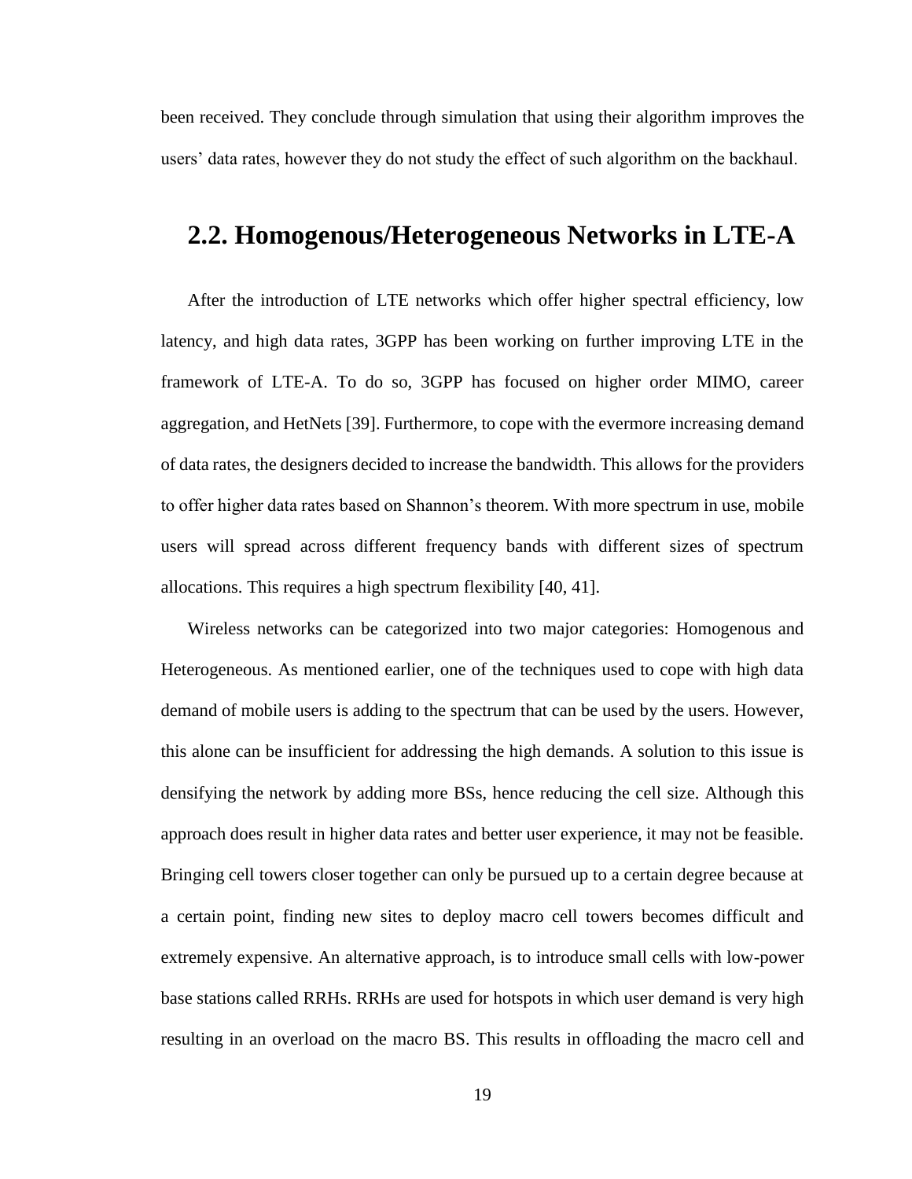been received. They conclude through simulation that using their algorithm improves the users' data rates, however they do not study the effect of such algorithm on the backhaul.

## 2.2. Homogenous/Heterogeneous Networks in LTE-A

After the introduction of LTE networks which offer higher spectral efficiency, low latency, and high data rates, 3GPP has been working on further improving LTE in the framework of LTE-A. To do so, 3GPP has focused on higher order MIMO, career aggregation, and HetNets [39]. Furthermore, to cope with the evermore increasing demand of data rates, the designers decided to increase the bandwidth. This allows for the providers to offer higher data rates based on Shannon's theorem. With more spectrum in use, mobile users will spread across different frequency bands with different sizes of spectrum allocations. This requires a high spectrum flexibility [40, 41].

Wireless networks can be categorized into two major categories: Homogenous and Heterogeneous. As mentioned earlier, one of the techniques used to cope with high data demand of mobile users is adding to the spectrum that can be used by the users. However, this alone can be insufficient for addressing the high demands. A solution to this issue is densifying the network by adding more BSs, hence reducing the cell size. Although this approach does result in higher data rates and better user experience, it may not be feasible. Bringing cell towers closer together can only be pursued up to a certain degree because at a certain point, finding new sites to deploy macro cell towers becomes difficult and extremely expensive. An alternative approach, is to introduce small cells with low-power base stations called RRHs. RRHs are used for hotspots in which user demand is very high resulting in an overload on the macro BS. This results in offloading the macro cell and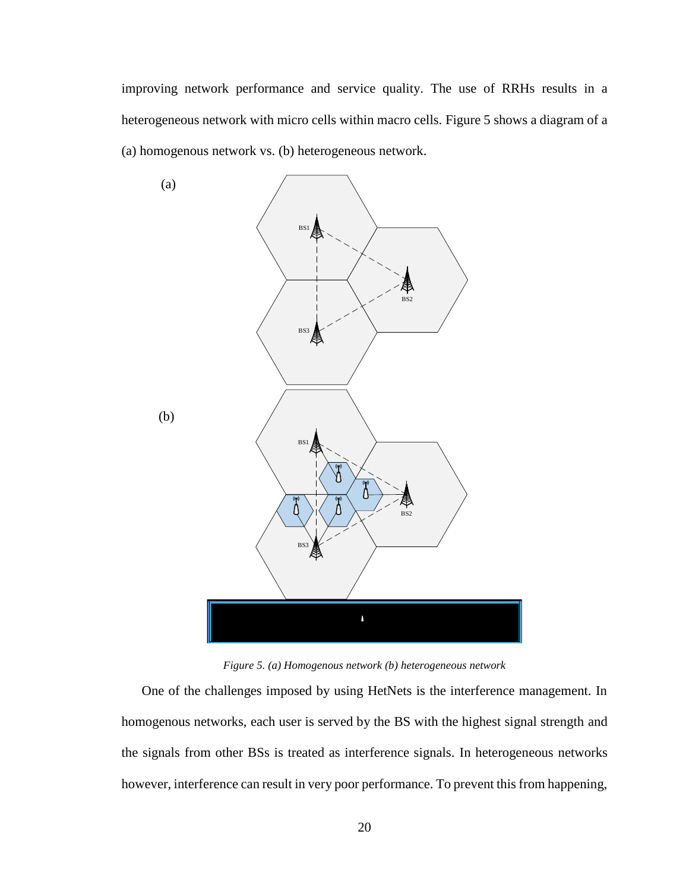improving network performance and service quality. The use of RRHs results in a heterogeneous network with micro cells within macro cells. Figure 5 shows a diagram of a (a) homogenous network vs. (b) heterogeneous network.

*Figure 5. (a) Homogenous network (b) heterogeneous network*

One of the challenges imposed by using HetNets is the interference management. In homogenous networks, each user is served by the BS with the highest signal strength and the signals from other BSs is treated as interference signals. In heterogeneous networks however, interference can result in very poor performance. To prevent this from happening,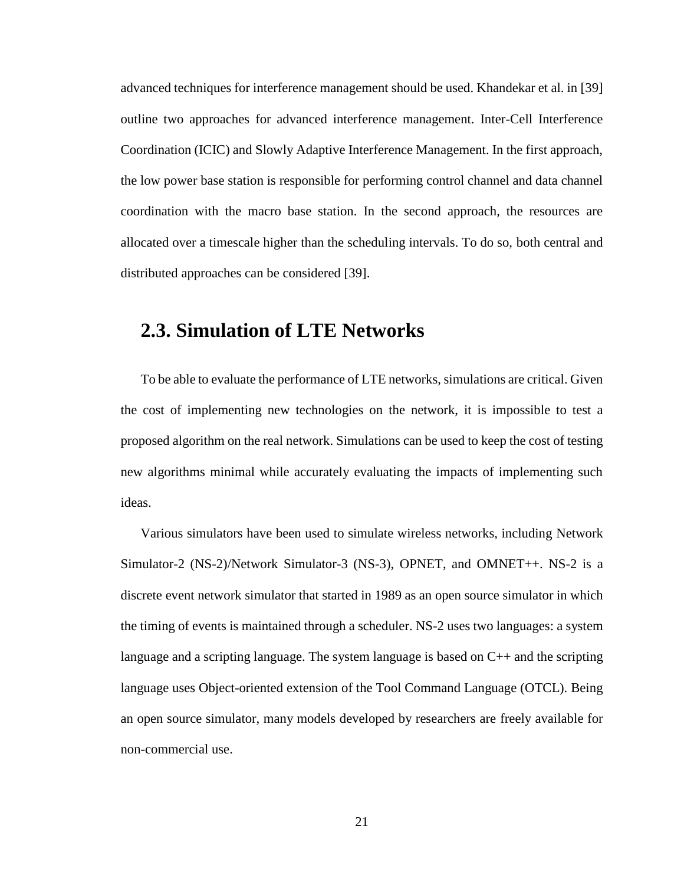advanced techniques for interference management should be used. Khandekar et al. in [39] outline two approaches for advanced interference management. Inter-Cell Interference Coordination (ICIC) and Slowly Adaptive Interference Management. In the first approach, the low power base station is responsible for performing control channel and data channel coordination with the macro base station. In the second approach, the resources are allocated over a timescale higher than the scheduling intervals. To do so, both central and distributed approaches can be considered [39].

## 2.3. Simulation of LTE Networks

To be able to evaluate the performance of LTE networks, simulations are critical. Given the cost of implementing new technologies on the network, it is impossible to test a proposed algorithm on the real network. Simulations can be used to keep the cost of testing new algorithms minimal while accurately evaluating the impacts of implementing such ideas.

Various simulators have been used to simulate wireless networks, including Network Simulator-2 (NS-2)/Network Simulator-3 (NS-3), OPNET, and OMNET++. NS-2 is a discrete event network simulator that started in 1989 as an open source simulator in which the timing of events is maintained through a scheduler. NS-2 uses two languages: a system language and a scripting language. The system language is based on C++ and the scripting language uses Object-oriented extension of the Tool Command Language (OTCL). Being an open source simulator, many models developed by researchers are freely available for non-commercial use.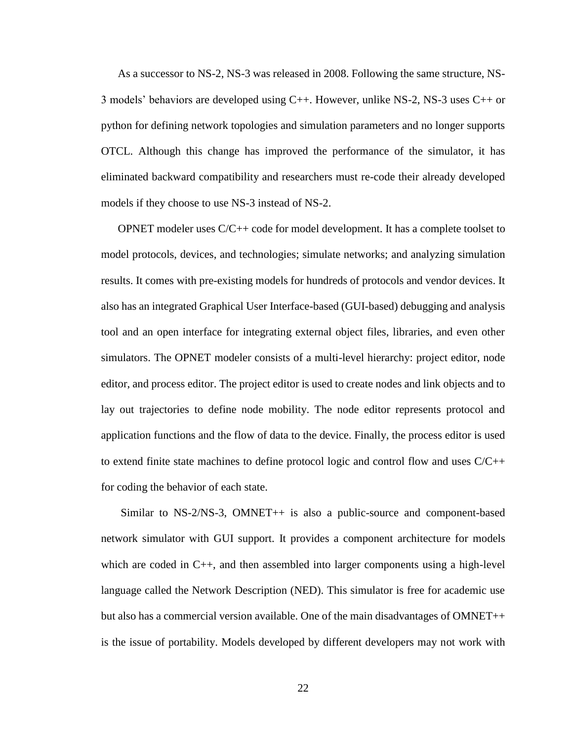As a successor to NS-2, NS-3 was released in 2008. Following the same structure, NS-3 models' behaviors are developed using C++. However, unlike NS-2, NS-3 uses C++ or python for defining network topologies and simulation parameters and no longer supports OTCL. Although this change has improved the performance of the simulator, it has eliminated backward compatibility and researchers must re-code their already developed models if they choose to use NS-3 instead of NS-2.

OPNET modeler uses C/C++ code for model development. It has a complete toolset to model protocols, devices, and technologies; simulate networks; and analyzing simulation results. It comes with pre-existing models for hundreds of protocols and vendor devices. It also has an integrated Graphical User Interface-based (GUI-based) debugging and analysis tool and an open interface for integrating external object files, libraries, and even other simulators. The OPNET modeler consists of a multi-level hierarchy: project editor, node editor, and process editor. The project editor is used to create nodes and link objects and to lay out trajectories to define node mobility. The node editor represents protocol and application functions and the flow of data to the device. Finally, the process editor is used to extend finite state machines to define protocol logic and control flow and uses C/C++ for coding the behavior of each state.

Similar to NS-2/NS-3, OMNET++ is also a public-source and component-based network simulator with GUI support. It provides a component architecture for models which are coded in C++, and then assembled into larger components using a high-level language called the Network Description (NED). This simulator is free for academic use but also has a commercial version available. One of the main disadvantages of OMNET++ is the issue of portability. Models developed by different developers may not work with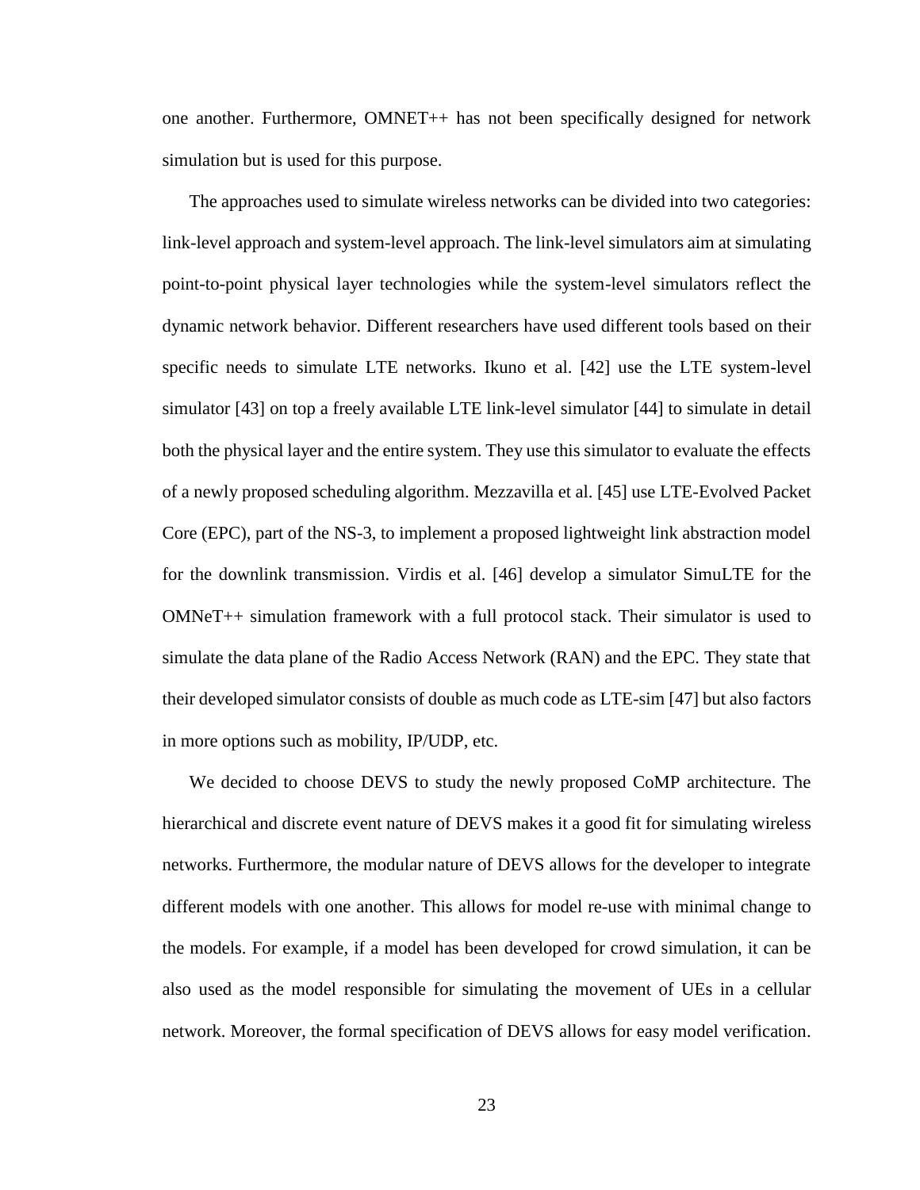one another. Furthermore, OMNET++ has not been specifically designed for network simulation but is used for this purpose.

The approaches used to simulate wireless networks can be divided into two categories: link-level approach and system-level approach. The link-level simulators aim at simulating point-to-point physical layer technologies while the system-level simulators reflect the dynamic network behavior. Different researchers have used different tools based on their specific needs to simulate LTE networks. Ikuno et al. [42] use the LTE system-level simulator [43] on top a freely available LTE link-level simulator [44] to simulate in detail both the physical layer and the entire system. They use this simulator to evaluate the effects of a newly proposed scheduling algorithm. Mezzavilla et al. [45] use LTE-Evolved Packet Core (EPC), part of the NS-3, to implement a proposed lightweight link abstraction model for the downlink transmission. Virdis et al. [46] develop a simulator SimuLTE for the OMNeT++ simulation framework with a full protocol stack. Their simulator is used to simulate the data plane of the Radio Access Network (RAN) and the EPC. They state that their developed simulator consists of double as much code as LTE-sim [47] but also factors in more options such as mobility, IP/UDP, etc.

We decided to choose DEVS to study the newly proposed CoMP architecture. The hierarchical and discrete event nature of DEVS makes it a good fit for simulating wireless networks. Furthermore, the modular nature of DEVS allows for the developer to integrate different models with one another. This allows for model re-use with minimal change to the models. For example, if a model has been developed for crowd simulation, it can be also used as the model responsible for simulating the movement of UEs in a cellular network. Moreover, the formal specification of DEVS allows for easy model verification.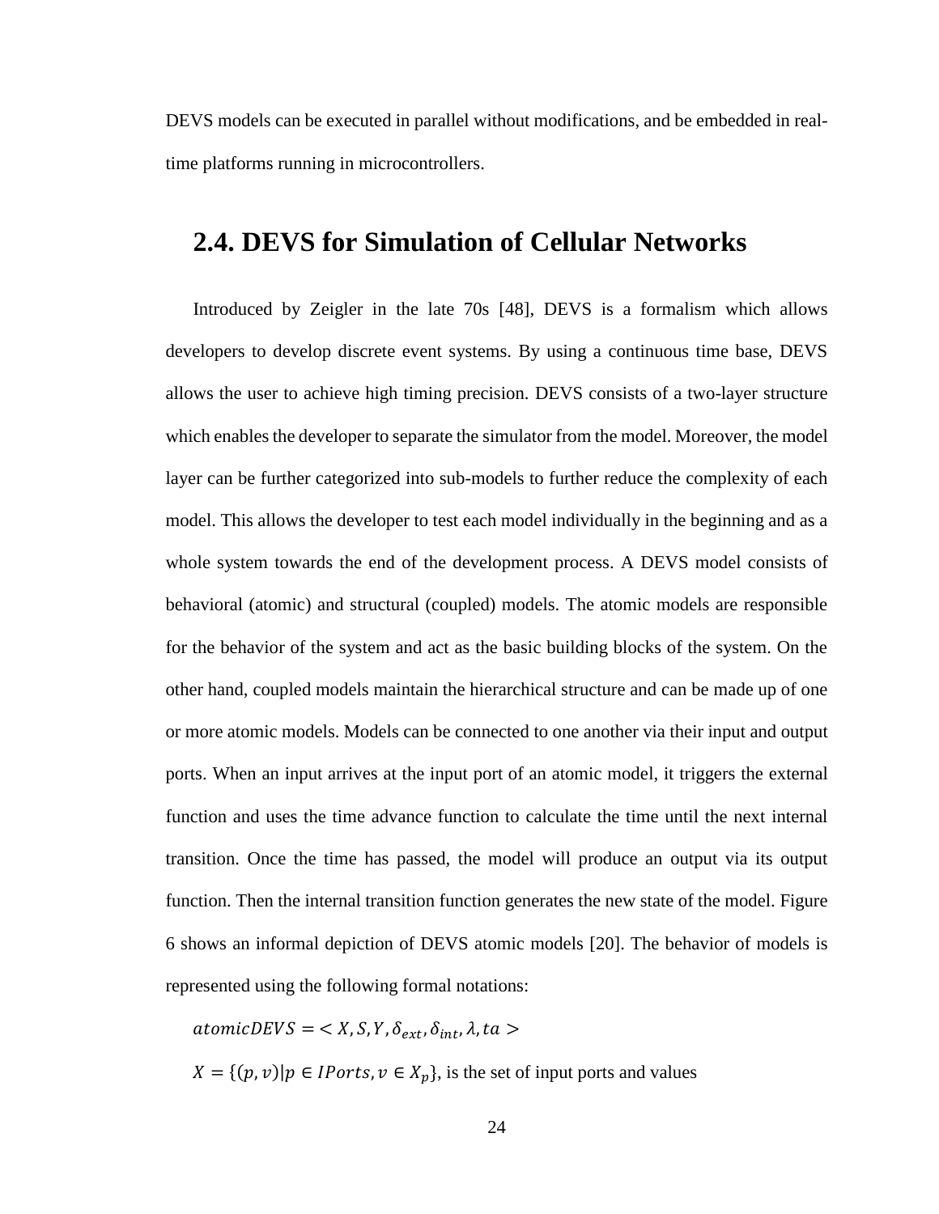DEVS models can be executed in parallel without modifications, and be embedded in real-time platforms running in microcontrollers.

## 2.4. DEVS for Simulation of Cellular Networks

Introduced by Zeigler in the late 70s [48], DEVS is a formalism which allows developers to develop discrete event systems. By using a continuous time base, DEVS allows the user to achieve high timing precision. DEVS consists of a two-layer structure which enables the developer to separate the simulator from the model. Moreover, the model layer can be further categorized into sub-models to further reduce the complexity of each model. This allows the developer to test each model individually in the beginning and as a whole system towards the end of the development process. A DEVS model consists of behavioral (atomic) and structural (coupled) models. The atomic models are responsible for the behavior of the system and act as the basic building blocks of the system. On the other hand, coupled models maintain the hierarchical structure and can be made up of one or more atomic models. Models can be connected to one another via their input and output ports. When an input arrives at the input port of an atomic model, it triggers the external function and uses the time advance function to calculate the time until the next internal transition. Once the time has passed, the model will produce an output via its output function. Then the internal transition function generates the new state of the model. Figure 6 shows an informal depiction of DEVS atomic models [20]. The behavior of models is represented using the following formal notations:

$atomicDEVS = < X, S, Y, \delta_{ext}, \delta_{int}, \lambda, ta >$

$X = \{(p, v) | p \in IPorts, v \in X_p\}$, is the set of input ports and values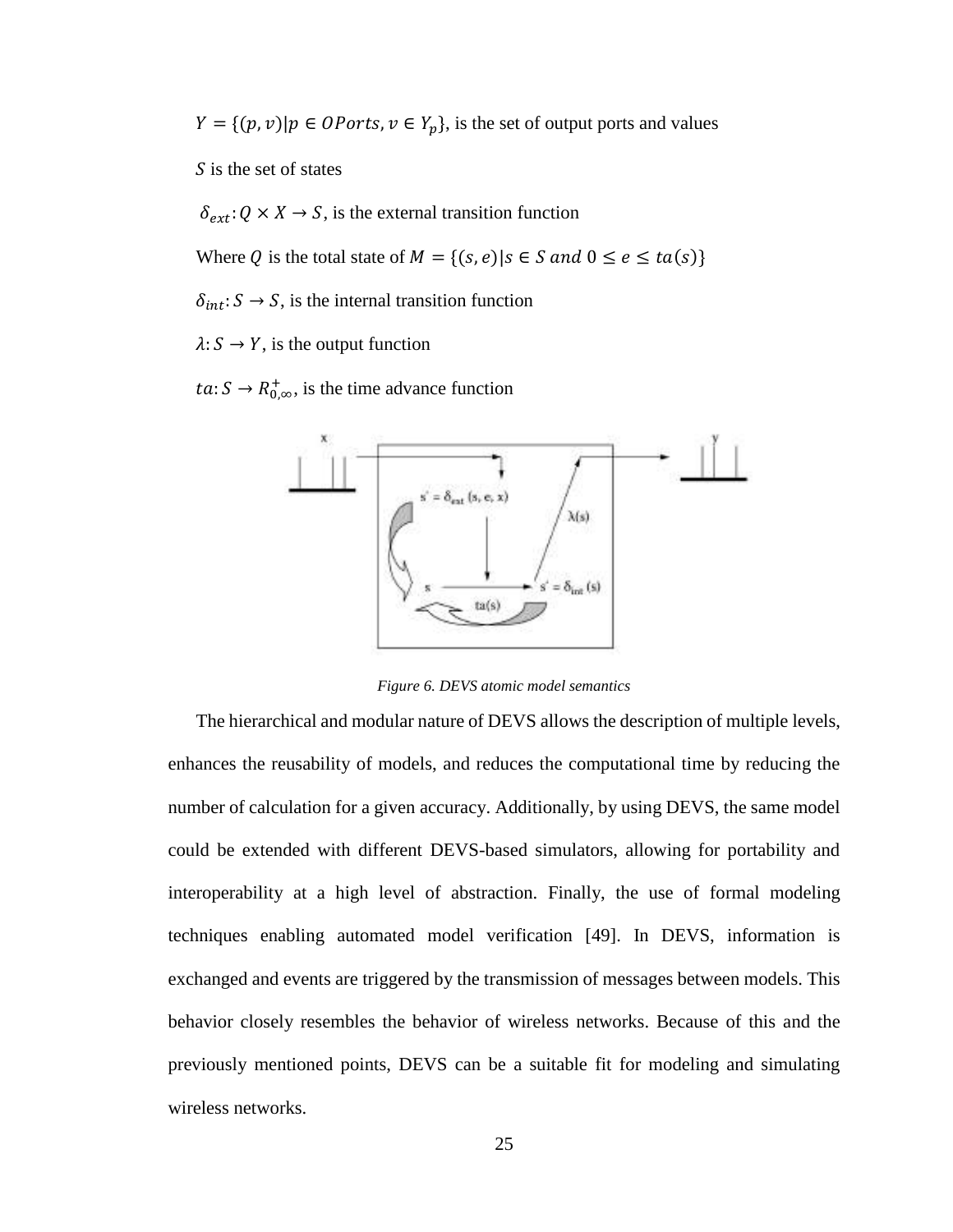$Y = \{(p, v) | p \in OPorts, v \in Y_p\}$, is the set of output ports and values

$S$ is the set of states

$\delta_{ext}: Q \times X \rightarrow S$, is the external transition function

Where $Q$ is the total state of $M = \{(s, e) | s \in S \text{ and } 0 \leq e \leq ta(s)\}$

$\delta_{int}: S \rightarrow S$, is the internal transition function

$\lambda: S \rightarrow Y$, is the output function

$ta: S \rightarrow R^{+}_{0,\infty}$, is the time advance function

*Figure 6. DEVS atomic model semantics*

The hierarchical and modular nature of DEVS allows the description of multiple levels, enhances the reusability of models, and reduces the computational time by reducing the number of calculation for a given accuracy. Additionally, by using DEVS, the same model could be extended with different DEVS-based simulators, allowing for portability and interoperability at a high level of abstraction. Finally, the use of formal modeling techniques enabling automated model verification [49]. In DEVS, information is exchanged and events are triggered by the transmission of messages between models. This behavior closely resembles the behavior of wireless networks. Because of this and the previously mentioned points, DEVS can be a suitable fit for modeling and simulating wireless networks.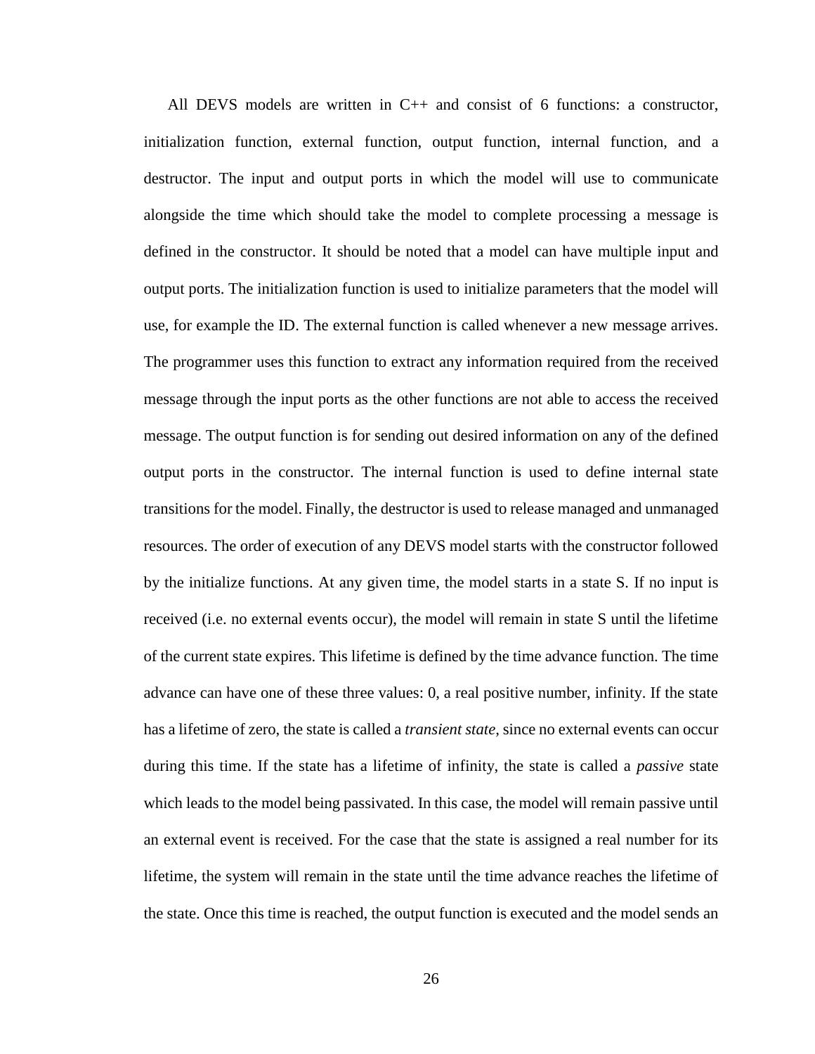All DEVS models are written in C++ and consist of 6 functions: a constructor, initialization function, external function, output function, internal function, and a destructor. The input and output ports in which the model will use to communicate alongside the time which should take the model to complete processing a message is defined in the constructor. It should be noted that a model can have multiple input and output ports. The initialization function is used to initialize parameters that the model will use, for example the ID. The external function is called whenever a new message arrives. The programmer uses this function to extract any information required from the received message through the input ports as the other functions are not able to access the received message. The output function is for sending out desired information on any of the defined output ports in the constructor. The internal function is used to define internal state transitions for the model. Finally, the destructor is used to release managed and unmanaged resources. The order of execution of any DEVS model starts with the constructor followed by the initialize functions. At any given time, the model starts in a state S. If no input is received (i.e. no external events occur), the model will remain in state S until the lifetime of the current state expires. This lifetime is defined by the time advance function. The time advance can have one of these three values: 0, a real positive number, infinity. If the state has a lifetime of zero, the state is called a *transient state*, since no external events can occur during this time. If the state has a lifetime of infinity, the state is called a *passive* state which leads to the model being passivated. In this case, the model will remain passive until an external event is received. For the case that the state is assigned a real number for its lifetime, the system will remain in the state until the time advance reaches the lifetime of the state. Once this time is reached, the output function is executed and the model sends an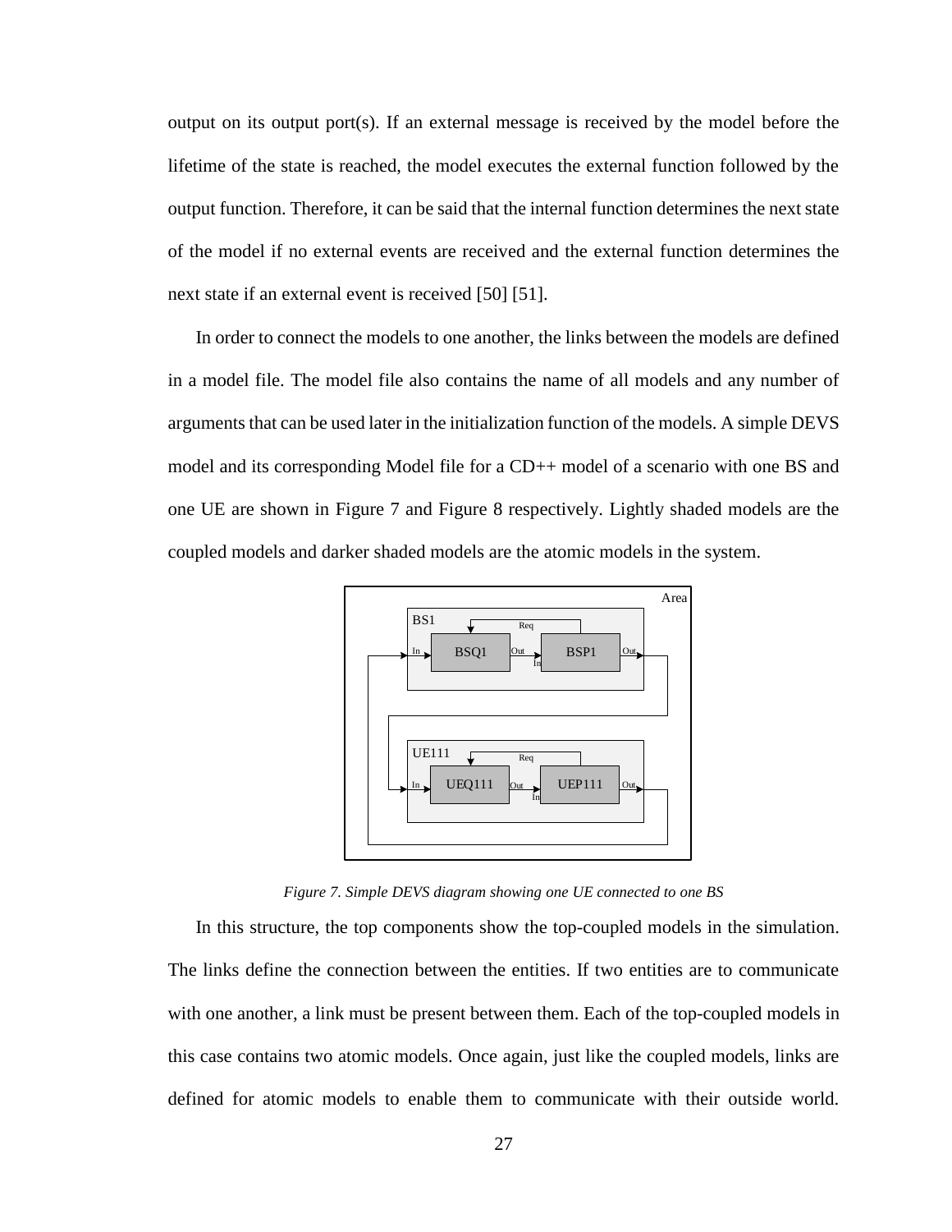output on its output port(s). If an external message is received by the model before the lifetime of the state is reached, the model executes the external function followed by the output function. Therefore, it can be said that the internal function determines the next state of the model if no external events are received and the external function determines the next state if an external event is received [50] [51].

In order to connect the models to one another, the links between the models are defined in a model file. The model file also contains the name of all models and any number of arguments that can be used later in the initialization function of the models. A simple DEVS model and its corresponding Model file for a CD++ model of a scenario with one BS and one UE are shown in Figure 7 and Figure 8 respectively. Lightly shaded models are the coupled models and darker shaded models are the atomic models in the system.

*Figure 7. Simple DEVS diagram showing one UE connected to one BS*

In this structure, the top components show the top-coupled models in the simulation. The links define the connection between the entities. If two entities are to communicate with one another, a link must be present between them. Each of the top-coupled models in this case contains two atomic models. Once again, just like the coupled models, links are defined for atomic models to enable them to communicate with their outside world.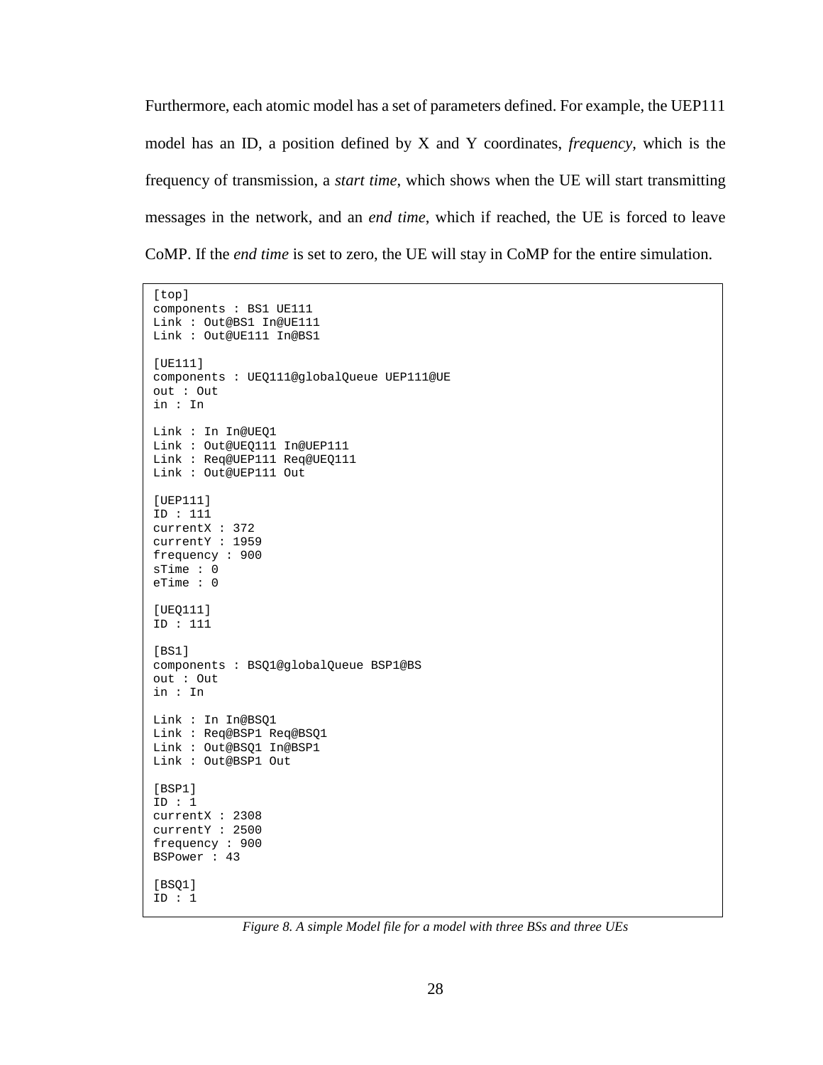Furthermore, each atomic model has a set of parameters defined. For example, the UEP111 model has an ID, a position defined by X and Y coordinates, *frequency*, which is the frequency of transmission, a *start time*, which shows when the UE will start transmitting messages in the network, and an *end time*, which if reached, the UE is forced to leave CoMP. If the *end time* is set to zero, the UE will stay in CoMP for the entire simulation.

```
[top]
components : BS1 UE111
Link : Out@BS1 In@UE111
Link : Out@UE111 In@BS1

[UE111]
components : UEQ111@globalQueue UEP111@UE
out : Out
in : In

Link : In In@UEQ1
Link : Out@UEQ111 In@UEP111
Link : Req@UEP111 Req@UEQ111
Link : Out@UEP111 Out

[UEP111]
ID : 111
currentX : 372
currentY : 1959
frequency : 900
sTime : 0
eTime : 0

[UEQ111]
ID : 111

[BS1]
components : BSQ1@globalQueue BSP1@BS
out : Out
in : In

Link : In In@BSQ1
Link : Req@BSP1 Req@BSQ1
Link : Out@BSQ1 In@BSP1
Link : Out@BSP1 Out

[BSP1]
ID : 1
currentX : 2308
currentY : 2500
frequency : 900
BSPower : 43

[BSQ1]
ID : 1
```

*Figure 8. A simple Model file for a model with three BSs and three UEs*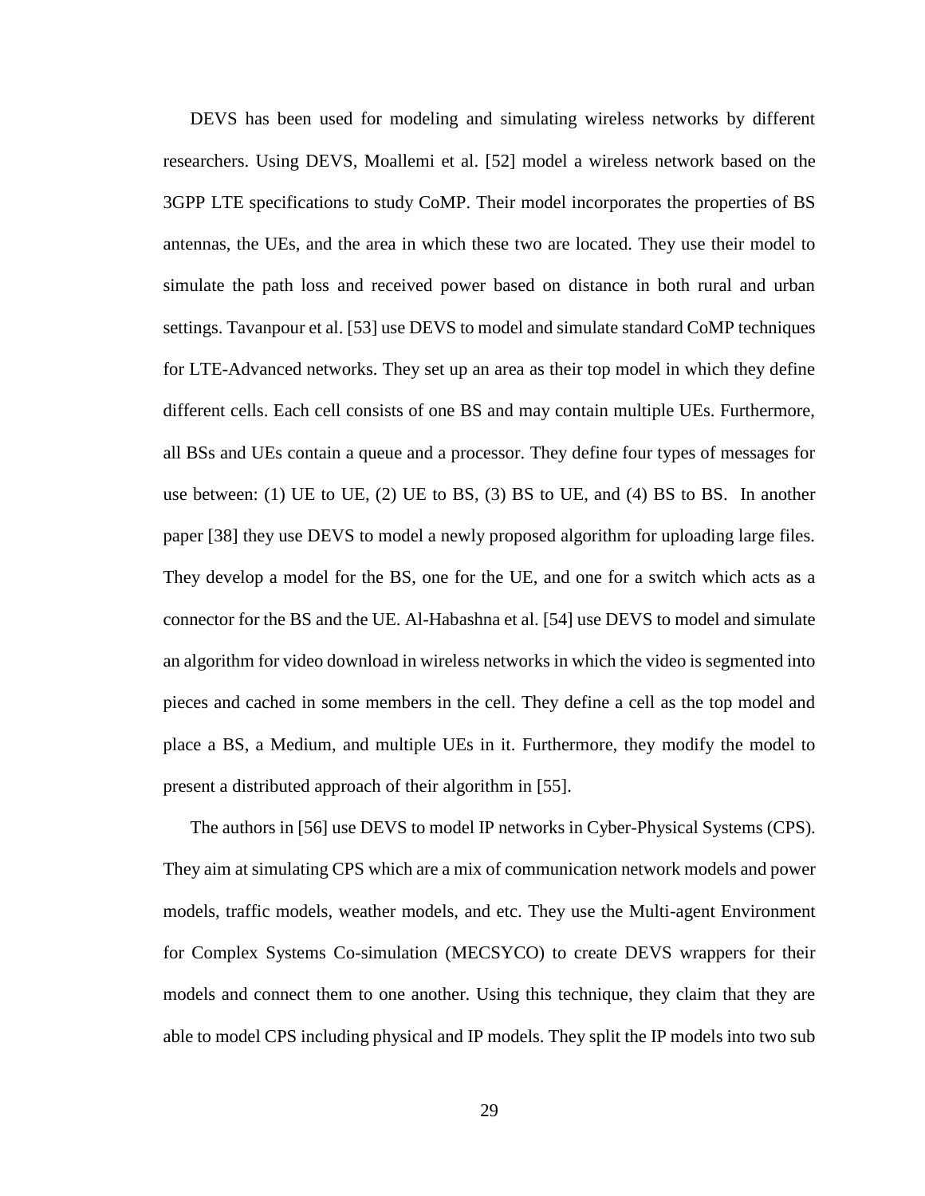DEVS has been used for modeling and simulating wireless networks by different researchers. Using DEVS, Moallemi et al. [52] model a wireless network based on the 3GPP LTE specifications to study CoMP. Their model incorporates the properties of BS antennas, the UEs, and the area in which these two are located. They use their model to simulate the path loss and received power based on distance in both rural and urban settings. Tavanpour et al. [53] use DEVS to model and simulate standard CoMP techniques for LTE-Advanced networks. They set up an area as their top model in which they define different cells. Each cell consists of one BS and may contain multiple UEs. Furthermore, all BSs and UEs contain a queue and a processor. They define four types of messages for use between: (1) UE to UE, (2) UE to BS, (3) BS to UE, and (4) BS to BS. In another paper [38] they use DEVS to model a newly proposed algorithm for uploading large files. They develop a model for the BS, one for the UE, and one for a switch which acts as a connector for the BS and the UE. Al-Habashna et al. [54] use DEVS to model and simulate an algorithm for video download in wireless networks in which the video is segmented into pieces and cached in some members in the cell. They define a cell as the top model and place a BS, a Medium, and multiple UEs in it. Furthermore, they modify the model to present a distributed approach of their algorithm in [55].

The authors in [56] use DEVS to model IP networks in Cyber-Physical Systems (CPS). They aim at simulating CPS which are a mix of communication network models and power models, traffic models, weather models, and etc. They use the Multi-agent Environment for Complex Systems Co-simulation (MECSYCO) to create DEVS wrappers for their models and connect them to one another. Using this technique, they claim that they are able to model CPS including physical and IP models. They split the IP models into two sub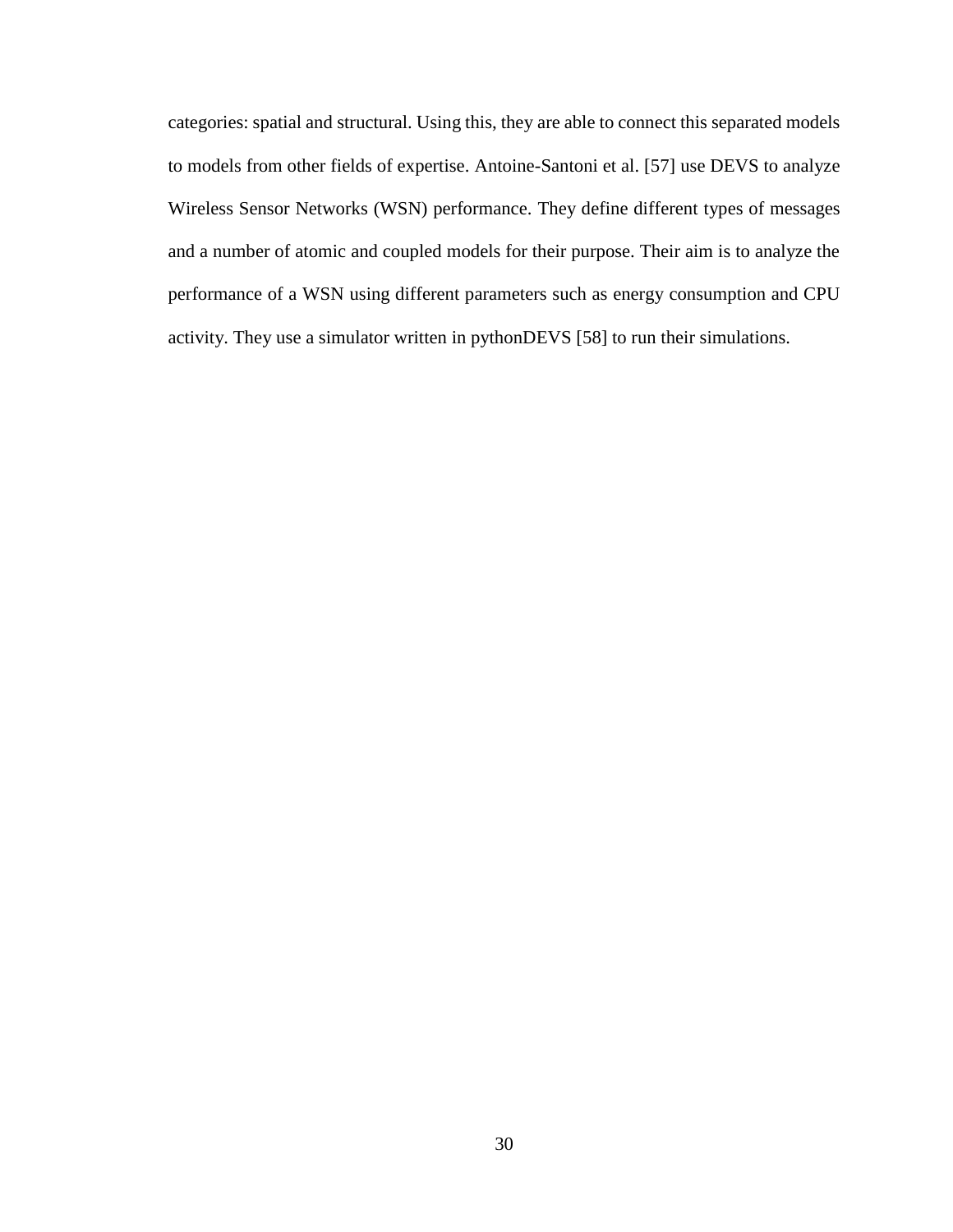categories: spatial and structural. Using this, they are able to connect this separated models to models from other fields of expertise. Antoine-Santoni et al. [57] use DEVS to analyze Wireless Sensor Networks (WSN) performance. They define different types of messages and a number of atomic and coupled models for their purpose. Their aim is to analyze the performance of a WSN using different parameters such as energy consumption and CPU activity. They use a simulator written in pythonDEVS [58] to run their simulations.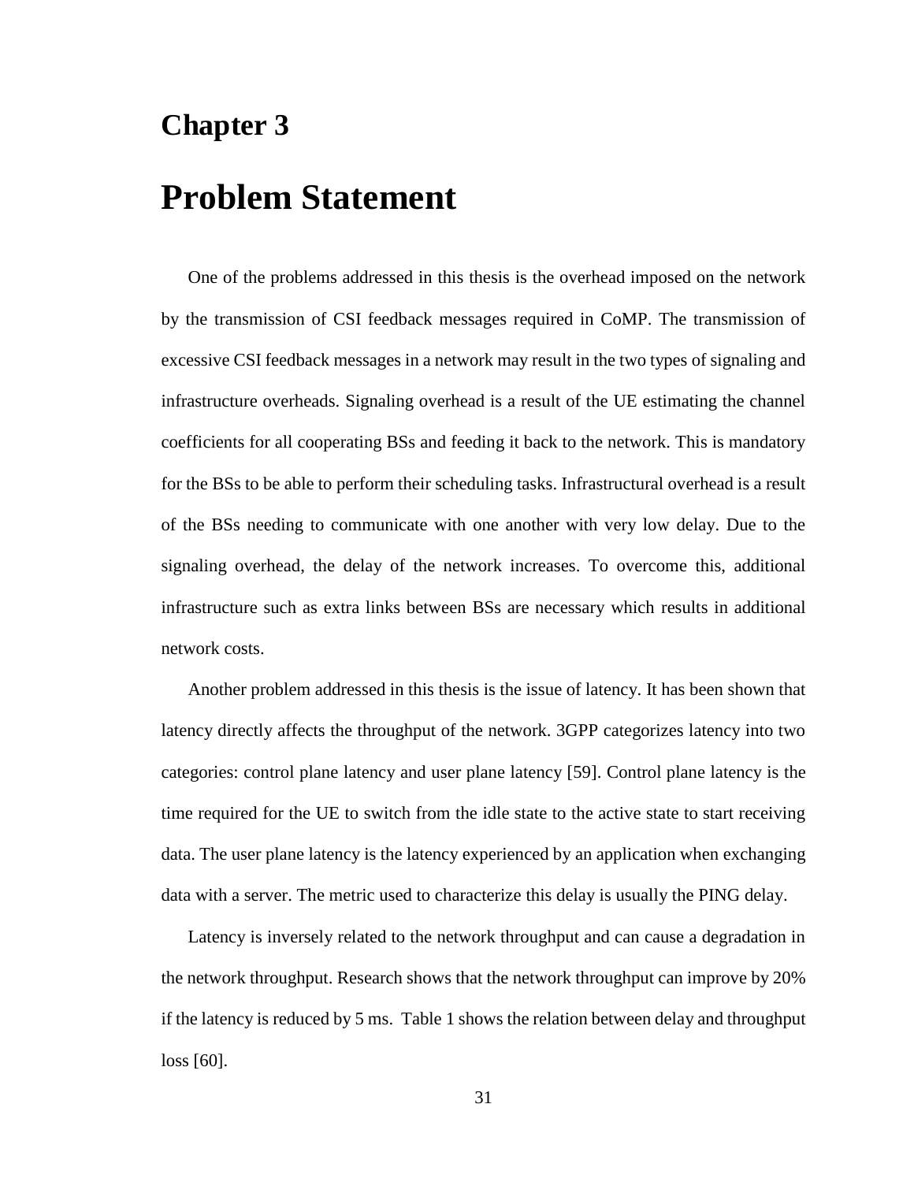# Chapter 3

# Problem Statement

One of the problems addressed in this thesis is the overhead imposed on the network by the transmission of CSI feedback messages required in CoMP. The transmission of excessive CSI feedback messages in a network may result in the two types of signaling and infrastructure overheads. Signaling overhead is a result of the UE estimating the channel coefficients for all cooperating BSs and feeding it back to the network. This is mandatory for the BSs to be able to perform their scheduling tasks. Infrastructural overhead is a result of the BSs needing to communicate with one another with very low delay. Due to the signaling overhead, the delay of the network increases. To overcome this, additional infrastructure such as extra links between BSs are necessary which results in additional network costs.

Another problem addressed in this thesis is the issue of latency. It has been shown that latency directly affects the throughput of the network. 3GPP categorizes latency into two categories: control plane latency and user plane latency [59]. Control plane latency is the time required for the UE to switch from the idle state to the active state to start receiving data. The user plane latency is the latency experienced by an application when exchanging data with a server. The metric used to characterize this delay is usually the PING delay.

Latency is inversely related to the network throughput and can cause a degradation in the network throughput. Research shows that the network throughput can improve by 20% if the latency is reduced by 5 ms. Table 1 shows the relation between delay and throughput loss [60].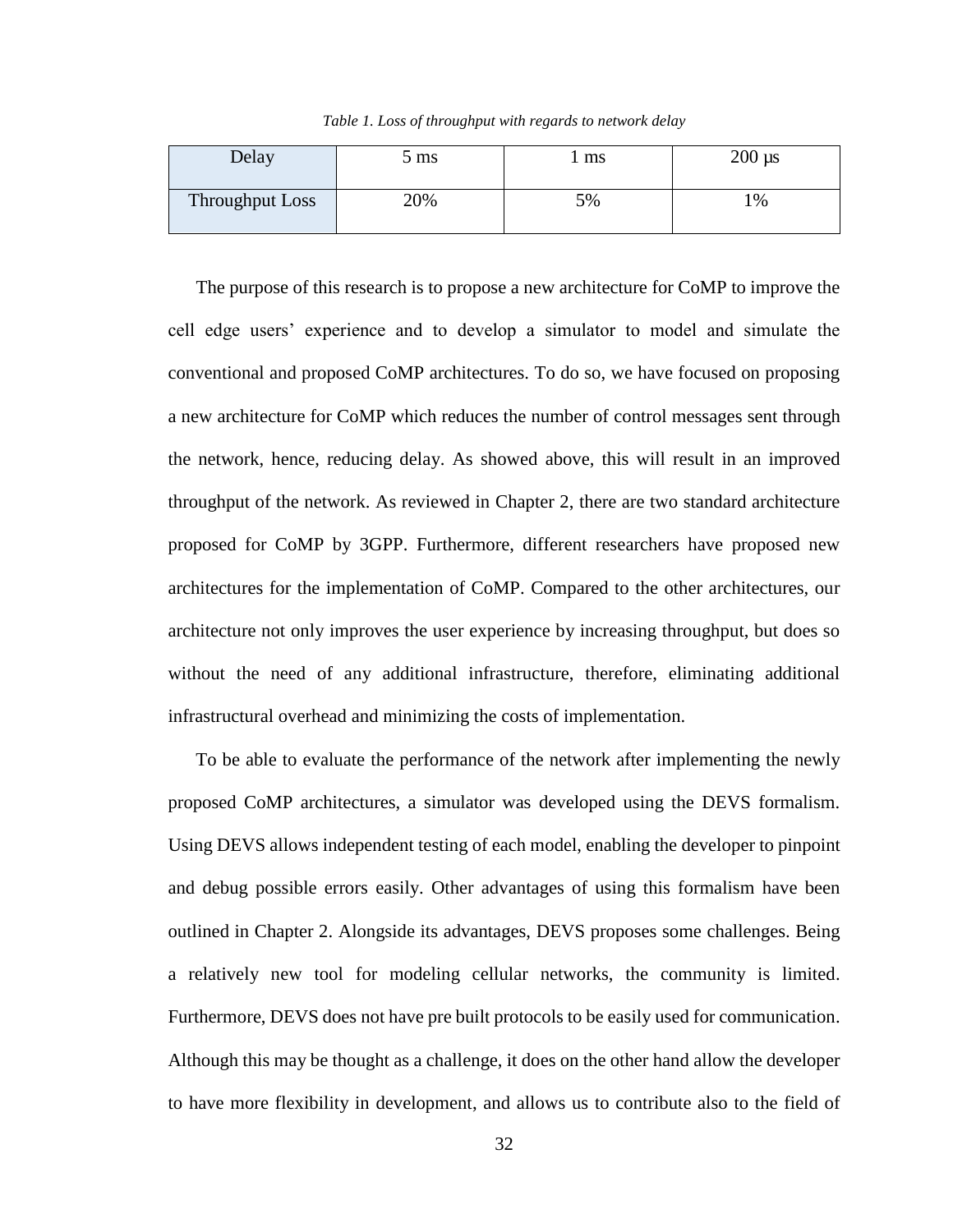*Table 1. Loss of throughput with regards to network delay*

| Delay | 5 ms | 1 ms | 200 µs |
|---|---|---|---|
| Throughput Loss | 20% | 5% | 1% |

The purpose of this research is to propose a new architecture for CoMP to improve the cell edge users' experience and to develop a simulator to model and simulate the conventional and proposed CoMP architectures. To do so, we have focused on proposing a new architecture for CoMP which reduces the number of control messages sent through the network, hence, reducing delay. As showed above, this will result in an improved throughput of the network. As reviewed in Chapter 2, there are two standard architecture proposed for CoMP by 3GPP. Furthermore, different researchers have proposed new architectures for the implementation of CoMP. Compared to the other architectures, our architecture not only improves the user experience by increasing throughput, but does so without the need of any additional infrastructure, therefore, eliminating additional infrastructural overhead and minimizing the costs of implementation.

To be able to evaluate the performance of the network after implementing the newly proposed CoMP architectures, a simulator was developed using the DEVS formalism. Using DEVS allows independent testing of each model, enabling the developer to pinpoint and debug possible errors easily. Other advantages of using this formalism have been outlined in Chapter 2. Alongside its advantages, DEVS proposes some challenges. Being a relatively new tool for modeling cellular networks, the community is limited. Furthermore, DEVS does not have pre built protocols to be easily used for communication. Although this may be thought as a challenge, it does on the other hand allow the developer to have more flexibility in development, and allows us to contribute also to the field of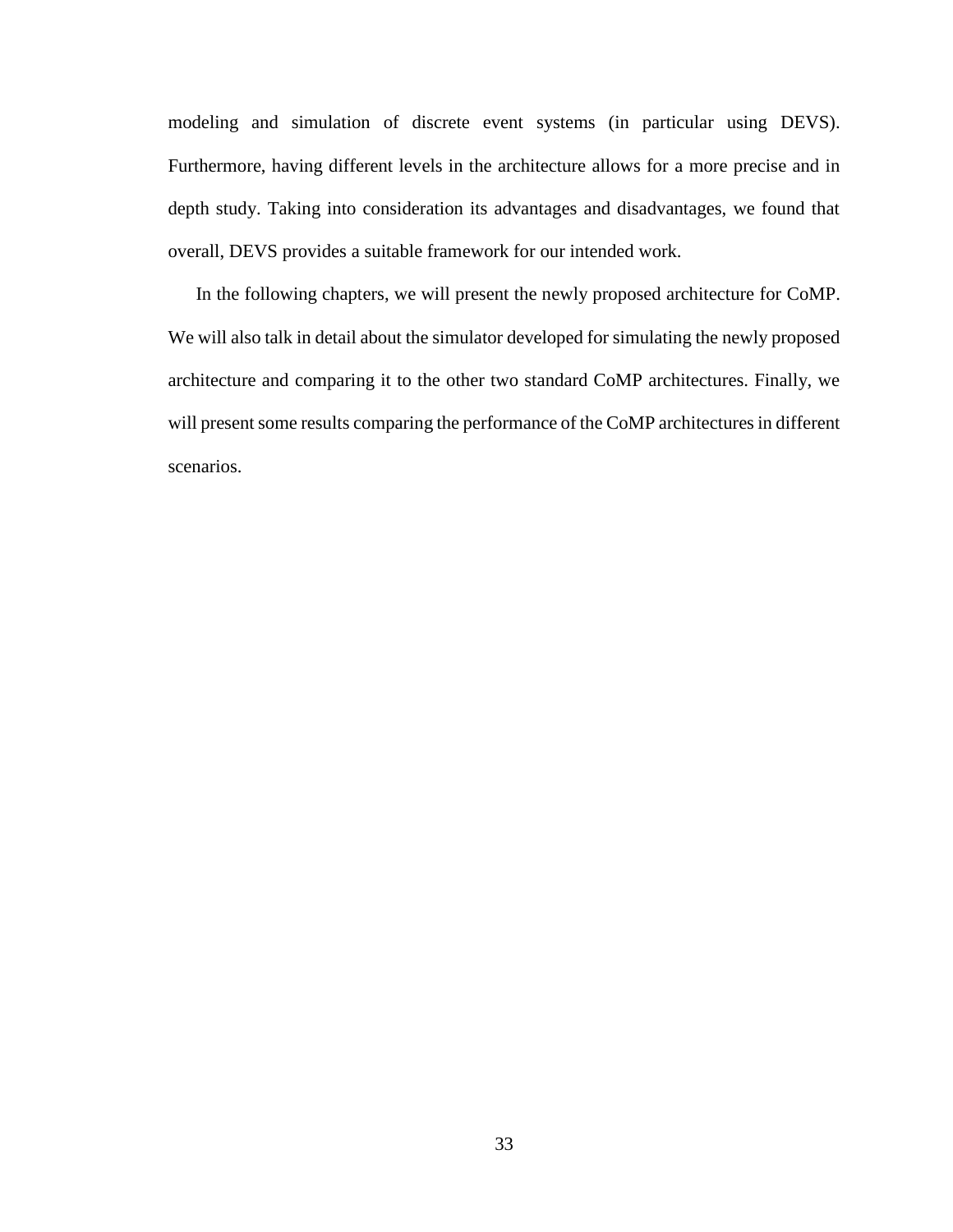modeling and simulation of discrete event systems (in particular using DEVS). Furthermore, having different levels in the architecture allows for a more precise and in depth study. Taking into consideration its advantages and disadvantages, we found that overall, DEVS provides a suitable framework for our intended work.

In the following chapters, we will present the newly proposed architecture for CoMP. We will also talk in detail about the simulator developed for simulating the newly proposed architecture and comparing it to the other two standard CoMP architectures. Finally, we will present some results comparing the performance of the CoMP architectures in different scenarios.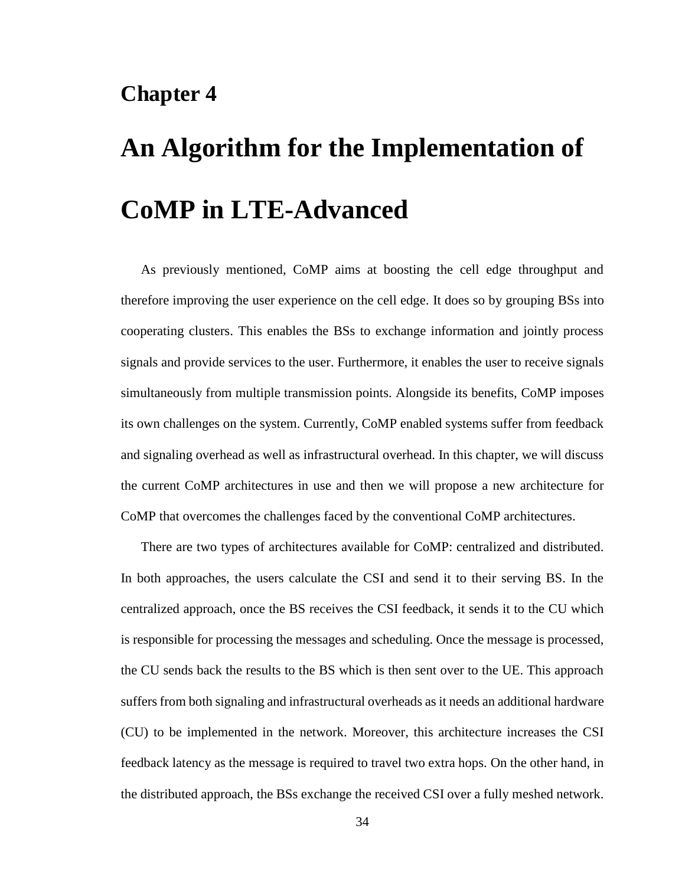# Chapter 4

# An Algorithm for the Implementation of CoMP in LTE-Advanced

As previously mentioned, CoMP aims at boosting the cell edge throughput and therefore improving the user experience on the cell edge. It does so by grouping BSs into cooperating clusters. This enables the BSs to exchange information and jointly process signals and provide services to the user. Furthermore, it enables the user to receive signals simultaneously from multiple transmission points. Alongside its benefits, CoMP imposes its own challenges on the system. Currently, CoMP enabled systems suffer from feedback and signaling overhead as well as infrastructural overhead. In this chapter, we will discuss the current CoMP architectures in use and then we will propose a new architecture for CoMP that overcomes the challenges faced by the conventional CoMP architectures.

There are two types of architectures available for CoMP: centralized and distributed. In both approaches, the users calculate the CSI and send it to their serving BS. In the centralized approach, once the BS receives the CSI feedback, it sends it to the CU which is responsible for processing the messages and scheduling. Once the message is processed, the CU sends back the results to the BS which is then sent over to the UE. This approach suffers from both signaling and infrastructural overheads as it needs an additional hardware (CU) to be implemented in the network. Moreover, this architecture increases the CSI feedback latency as the message is required to travel two extra hops. On the other hand, in the distributed approach, the BSs exchange the received CSI over a fully meshed network.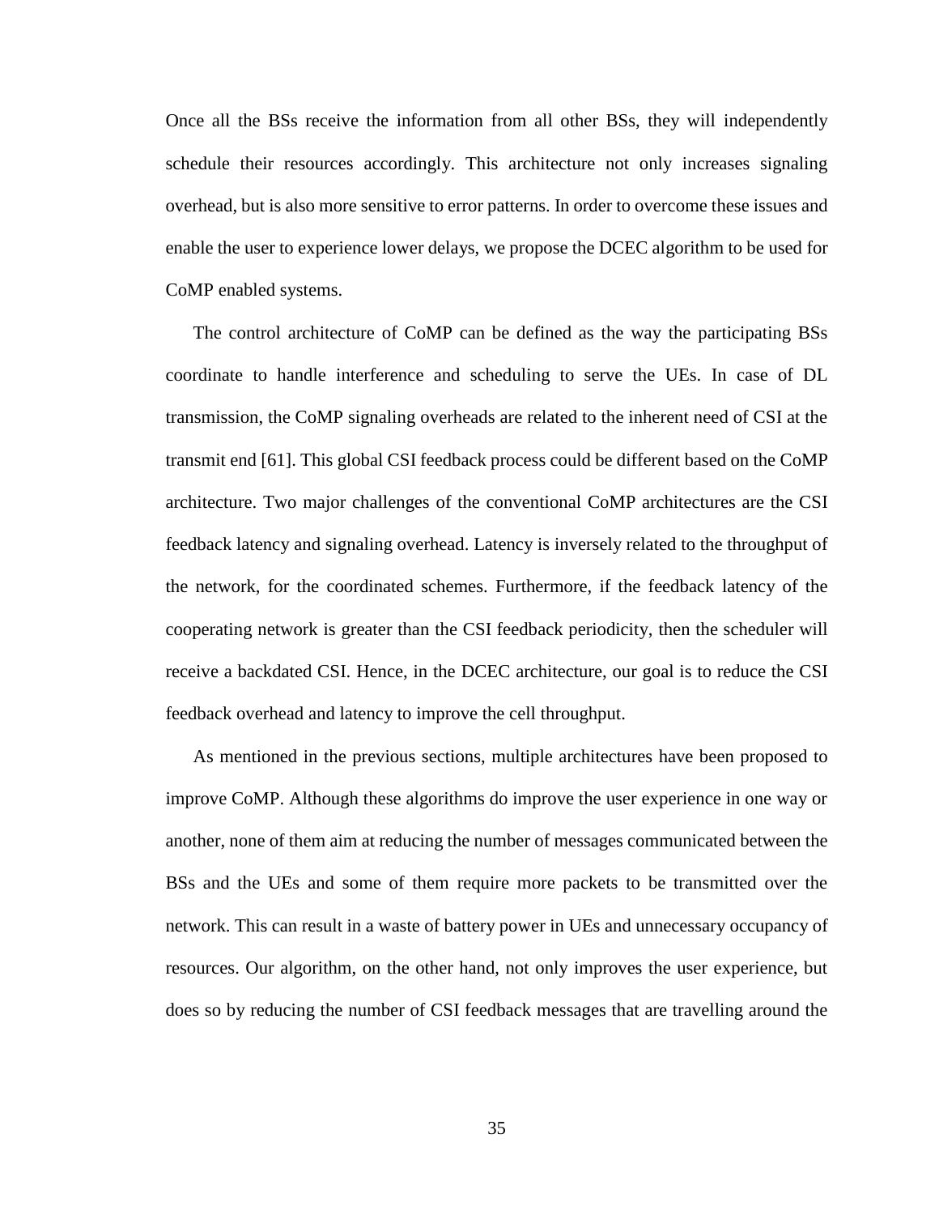Once all the BSs receive the information from all other BSs, they will independently schedule their resources accordingly. This architecture not only increases signaling overhead, but is also more sensitive to error patterns. In order to overcome these issues and enable the user to experience lower delays, we propose the DCEC algorithm to be used for CoMP enabled systems.

The control architecture of CoMP can be defined as the way the participating BSs coordinate to handle interference and scheduling to serve the UEs. In case of DL transmission, the CoMP signaling overheads are related to the inherent need of CSI at the transmit end [61]. This global CSI feedback process could be different based on the CoMP architecture. Two major challenges of the conventional CoMP architectures are the CSI feedback latency and signaling overhead. Latency is inversely related to the throughput of the network, for the coordinated schemes. Furthermore, if the feedback latency of the cooperating network is greater than the CSI feedback periodicity, then the scheduler will receive a backdated CSI. Hence, in the DCEC architecture, our goal is to reduce the CSI feedback overhead and latency to improve the cell throughput.

As mentioned in the previous sections, multiple architectures have been proposed to improve CoMP. Although these algorithms do improve the user experience in one way or another, none of them aim at reducing the number of messages communicated between the BSs and the UEs and some of them require more packets to be transmitted over the network. This can result in a waste of battery power in UEs and unnecessary occupancy of resources. Our algorithm, on the other hand, not only improves the user experience, but does so by reducing the number of CSI feedback messages that are travelling around the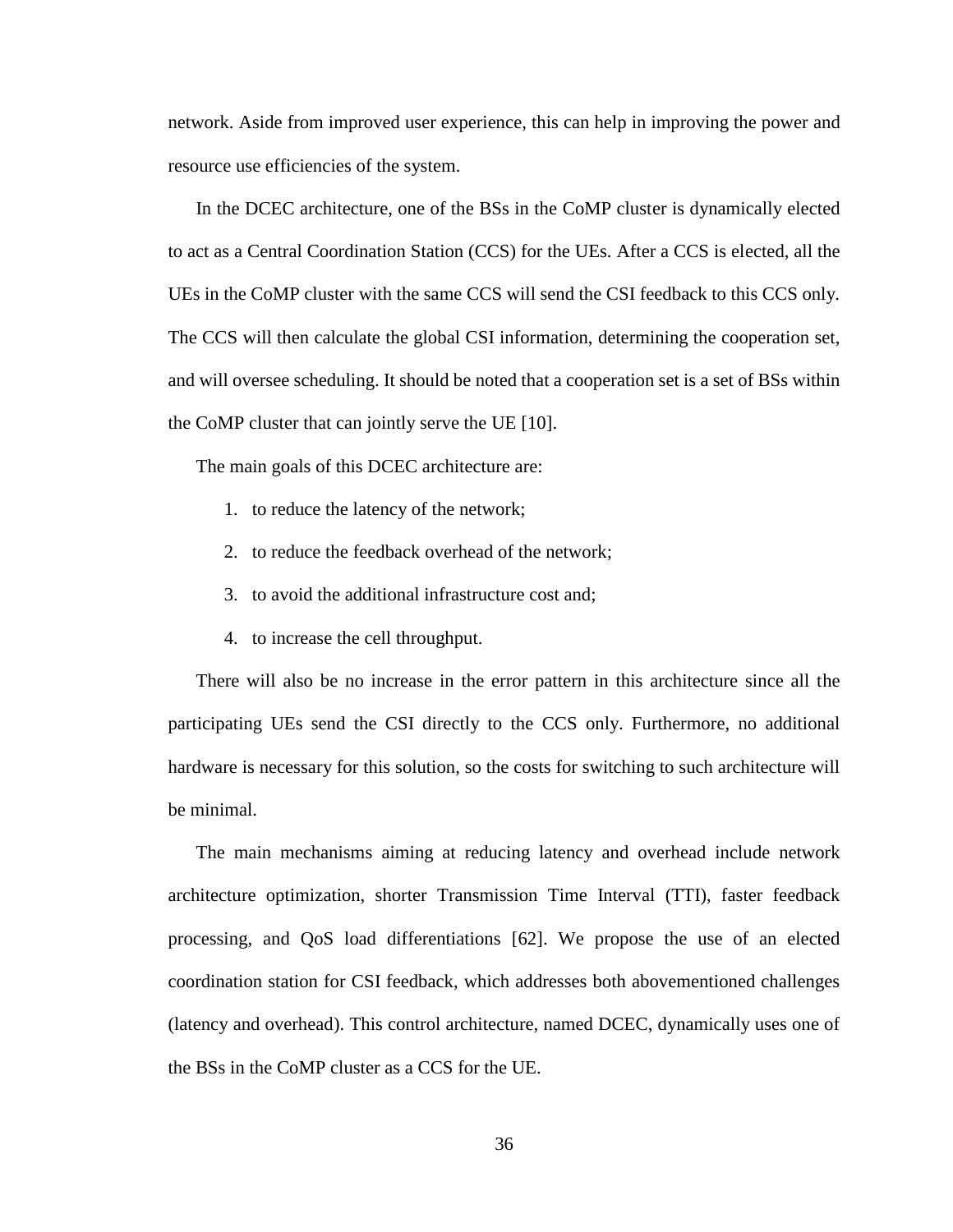network. Aside from improved user experience, this can help in improving the power and resource use efficiencies of the system.

In the DCEC architecture, one of the BSs in the CoMP cluster is dynamically elected to act as a Central Coordination Station (CCS) for the UEs. After a CCS is elected, all the UEs in the CoMP cluster with the same CCS will send the CSI feedback to this CCS only. The CCS will then calculate the global CSI information, determining the cooperation set, and will oversee scheduling. It should be noted that a cooperation set is a set of BSs within the CoMP cluster that can jointly serve the UE [10].

The main goals of this DCEC architecture are:

1. to reduce the latency of the network;
2. to reduce the feedback overhead of the network;
3. to avoid the additional infrastructure cost and;
4. to increase the cell throughput.

There will also be no increase in the error pattern in this architecture since all the participating UEs send the CSI directly to the CCS only. Furthermore, no additional hardware is necessary for this solution, so the costs for switching to such architecture will be minimal.

The main mechanisms aiming at reducing latency and overhead include network architecture optimization, shorter Transmission Time Interval (TTI), faster feedback processing, and QoS load differentiations [62]. We propose the use of an elected coordination station for CSI feedback, which addresses both abovementioned challenges (latency and overhead). This control architecture, named DCEC, dynamically uses one of the BSs in the CoMP cluster as a CCS for the UE.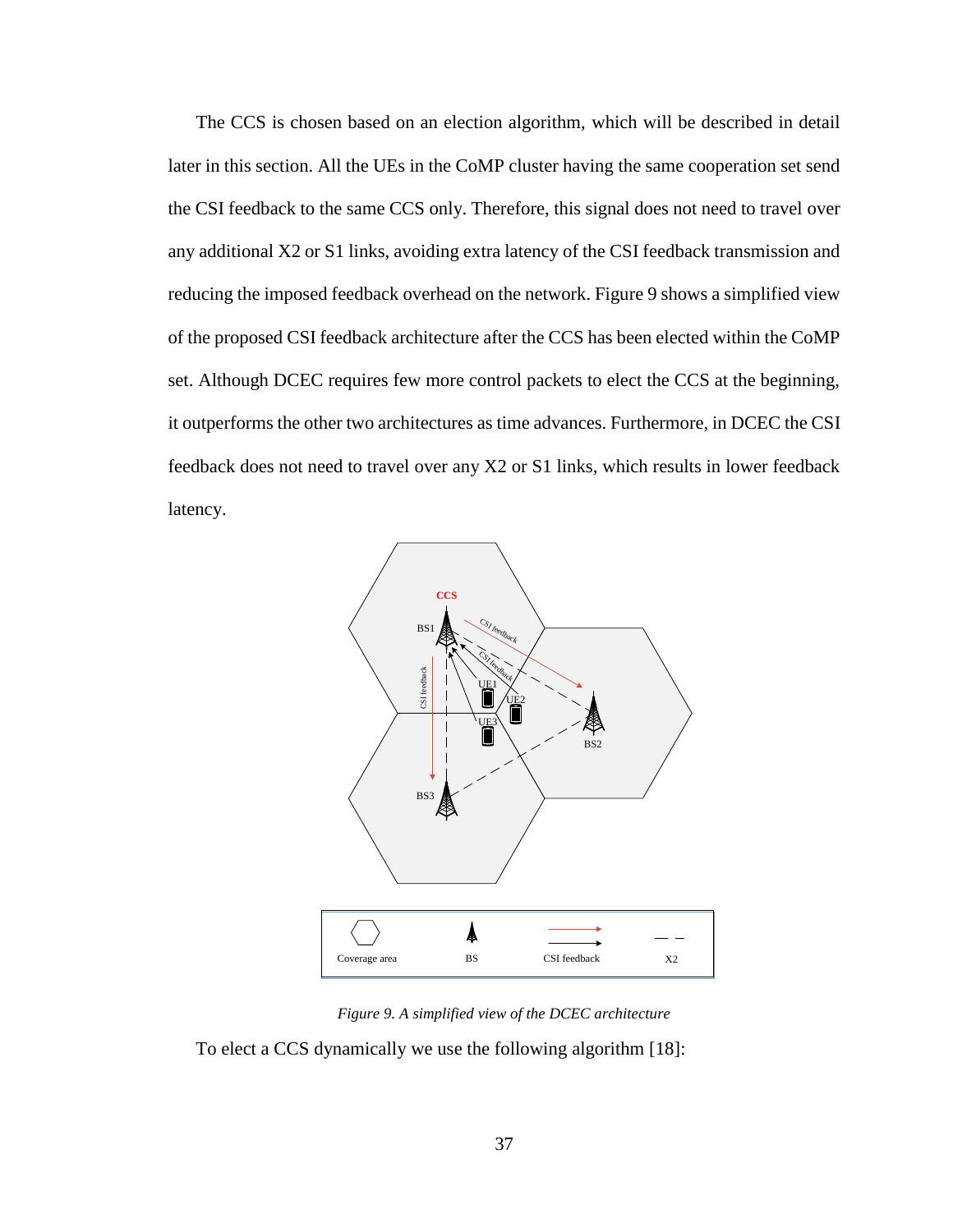The CCS is chosen based on an election algorithm, which will be described in detail later in this section. All the UEs in the CoMP cluster having the same cooperation set send the CSI feedback to the same CCS only. Therefore, this signal does not need to travel over any additional X2 or S1 links, avoiding extra latency of the CSI feedback transmission and reducing the imposed feedback overhead on the network. Figure 9 shows a simplified view of the proposed CSI feedback architecture after the CCS has been elected within the CoMP set. Although DCEC requires few more control packets to elect the CCS at the beginning, it outperforms the other two architectures as time advances. Furthermore, in DCEC the CSI feedback does not need to travel over any X2 or S1 links, which results in lower feedback latency.

*Figure 9. A simplified view of the DCEC architecture*

To elect a CCS dynamically we use the following algorithm [18]: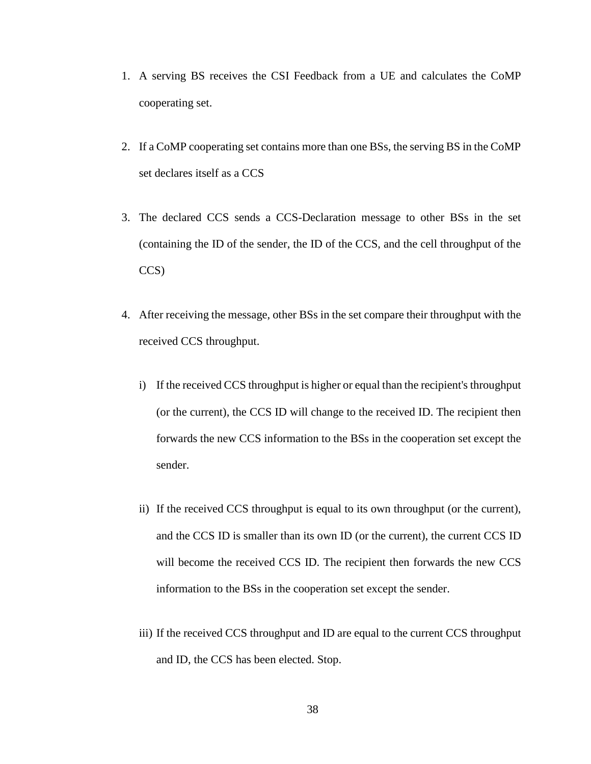1. A serving BS receives the CSI Feedback from a UE and calculates the CoMP cooperating set.

2. If a CoMP cooperating set contains more than one BSs, the serving BS in the CoMP set declares itself as a CCS

3. The declared CCS sends a CCS-Declaration message to other BSs in the set (containing the ID of the sender, the ID of the CCS, and the cell throughput of the CCS)

4. After receiving the message, other BSs in the set compare their throughput with the received CCS throughput.

   i) If the received CCS throughput is higher or equal than the recipient's throughput (or the current), the CCS ID will change to the received ID. The recipient then forwards the new CCS information to the BSs in the cooperation set except the sender.

   ii) If the received CCS throughput is equal to its own throughput (or the current), and the CCS ID is smaller than its own ID (or the current), the current CCS ID will become the received CCS ID. The recipient then forwards the new CCS information to the BSs in the cooperation set except the sender.

   iii) If the received CCS throughput and ID are equal to the current CCS throughput and ID, the CCS has been elected. Stop.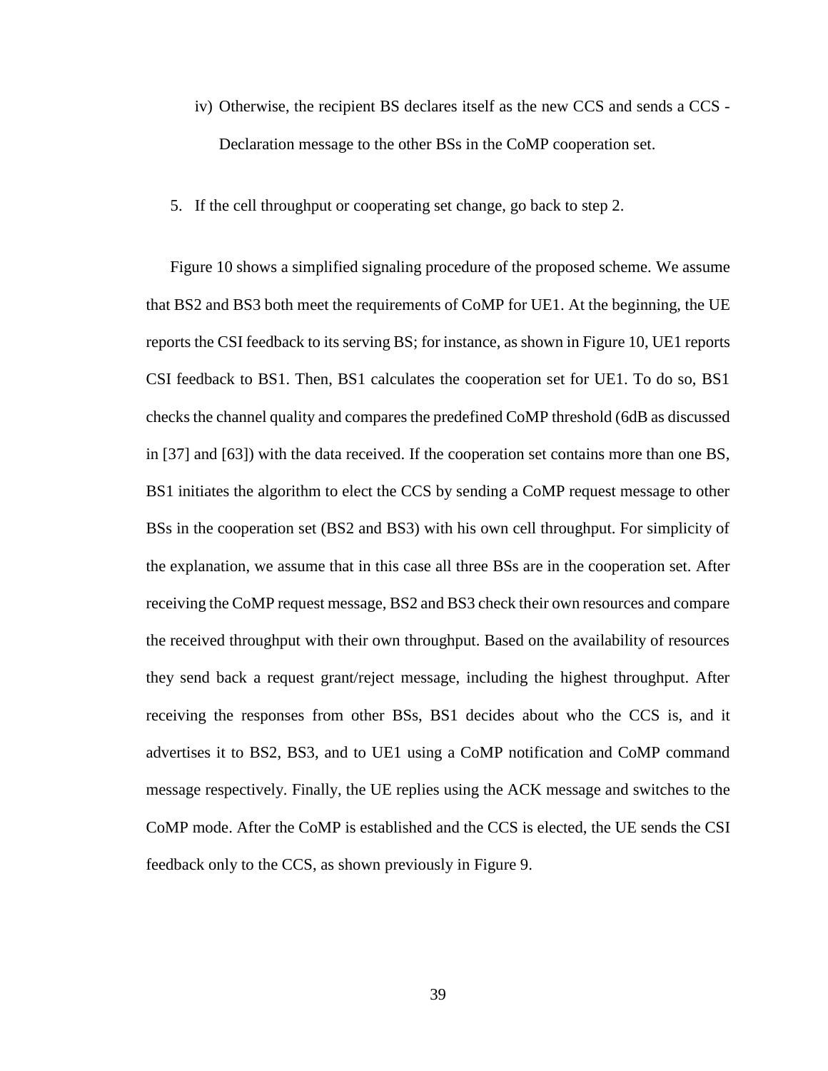iv) Otherwise, the recipient BS declares itself as the new CCS and sends a CCS - Declaration message to the other BSs in the CoMP cooperation set.

5. If the cell throughput or cooperating set change, go back to step 2.

Figure 10 shows a simplified signaling procedure of the proposed scheme. We assume that BS2 and BS3 both meet the requirements of CoMP for UE1. At the beginning, the UE reports the CSI feedback to its serving BS; for instance, as shown in Figure 10, UE1 reports CSI feedback to BS1. Then, BS1 calculates the cooperation set for UE1. To do so, BS1 checks the channel quality and compares the predefined CoMP threshold (6dB as discussed in [37] and [63]) with the data received. If the cooperation set contains more than one BS, BS1 initiates the algorithm to elect the CCS by sending a CoMP request message to other BSs in the cooperation set (BS2 and BS3) with his own cell throughput. For simplicity of the explanation, we assume that in this case all three BSs are in the cooperation set. After receiving the CoMP request message, BS2 and BS3 check their own resources and compare the received throughput with their own throughput. Based on the availability of resources they send back a request grant/reject message, including the highest throughput. After receiving the responses from other BSs, BS1 decides about who the CCS is, and it advertises it to BS2, BS3, and to UE1 using a CoMP notification and CoMP command message respectively. Finally, the UE replies using the ACK message and switches to the CoMP mode. After the CoMP is established and the CCS is elected, the UE sends the CSI feedback only to the CCS, as shown previously in Figure 9.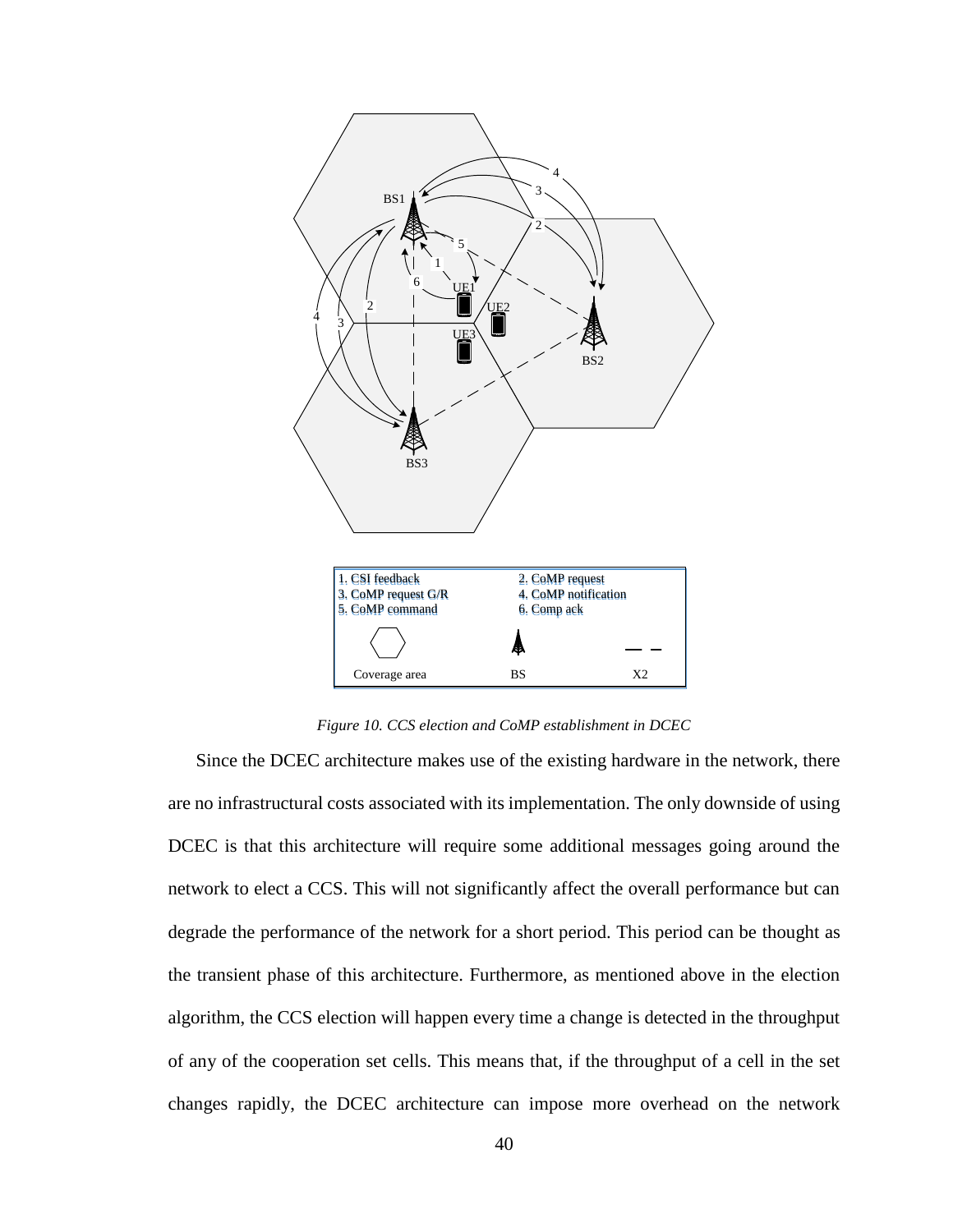Figure 10. CCS election and CoMP establishment in DCEC

Since the DCEC architecture makes use of the existing hardware in the network, there are no infrastructural costs associated with its implementation. The only downside of using DCEC is that this architecture will require some additional messages going around the network to elect a CCS. This will not significantly affect the overall performance but can degrade the performance of the network for a short period. This period can be thought as the transient phase of this architecture. Furthermore, as mentioned above in the election algorithm, the CCS election will happen every time a change is detected in the throughput of any of the cooperation set cells. This means that, if the throughput of a cell in the set changes rapidly, the DCEC architecture can impose more overhead on the network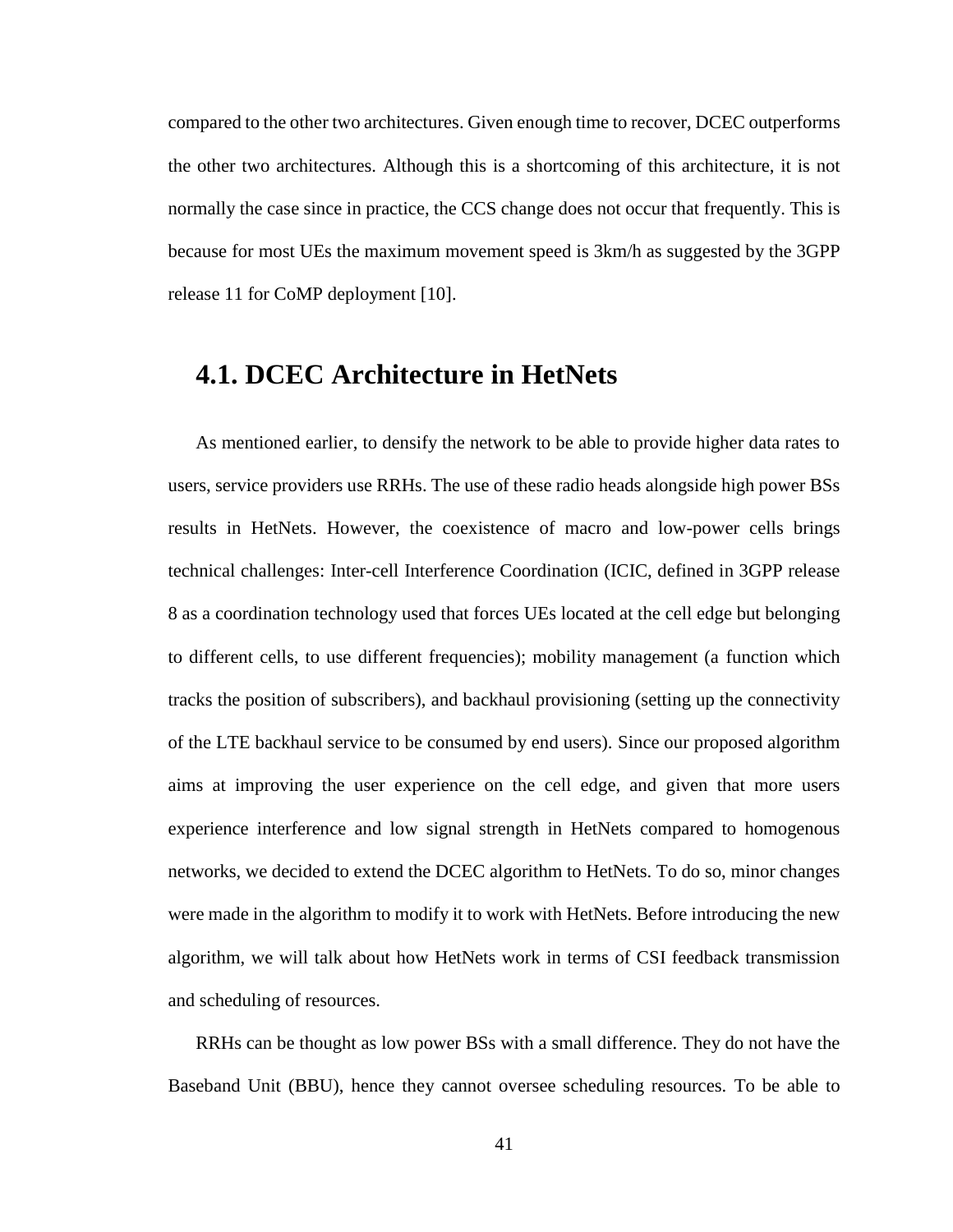compared to the other two architectures. Given enough time to recover, DCEC outperforms the other two architectures. Although this is a shortcoming of this architecture, it is not normally the case since in practice, the CCS change does not occur that frequently. This is because for most UEs the maximum movement speed is 3km/h as suggested by the 3GPP release 11 for CoMP deployment [10].

## 4.1. DCEC Architecture in HetNets

As mentioned earlier, to densify the network to be able to provide higher data rates to users, service providers use RRHs. The use of these radio heads alongside high power BSs results in HetNets. However, the coexistence of macro and low-power cells brings technical challenges: Inter-cell Interference Coordination (ICIC, defined in 3GPP release 8 as a coordination technology used that forces UEs located at the cell edge but belonging to different cells, to use different frequencies); mobility management (a function which tracks the position of subscribers), and backhaul provisioning (setting up the connectivity of the LTE backhaul service to be consumed by end users). Since our proposed algorithm aims at improving the user experience on the cell edge, and given that more users experience interference and low signal strength in HetNets compared to homogenous networks, we decided to extend the DCEC algorithm to HetNets. To do so, minor changes were made in the algorithm to modify it to work with HetNets. Before introducing the new algorithm, we will talk about how HetNets work in terms of CSI feedback transmission and scheduling of resources.

RRHs can be thought as low power BSs with a small difference. They do not have the Baseband Unit (BBU), hence they cannot oversee scheduling resources. To be able to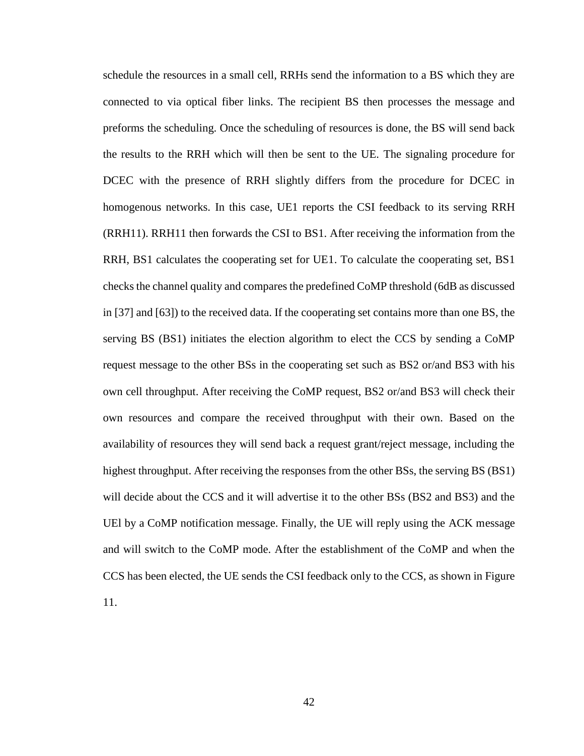schedule the resources in a small cell, RRHs send the information to a BS which they are connected to via optical fiber links. The recipient BS then processes the message and preforms the scheduling. Once the scheduling of resources is done, the BS will send back the results to the RRH which will then be sent to the UE. The signaling procedure for DCEC with the presence of RRH slightly differs from the procedure for DCEC in homogenous networks. In this case, UE1 reports the CSI feedback to its serving RRH (RRH11). RRH11 then forwards the CSI to BS1. After receiving the information from the RRH, BS1 calculates the cooperating set for UE1. To calculate the cooperating set, BS1 checks the channel quality and compares the predefined CoMP threshold (6dB as discussed in [37] and [63]) to the received data. If the cooperating set contains more than one BS, the serving BS (BS1) initiates the election algorithm to elect the CCS by sending a CoMP request message to the other BSs in the cooperating set such as BS2 or/and BS3 with his own cell throughput. After receiving the CoMP request, BS2 or/and BS3 will check their own resources and compare the received throughput with their own. Based on the availability of resources they will send back a request grant/reject message, including the highest throughput. After receiving the responses from the other BSs, the serving BS (BS1) will decide about the CCS and it will advertise it to the other BSs (BS2 and BS3) and the UEl by a CoMP notification message. Finally, the UE will reply using the ACK message and will switch to the CoMP mode. After the establishment of the CoMP and when the CCS has been elected, the UE sends the CSI feedback only to the CCS, as shown in Figure 11.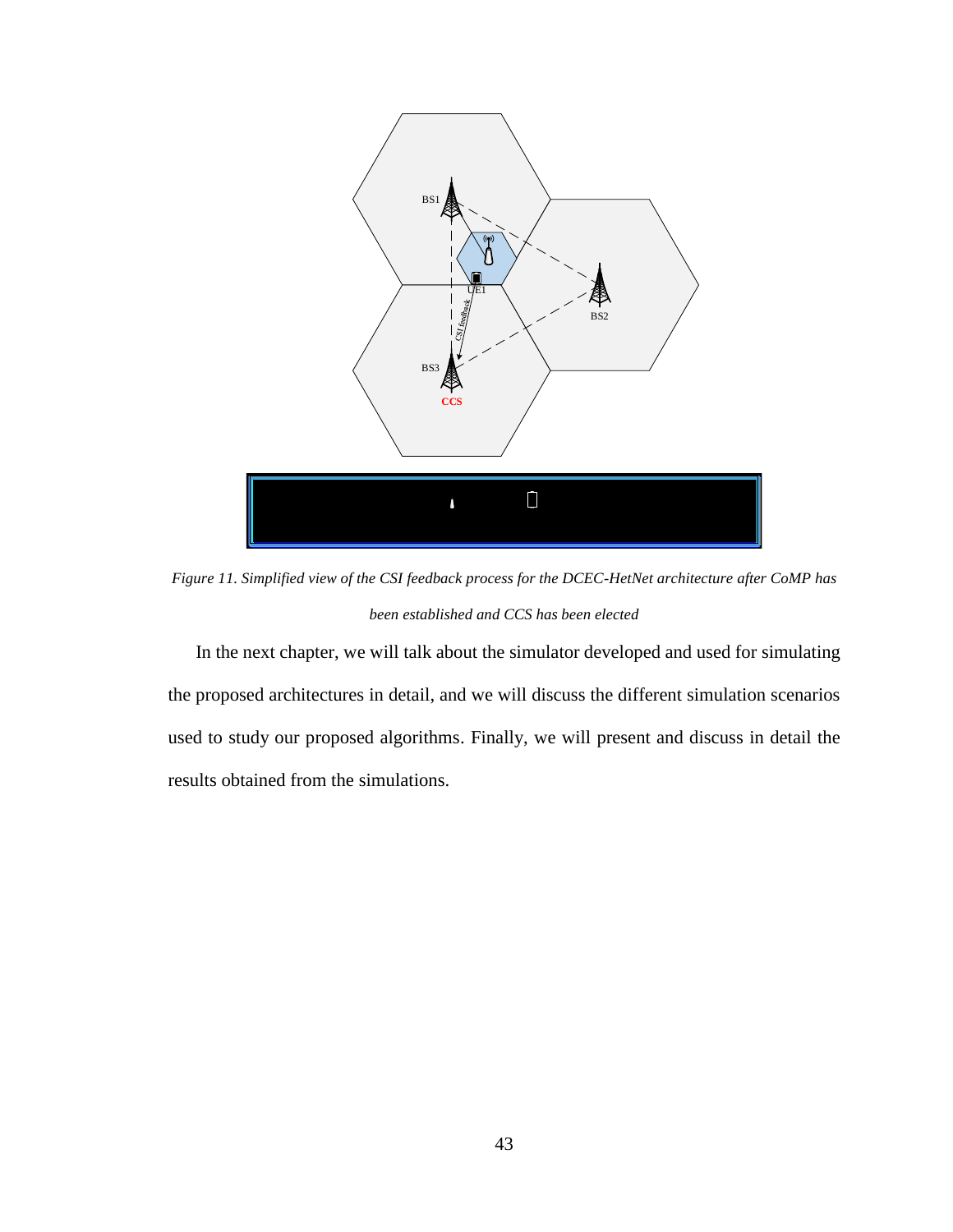*Figure 11. Simplified view of the CSI feedback process for the DCEC-HetNet architecture after CoMP has been established and CCS has been elected*

In the next chapter, we will talk about the simulator developed and used for simulating the proposed architectures in detail, and we will discuss the different simulation scenarios used to study our proposed algorithms. Finally, we will present and discuss in detail the results obtained from the simulations.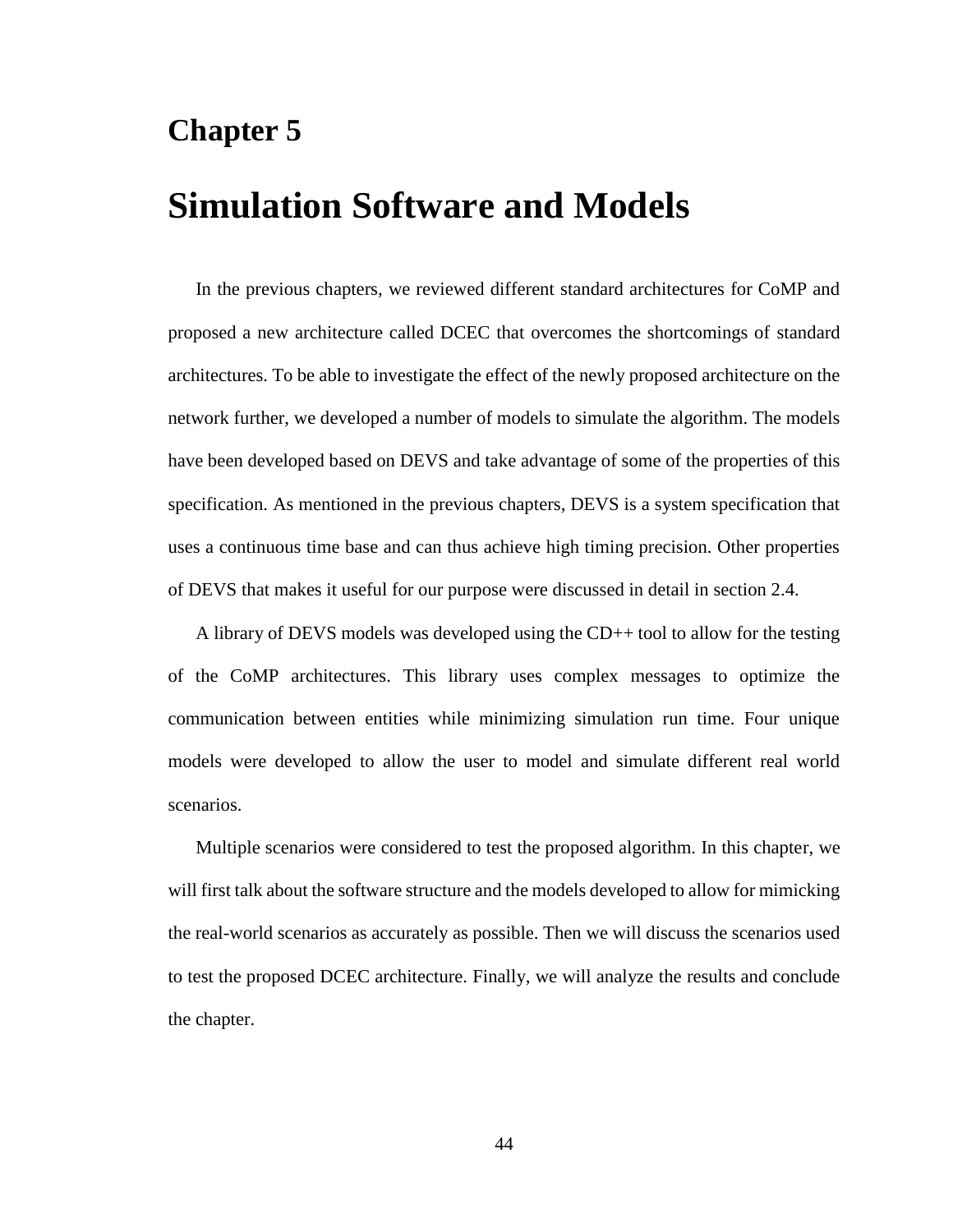# Chapter 5

# Simulation Software and Models

In the previous chapters, we reviewed different standard architectures for CoMP and proposed a new architecture called DCEC that overcomes the shortcomings of standard architectures. To be able to investigate the effect of the newly proposed architecture on the network further, we developed a number of models to simulate the algorithm. The models have been developed based on DEVS and take advantage of some of the properties of this specification. As mentioned in the previous chapters, DEVS is a system specification that uses a continuous time base and can thus achieve high timing precision. Other properties of DEVS that makes it useful for our purpose were discussed in detail in section 2.4.

A library of DEVS models was developed using the CD++ tool to allow for the testing of the CoMP architectures. This library uses complex messages to optimize the communication between entities while minimizing simulation run time. Four unique models were developed to allow the user to model and simulate different real world scenarios.

Multiple scenarios were considered to test the proposed algorithm. In this chapter, we will first talk about the software structure and the models developed to allow for mimicking the real-world scenarios as accurately as possible. Then we will discuss the scenarios used to test the proposed DCEC architecture. Finally, we will analyze the results and conclude the chapter.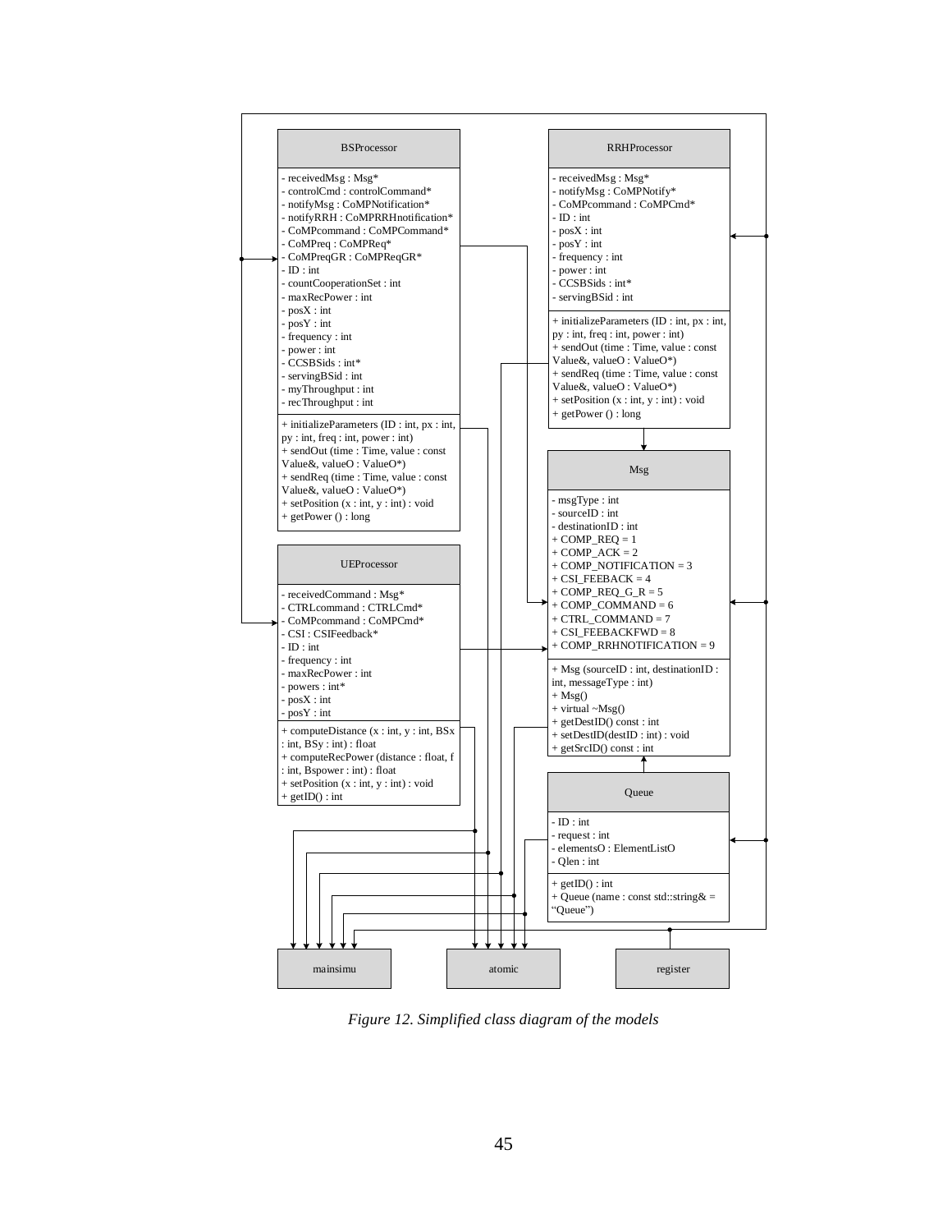**BSProcessor**

- receivedMsg : Msg*
- controlCmd : controlCommand*
- notifyMsg : CoMPNotification*
- notifyRRH : CoMPRRHnotification*
- CoMPcommand : CoMPCommand*
- CoMPreq : CoMPReq*
- CoMPreqGR : CoMPReqGR*
- ID : int
- countCooperationSet : int
- maxRecPower : int
- posX : int
- posY : int
- frequency : int
- power : int
- CCSBSids : int*
- servingBSid : int
- myThroughput : int
- recThroughput : int

+ initializeParameters (ID : int, px : int, py : int, freq : int, power : int)
+ sendOut (time : Time, value : const Value&, valueO : ValueO*)
+ sendReq (time : Time, value : const Value&, valueO : ValueO*)
+ setPosition (x : int, y : int) : void
+ getPower () : long

**RRHProcessor**

- receivedMsg : Msg*
- notifyMsg : CoMPNotify*
- CoMPcommand : CoMPCmd*
- ID : int
- posX : int
- posY : int
- frequency : int
- power : int
- CCSBSids : int*
- servingBSid : int

+ initializeParameters (ID : int, px : int, py : int, freq : int, power : int)
+ sendOut (time : Time, value : const Value&, valueO : ValueO*)
+ sendReq (time : Time, value : const Value&, valueO : ValueO*)
+ setPosition (x : int, y : int) : void
+ getPower () : long

**UEProcessor**

- receivedCommand : Msg*
- CTRLcommand : CTRLCmd*
- CoMPcommand : CoMPCmd*
- CSI : CSIFeedback*
- ID : int
- frequency : int
- maxRecPower : int
- powers : int*
- posX : int
- posY : int

+ computeDistance (x : int, y : int, BSx : int, BSy : int) : float
+ computeRecPower (distance : float, f : int, Bspower : int) : float
+ setPosition (x : int, y : int) : void
+ getID() : int

**Msg**

- msgType : int
- sourceID : int
- destinationID : int
+ COMP_REQ = 1
+ COMP_ACK = 2
+ COMP_NOTIFICATION = 3
+ CSI_FEEBACK = 4
+ COMP_REQ_G_R = 5
+ COMP_COMMAND = 6
+ CTRL_COMMAND = 7
+ CSI_FEEBACKFWD = 8
+ COMP_RRHNOTIFICATION = 9

+ Msg (sourceID : int, destinationID : int, messageType : int)
+ Msg()
+ virtual ~Msg()
+ getDestID() const : int
+ setDestID(destID : int) : void
+ getSrcID() const : int

**Queue**

- ID : int
- request : int
- elementsO : ElementListO
- Qlen : int

+ getID() : int
+ Queue (name : const std::string& = "Queue")

**mainsimu** | **atomic** | **register**

*Figure 12. Simplified class diagram of the models*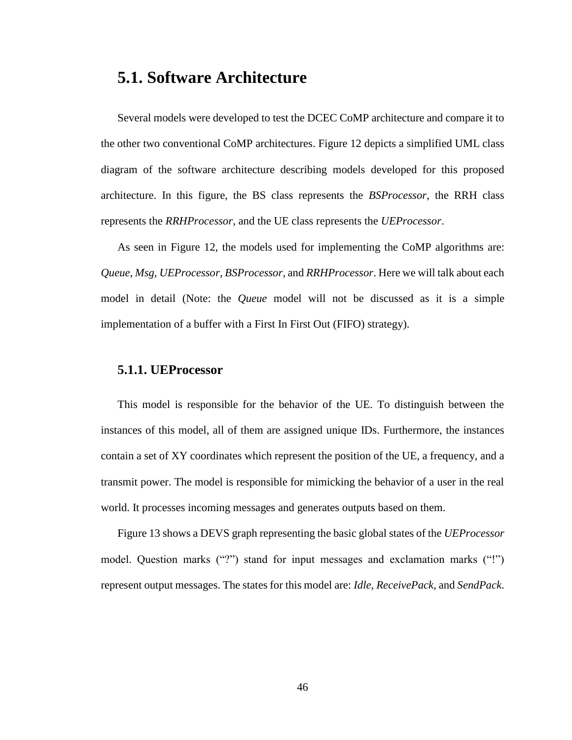## 5.1. Software Architecture

Several models were developed to test the DCEC CoMP architecture and compare it to the other two conventional CoMP architectures. Figure 12 depicts a simplified UML class diagram of the software architecture describing models developed for this proposed architecture. In this figure, the BS class represents the *BSProcessor*, the RRH class represents the *RRHProcessor*, and the UE class represents the *UEProcessor*.

As seen in Figure 12, the models used for implementing the CoMP algorithms are: *Queue*, *Msg*, *UEProcessor*, *BSProcessor*, and *RRHProcessor*. Here we will talk about each model in detail (Note: the *Queue* model will not be discussed as it is a simple implementation of a buffer with a First In First Out (FIFO) strategy).

### 5.1.1. UEProcessor

This model is responsible for the behavior of the UE. To distinguish between the instances of this model, all of them are assigned unique IDs. Furthermore, the instances contain a set of XY coordinates which represent the position of the UE, a frequency, and a transmit power. The model is responsible for mimicking the behavior of a user in the real world. It processes incoming messages and generates outputs based on them.

Figure 13 shows a DEVS graph representing the basic global states of the *UEProcessor* model. Question marks ("?") stand for input messages and exclamation marks ("!") represent output messages. The states for this model are: *Idle*, *ReceivePack*, and *SendPack*.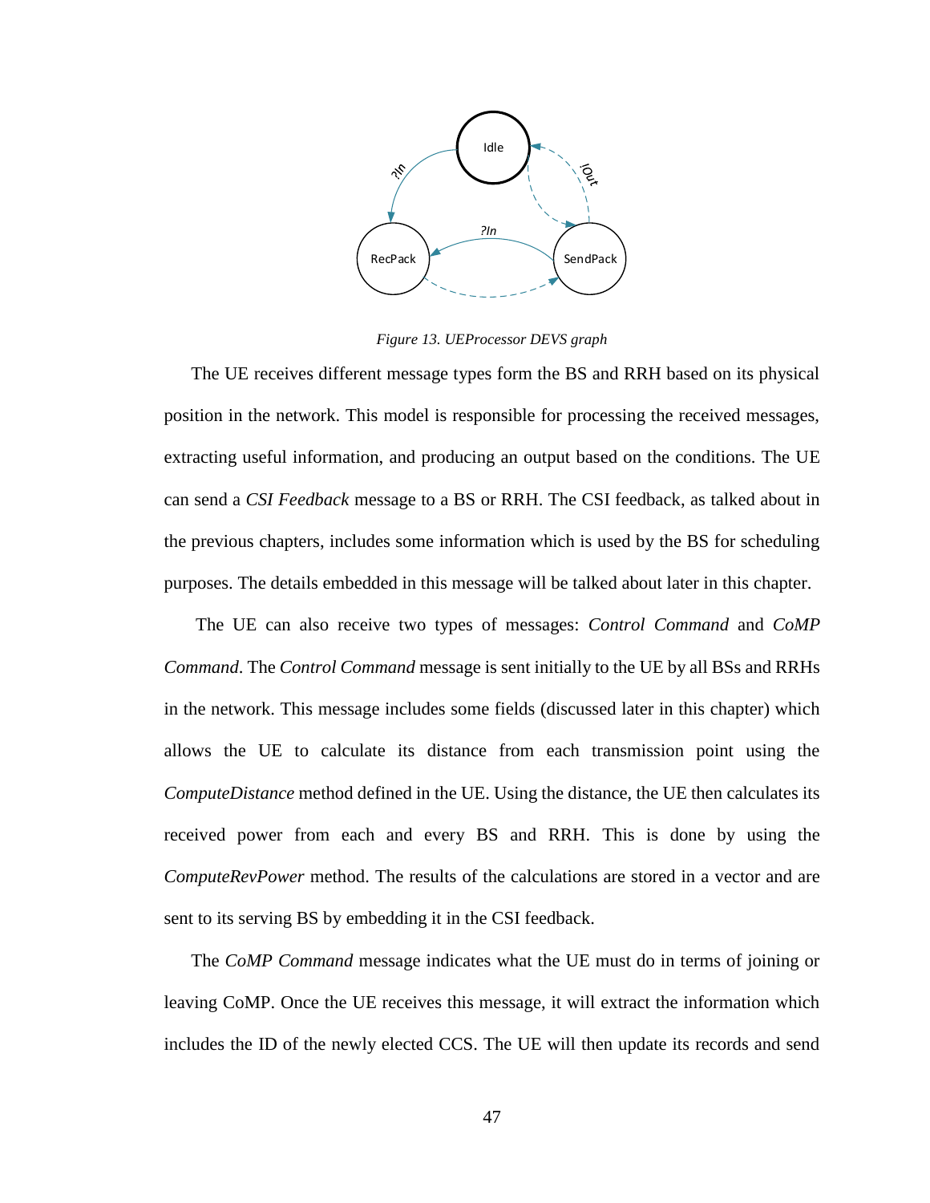*Figure 13. UEProcessor DEVS graph*

The UE receives different message types form the BS and RRH based on its physical position in the network. This model is responsible for processing the received messages, extracting useful information, and producing an output based on the conditions. The UE can send a *CSI Feedback* message to a BS or RRH. The CSI feedback, as talked about in the previous chapters, includes some information which is used by the BS for scheduling purposes. The details embedded in this message will be talked about later in this chapter.

The UE can also receive two types of messages: *Control Command* and *CoMP Command*. The *Control Command* message is sent initially to the UE by all BSs and RRHs in the network. This message includes some fields (discussed later in this chapter) which allows the UE to calculate its distance from each transmission point using the *ComputeDistance* method defined in the UE. Using the distance, the UE then calculates its received power from each and every BS and RRH. This is done by using the *ComputeRevPower* method. The results of the calculations are stored in a vector and are sent to its serving BS by embedding it in the CSI feedback.

The *CoMP Command* message indicates what the UE must do in terms of joining or leaving CoMP. Once the UE receives this message, it will extract the information which includes the ID of the newly elected CCS. The UE will then update its records and send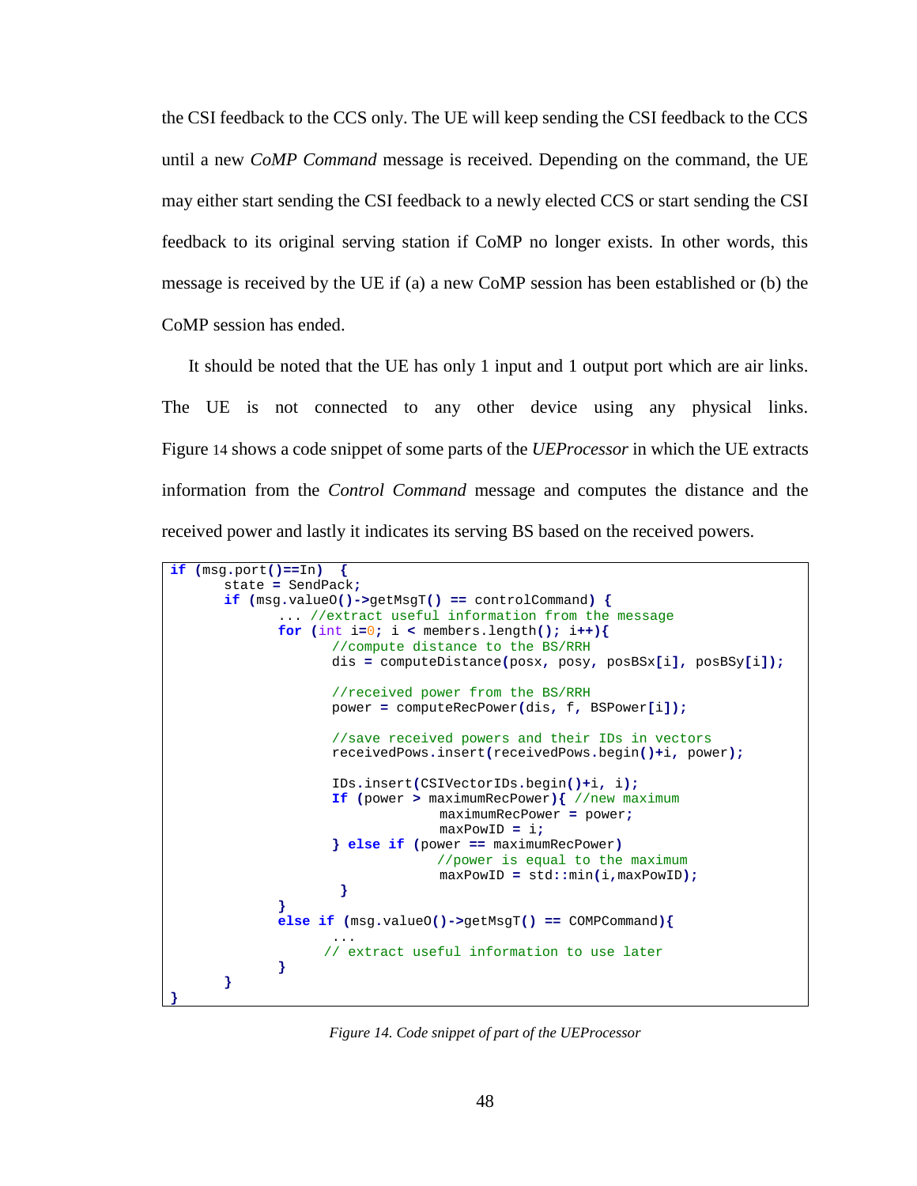the CSI feedback to the CCS only. The UE will keep sending the CSI feedback to the CCS until a new *CoMP Command* message is received. Depending on the command, the UE may either start sending the CSI feedback to a newly elected CCS or start sending the CSI feedback to its original serving station if CoMP no longer exists. In other words, this message is received by the UE if (a) a new CoMP session has been established or (b) the CoMP session has ended.

It should be noted that the UE has only 1 input and 1 output port which are air links. The UE is not connected to any other device using any physical links. Figure 14 shows a code snippet of some parts of the *UEProcessor* in which the UE extracts information from the *Control Command* message and computes the distance and the received power and lastly it indicates its serving BS based on the received powers.

```
if (msg.port()==In)  {
      state = SendPack;
      if (msg.value0()->getMsgT() == controlCommand) {
            ... //extract useful information from the message
            for (int i=0; i < members.length(); i++){
                  //compute distance to the BS/RRH
                  dis = computeDistance(posx, posy, posBSx[i], posBSy[i]);

                  //received power from the BS/RRH
                  power = computeRecPower(dis, f, BSPower[i]);

                  //save received powers and their IDs in vectors
                  receivedPows.insert(receivedPows.begin()+i, power);

                  IDs.insert(CSIVectorIDs.begin()+i, i);
                  If (power > maximumRecPower){ //new maximum
                              maximumRecPower = power;
                              maxPowID = i;
                  } else if (power == maximumRecPower)
                              //power is equal to the maximum
                              maxPowID = std::min(i,maxPowID);
                   }
            }
            else if (msg.value0()->getMsgT() == COMPCommand){
                  ...
                 // extract useful information to use later
            }
      }
}
```

*Figure 14. Code snippet of part of the UEProcessor*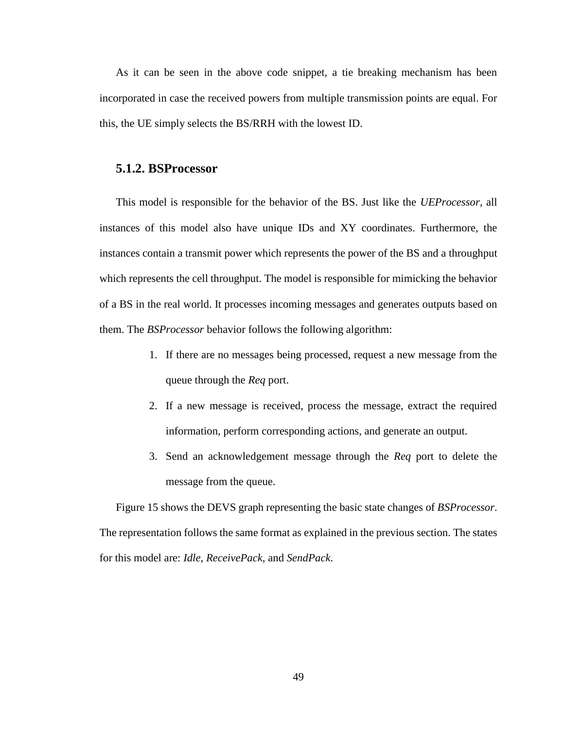As it can be seen in the above code snippet, a tie breaking mechanism has been incorporated in case the received powers from multiple transmission points are equal. For this, the UE simply selects the BS/RRH with the lowest ID.

### 5.1.2. BSProcessor

This model is responsible for the behavior of the BS. Just like the *UEProcessor*, all instances of this model also have unique IDs and XY coordinates. Furthermore, the instances contain a transmit power which represents the power of the BS and a throughput which represents the cell throughput. The model is responsible for mimicking the behavior of a BS in the real world. It processes incoming messages and generates outputs based on them. The *BSProcessor* behavior follows the following algorithm:

1. If there are no messages being processed, request a new message from the queue through the *Req* port.
2. If a new message is received, process the message, extract the required information, perform corresponding actions, and generate an output.
3. Send an acknowledgement message through the *Req* port to delete the message from the queue.

Figure 15 shows the DEVS graph representing the basic state changes of *BSProcessor*. The representation follows the same format as explained in the previous section. The states for this model are: *Idle, ReceivePack,* and *SendPack*.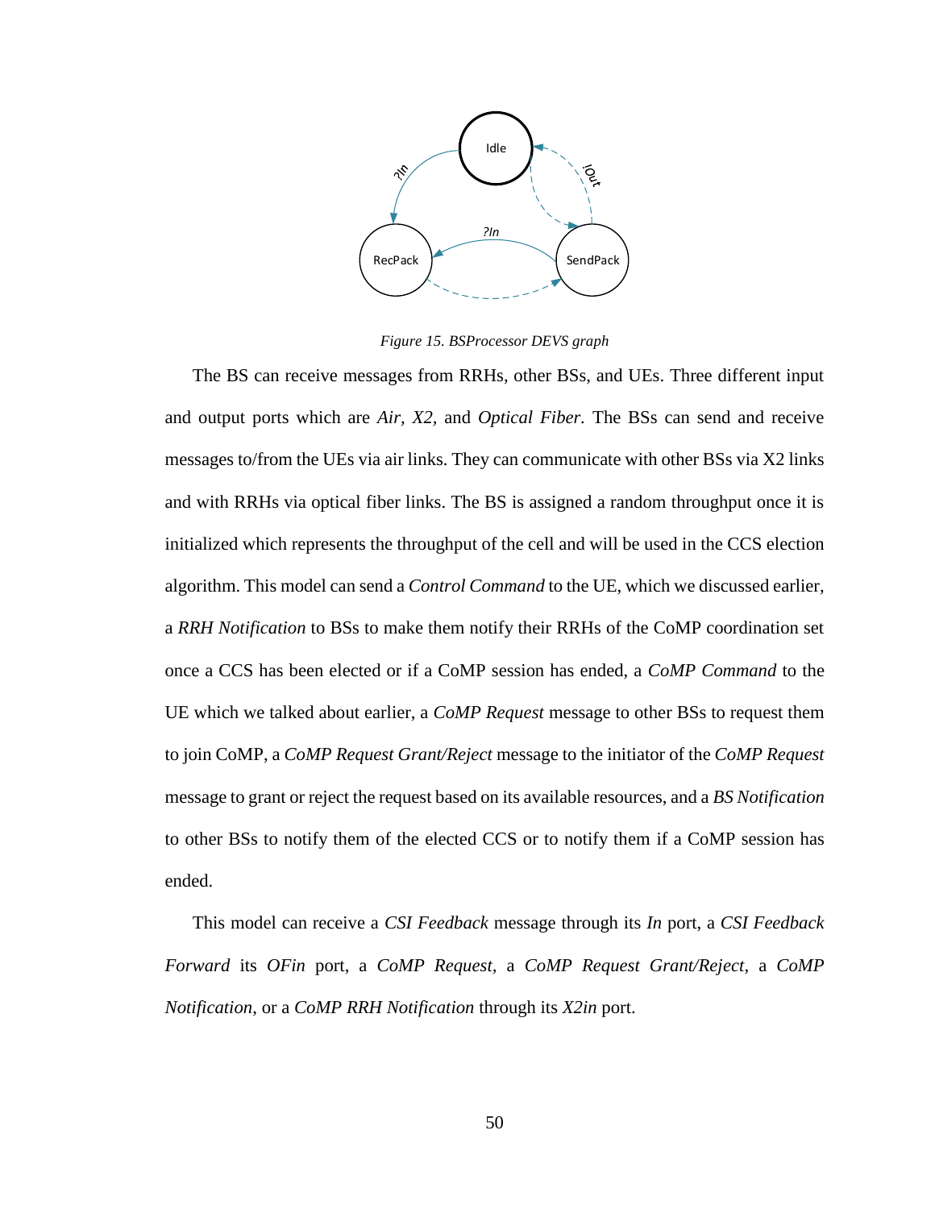*Figure 15. BSProcessor DEVS graph*

The BS can receive messages from RRHs, other BSs, and UEs. Three different input and output ports which are *Air*, *X2*, and *Optical Fiber*. The BSs can send and receive messages to/from the UEs via air links. They can communicate with other BSs via X2 links and with RRHs via optical fiber links. The BS is assigned a random throughput once it is initialized which represents the throughput of the cell and will be used in the CCS election algorithm. This model can send a *Control Command* to the UE, which we discussed earlier, a *RRH Notification* to BSs to make them notify their RRHs of the CoMP coordination set once a CCS has been elected or if a CoMP session has ended, a *CoMP Command* to the UE which we talked about earlier, a *CoMP Request* message to other BSs to request them to join CoMP, a *CoMP Request Grant/Reject* message to the initiator of the *CoMP Request* message to grant or reject the request based on its available resources, and a *BS Notification* to other BSs to notify them of the elected CCS or to notify them if a CoMP session has ended.

This model can receive a *CSI Feedback* message through its *In* port, a *CSI Feedback Forward* its *OFin* port, a *CoMP Request*, a *CoMP Request Grant/Reject*, a *CoMP Notification*, or a *CoMP RRH Notification* through its *X2in* port.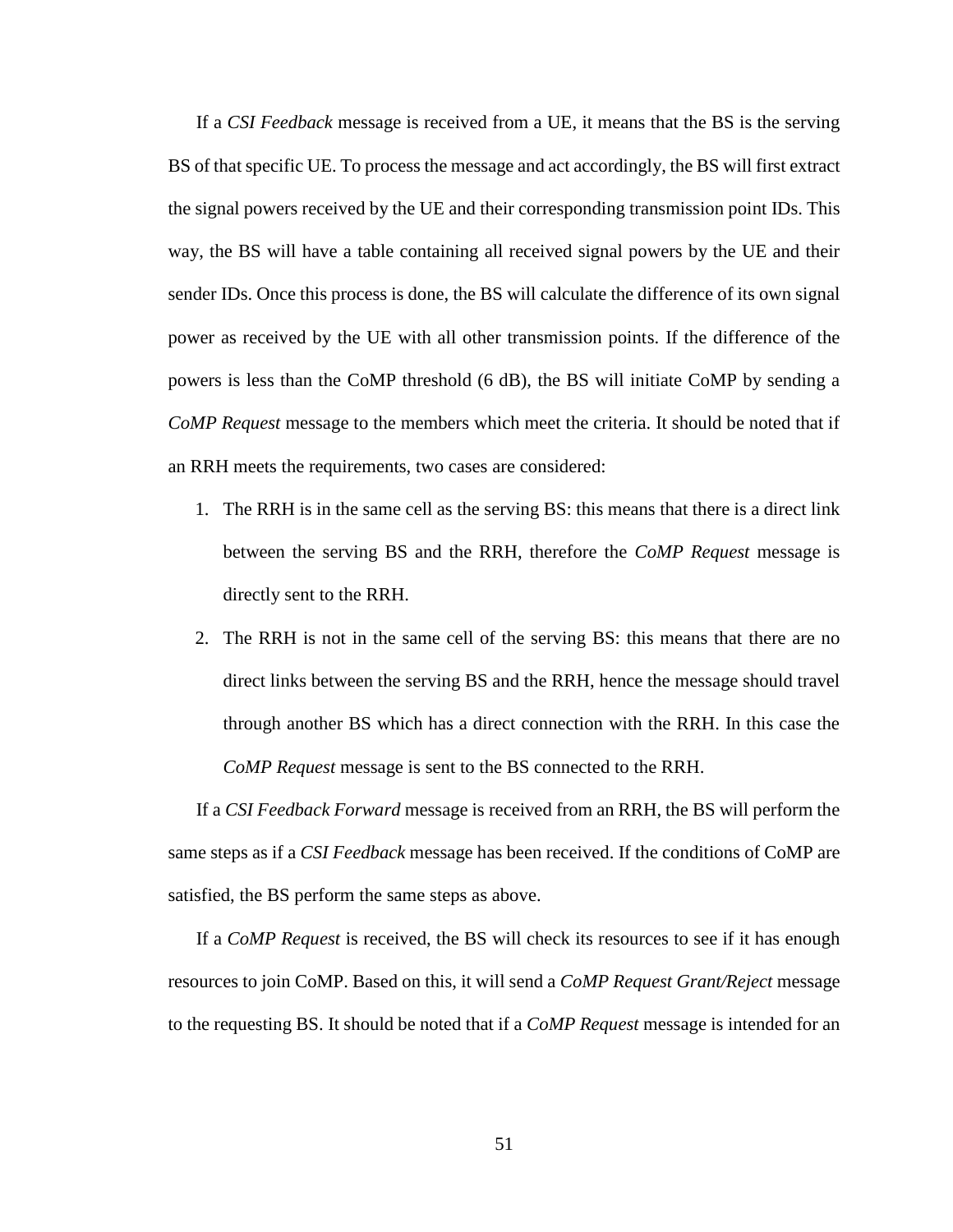If a *CSI Feedback* message is received from a UE, it means that the BS is the serving BS of that specific UE. To process the message and act accordingly, the BS will first extract the signal powers received by the UE and their corresponding transmission point IDs. This way, the BS will have a table containing all received signal powers by the UE and their sender IDs. Once this process is done, the BS will calculate the difference of its own signal power as received by the UE with all other transmission points. If the difference of the powers is less than the CoMP threshold (6 dB), the BS will initiate CoMP by sending a *CoMP Request* message to the members which meet the criteria. It should be noted that if an RRH meets the requirements, two cases are considered:

1. The RRH is in the same cell as the serving BS: this means that there is a direct link between the serving BS and the RRH, therefore the *CoMP Request* message is directly sent to the RRH.
2. The RRH is not in the same cell of the serving BS: this means that there are no direct links between the serving BS and the RRH, hence the message should travel through another BS which has a direct connection with the RRH. In this case the *CoMP Request* message is sent to the BS connected to the RRH.

If a *CSI Feedback Forward* message is received from an RRH, the BS will perform the same steps as if a *CSI Feedback* message has been received. If the conditions of CoMP are satisfied, the BS perform the same steps as above.

If a *CoMP Request* is received, the BS will check its resources to see if it has enough resources to join CoMP. Based on this, it will send a *CoMP Request Grant/Reject* message to the requesting BS. It should be noted that if a *CoMP Request* message is intended for an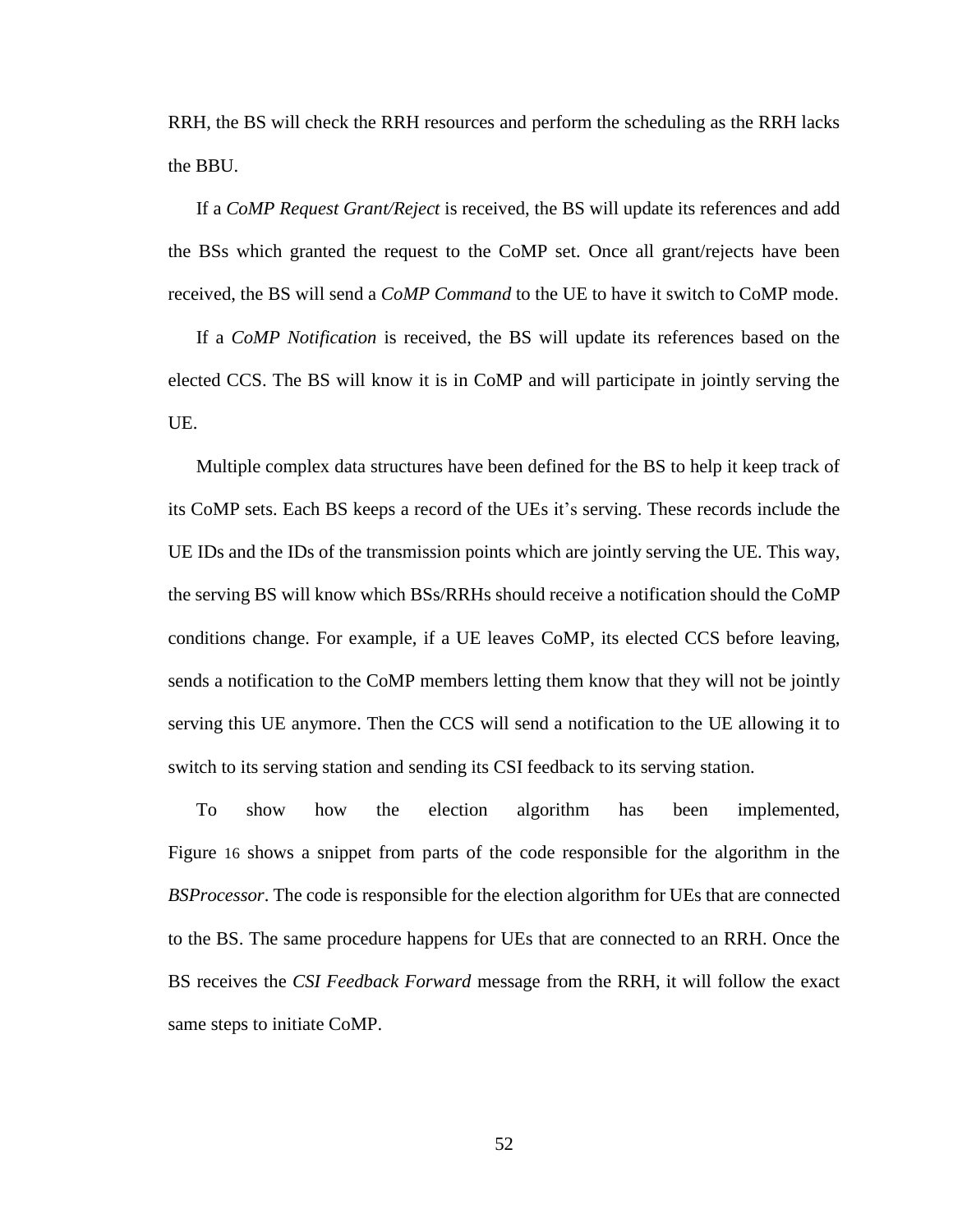RRH, the BS will check the RRH resources and perform the scheduling as the RRH lacks the BBU.

If a *CoMP Request Grant/Reject* is received, the BS will update its references and add the BSs which granted the request to the CoMP set. Once all grant/rejects have been received, the BS will send a *CoMP Command* to the UE to have it switch to CoMP mode.

If a *CoMP Notification* is received, the BS will update its references based on the elected CCS. The BS will know it is in CoMP and will participate in jointly serving the UE.

Multiple complex data structures have been defined for the BS to help it keep track of its CoMP sets. Each BS keeps a record of the UEs it's serving. These records include the UE IDs and the IDs of the transmission points which are jointly serving the UE. This way, the serving BS will know which BSs/RRHs should receive a notification should the CoMP conditions change. For example, if a UE leaves CoMP, its elected CCS before leaving, sends a notification to the CoMP members letting them know that they will not be jointly serving this UE anymore. Then the CCS will send a notification to the UE allowing it to switch to its serving station and sending its CSI feedback to its serving station.

To show how the election algorithm has been implemented, Figure 16 shows a snippet from parts of the code responsible for the algorithm in the *BSProcessor*. The code is responsible for the election algorithm for UEs that are connected to the BS. The same procedure happens for UEs that are connected to an RRH. Once the BS receives the *CSI Feedback Forward* message from the RRH, it will follow the exact same steps to initiate CoMP.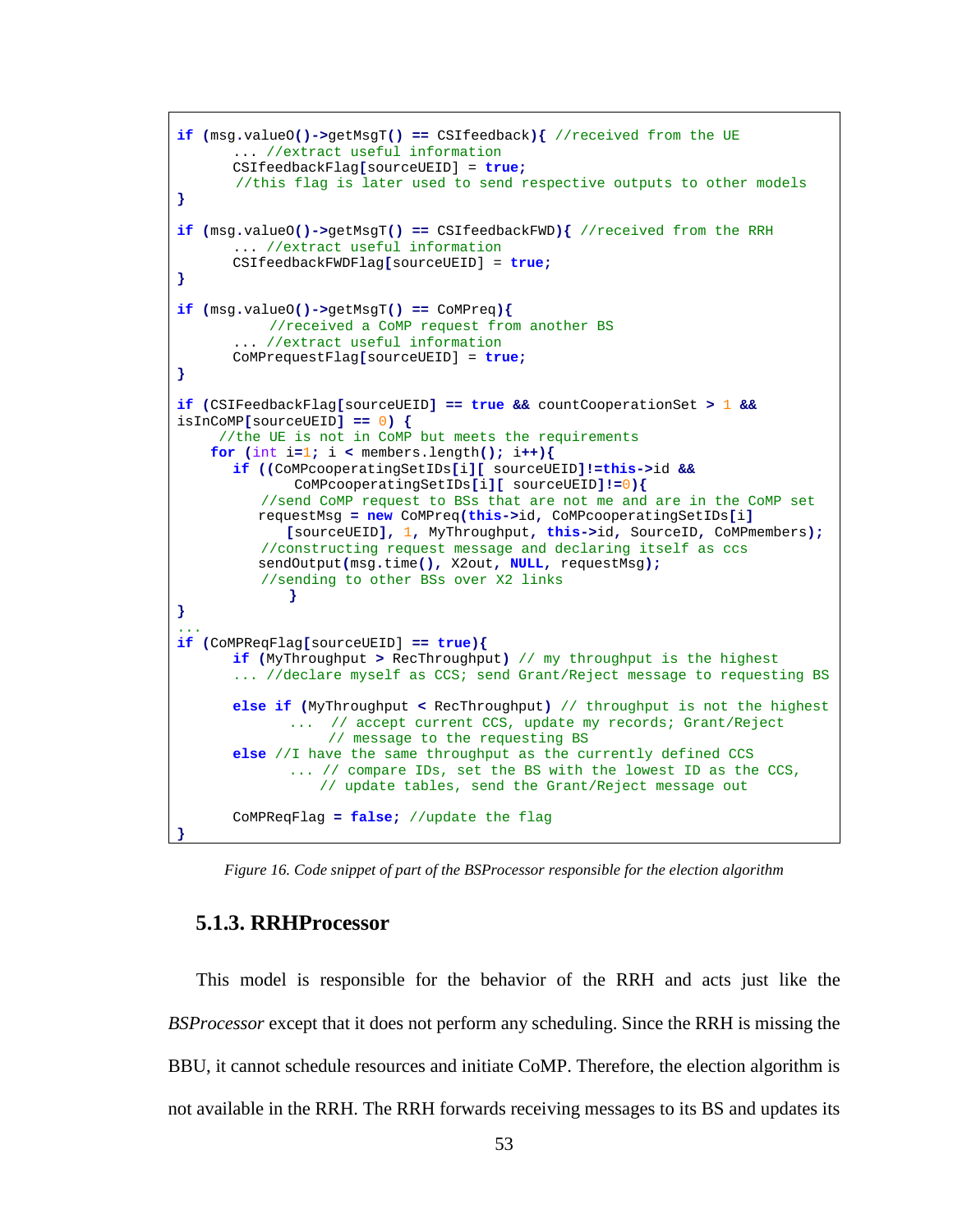```
if (msg.valueO()->getMsgT() == CSIfeedback){ //received from the UE
       ... //extract useful information
       CSIfeedbackFlag[sourceUEID] = true;
        //this flag is later used to send respective outputs to other models
}

if (msg.valueO()->getMsgT() == CSIfeedbackFWD){ //received from the RRH
       ... //extract useful information
       CSIfeedbackFWDFlag[sourceUEID] = true;
}

if (msg.valueO()->getMsgT() == CoMPreq){
           //received a CoMP request from another BS
       ... //extract useful information
       CoMPrequestFlag[sourceUEID] = true;
}

if (CSIFeedbackFlag[sourceUEID] == true && countCooperationSet > 1 &&
isInCoMP[sourceUEID] == 0) {
     //the UE is not in CoMP but meets the requirements
    for (int i=1; i < members.length(); i++){
       if ((CoMPcooperatingSetIDs[i][ sourceUEID]!=this->id &&
              CoMPcooperatingSetIDs[i][ sourceUEID]!=0){
          //send CoMP request to BSs that are not me and are in the CoMP set
          requestMsg = new CoMPreq(this->id, CoMPcooperatingSetIDs[i]
             [sourceUEID], 1, MyThroughput, this->id, SourceID, CoMPmembers);
          //constructing request message and declaring itself as ccs
          sendOutput(msg.time(), X2out, NULL, requestMsg);
          //sending to other BSs over X2 links
             }
}
...
if (CoMPReqFlag[sourceUEID] == true){
       if (MyThroughput > RecThroughput) // my throughput is the highest
       ... //declare myself as CCS; send Grant/Reject message to requesting BS

       else if (MyThroughput < RecThroughput) // throughput is not the highest
             ...  // accept current CCS, update my records; Grant/Reject
                  // message to the requesting BS
       else //I have the same throughput as the currently defined CCS
             ... // compare IDs, set the BS with the lowest ID as the CCS,
                 // update tables, send the Grant/Reject message out

       CoMPReqFlag = false; //update the flag
}
```

*Figure 16. Code snippet of part of the BSProcessor responsible for the election algorithm*

### 5.1.3. RRHProcessor

This model is responsible for the behavior of the RRH and acts just like the *BSProcessor* except that it does not perform any scheduling. Since the RRH is missing the BBU, it cannot schedule resources and initiate CoMP. Therefore, the election algorithm is not available in the RRH. The RRH forwards receiving messages to its BS and updates its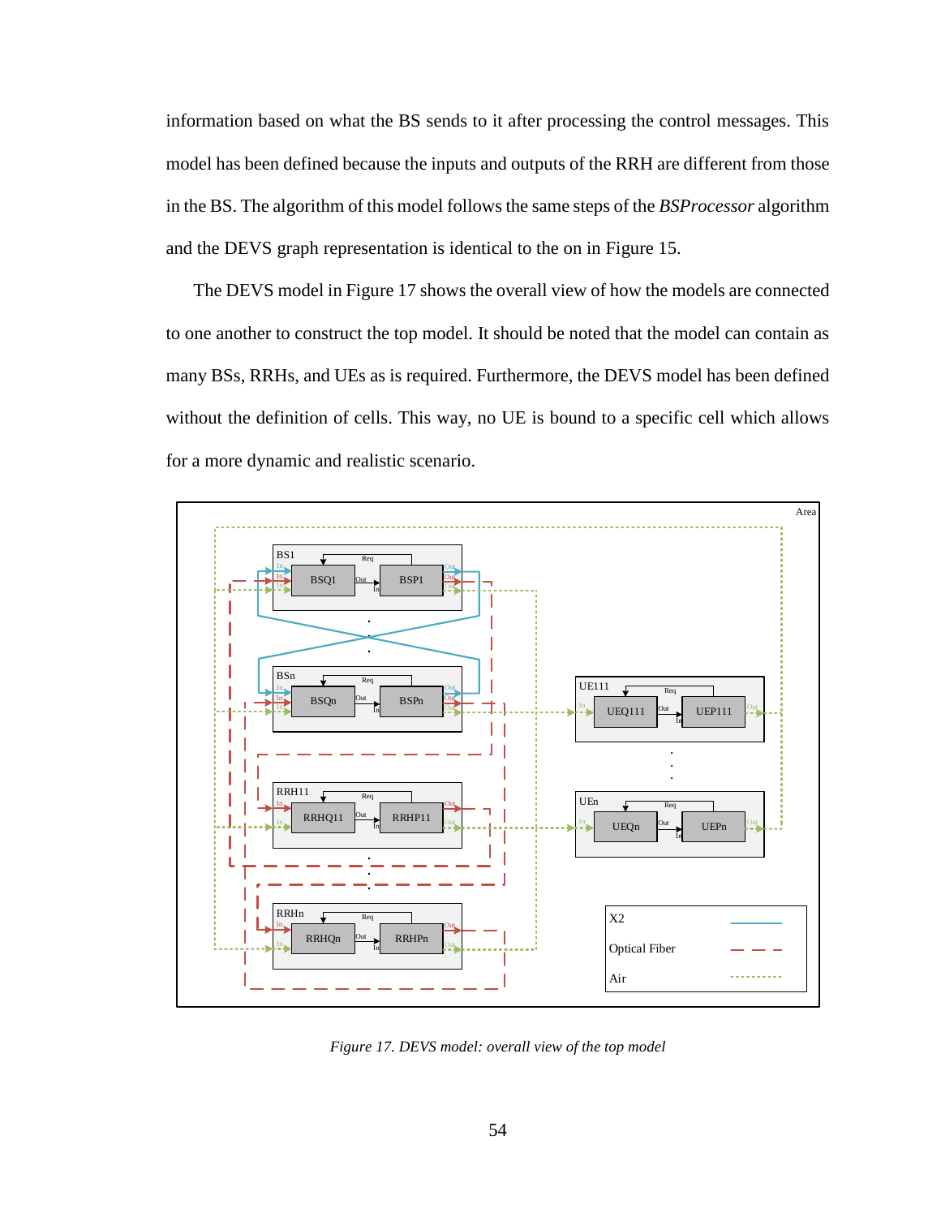information based on what the BS sends to it after processing the control messages. This model has been defined because the inputs and outputs of the RRH are different from those in the BS. The algorithm of this model follows the same steps of the *BSProcessor* algorithm and the DEVS graph representation is identical to the on in Figure 15.

The DEVS model in Figure 17 shows the overall view of how the models are connected to one another to construct the top model. It should be noted that the model can contain as many BSs, RRHs, and UEs as is required. Furthermore, the DEVS model has been defined without the definition of cells. This way, no UE is bound to a specific cell which allows for a more dynamic and realistic scenario.

*Figure 17. DEVS model: overall view of the top model*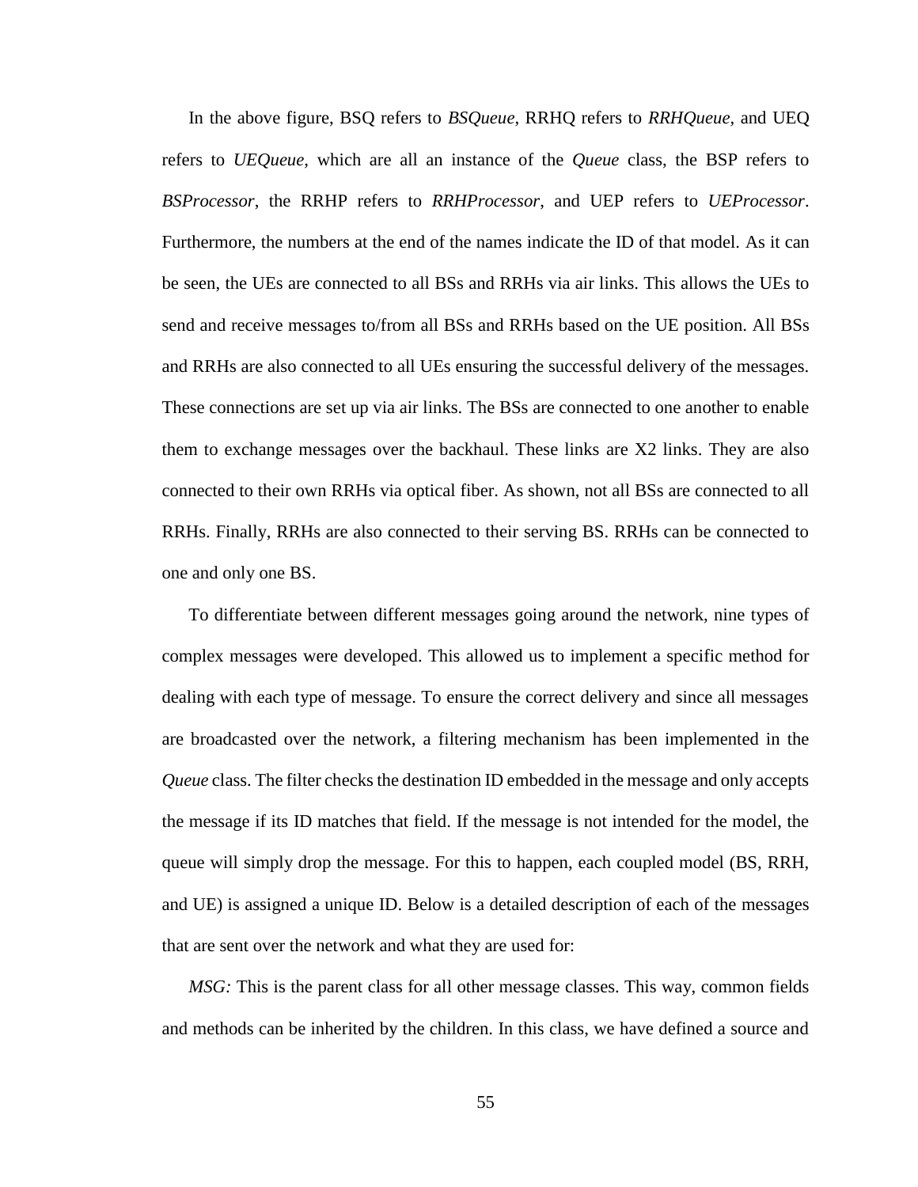In the above figure, BSQ refers to *BSQueue*, RRHQ refers to *RRHQueue*, and UEQ refers to *UEQueue*, which are all an instance of the *Queue* class, the BSP refers to *BSProcessor*, the RRHP refers to *RRHProcessor*, and UEP refers to *UEProcessor*. Furthermore, the numbers at the end of the names indicate the ID of that model. As it can be seen, the UEs are connected to all BSs and RRHs via air links. This allows the UEs to send and receive messages to/from all BSs and RRHs based on the UE position. All BSs and RRHs are also connected to all UEs ensuring the successful delivery of the messages. These connections are set up via air links. The BSs are connected to one another to enable them to exchange messages over the backhaul. These links are X2 links. They are also connected to their own RRHs via optical fiber. As shown, not all BSs are connected to all RRHs. Finally, RRHs are also connected to their serving BS. RRHs can be connected to one and only one BS.

To differentiate between different messages going around the network, nine types of complex messages were developed. This allowed us to implement a specific method for dealing with each type of message. To ensure the correct delivery and since all messages are broadcasted over the network, a filtering mechanism has been implemented in the *Queue* class. The filter checks the destination ID embedded in the message and only accepts the message if its ID matches that field. If the message is not intended for the model, the queue will simply drop the message. For this to happen, each coupled model (BS, RRH, and UE) is assigned a unique ID. Below is a detailed description of each of the messages that are sent over the network and what they are used for:

*MSG:* This is the parent class for all other message classes. This way, common fields and methods can be inherited by the children. In this class, we have defined a source and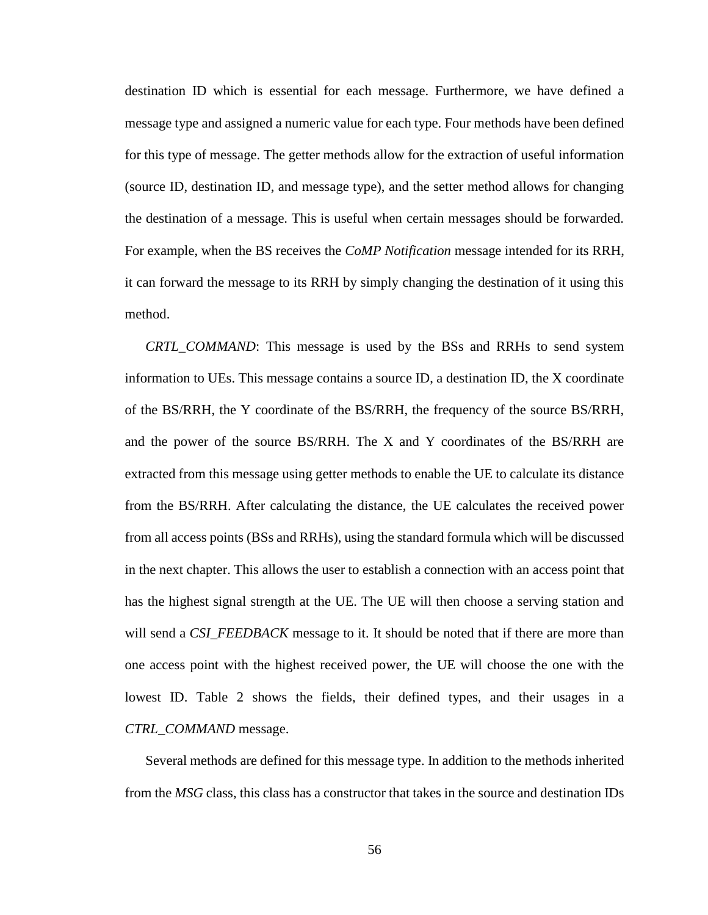destination ID which is essential for each message. Furthermore, we have defined a message type and assigned a numeric value for each type. Four methods have been defined for this type of message. The getter methods allow for the extraction of useful information (source ID, destination ID, and message type), and the setter method allows for changing the destination of a message. This is useful when certain messages should be forwarded. For example, when the BS receives the *CoMP Notification* message intended for its RRH, it can forward the message to its RRH by simply changing the destination of it using this method.

*CRTL_COMMAND*: This message is used by the BSs and RRHs to send system information to UEs. This message contains a source ID, a destination ID, the X coordinate of the BS/RRH, the Y coordinate of the BS/RRH, the frequency of the source BS/RRH, and the power of the source BS/RRH. The X and Y coordinates of the BS/RRH are extracted from this message using getter methods to enable the UE to calculate its distance from the BS/RRH. After calculating the distance, the UE calculates the received power from all access points (BSs and RRHs), using the standard formula which will be discussed in the next chapter. This allows the user to establish a connection with an access point that has the highest signal strength at the UE. The UE will then choose a serving station and will send a *CSI_FEEDBACK* message to it. It should be noted that if there are more than one access point with the highest received power, the UE will choose the one with the lowest ID. Table 2 shows the fields, their defined types, and their usages in a *CTRL_COMMAND* message.

Several methods are defined for this message type. In addition to the methods inherited from the *MSG* class, this class has a constructor that takes in the source and destination IDs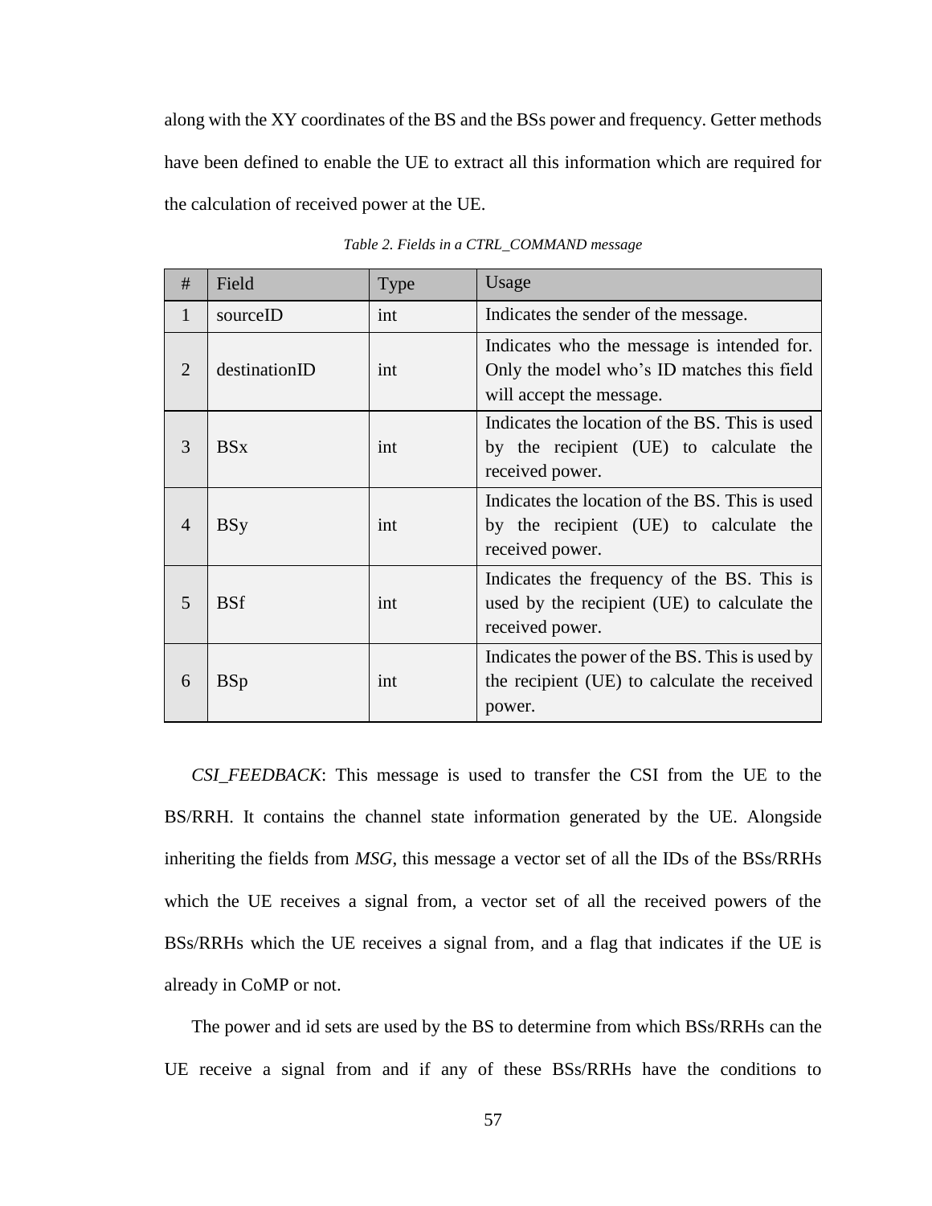along with the XY coordinates of the BS and the BSs power and frequency. Getter methods have been defined to enable the UE to extract all this information which are required for the calculation of received power at the UE.

*Table 2. Fields in a CTRL_COMMAND message*

| # | Field | Type | Usage |
|---|---|---|---|
| 1 | sourceID | int | Indicates the sender of the message. |
| 2 | destinationID | int | Indicates who the message is intended for. Only the model who's ID matches this field will accept the message. |
| 3 | BSx | int | Indicates the location of the BS. This is used by the recipient (UE) to calculate the received power. |
| 4 | BSy | int | Indicates the location of the BS. This is used by the recipient (UE) to calculate the received power. |
| 5 | BSf | int | Indicates the frequency of the BS. This is used by the recipient (UE) to calculate the received power. |
| 6 | BSp | int | Indicates the power of the BS. This is used by the recipient (UE) to calculate the received power. |

*CSI_FEEDBACK*: This message is used to transfer the CSI from the UE to the BS/RRH. It contains the channel state information generated by the UE. Alongside inheriting the fields from *MSG*, this message a vector set of all the IDs of the BSs/RRHs which the UE receives a signal from, a vector set of all the received powers of the BSs/RRHs which the UE receives a signal from, and a flag that indicates if the UE is already in CoMP or not.

The power and id sets are used by the BS to determine from which BSs/RRHs can the UE receive a signal from and if any of these BSs/RRHs have the conditions to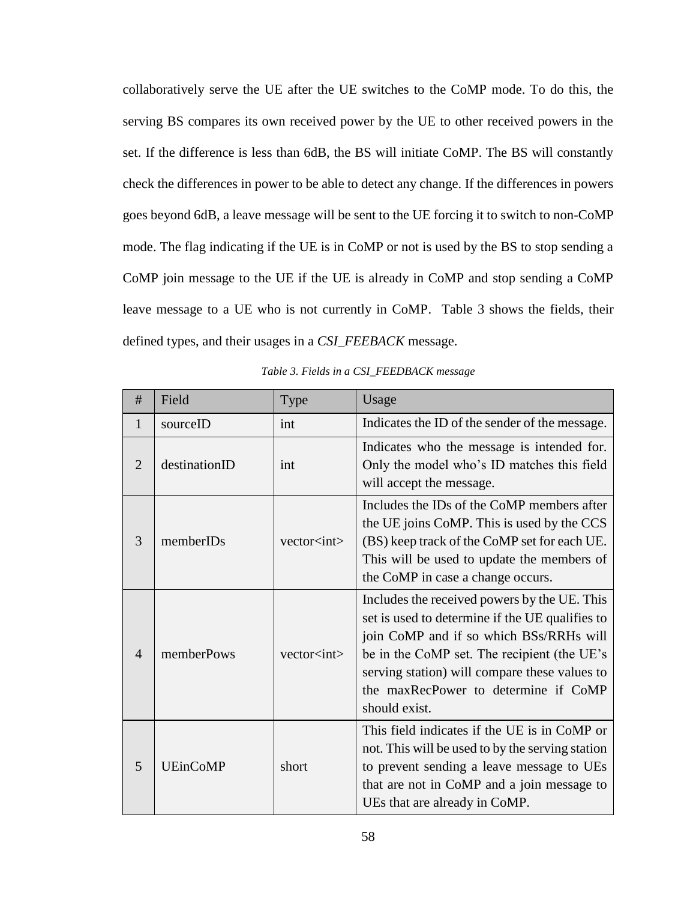collaboratively serve the UE after the UE switches to the CoMP mode. To do this, the serving BS compares its own received power by the UE to other received powers in the set. If the difference is less than 6dB, the BS will initiate CoMP. The BS will constantly check the differences in power to be able to detect any change. If the differences in powers goes beyond 6dB, a leave message will be sent to the UE forcing it to switch to non-CoMP mode. The flag indicating if the UE is in CoMP or not is used by the BS to stop sending a CoMP join message to the UE if the UE is already in CoMP and stop sending a CoMP leave message to a UE who is not currently in CoMP. Table 3 shows the fields, their defined types, and their usages in a *CSI_FEEBACK* message.

*Table 3. Fields in a CSI_FEEDBACK message*

| # | Field | Type | Usage |
|---|---|---|---|
| 1 | sourceID | int | Indicates the ID of the sender of the message. |
| 2 | destinationID | int | Indicates who the message is intended for. Only the model who's ID matches this field will accept the message. |
| 3 | memberIDs | vector<int> | Includes the IDs of the CoMP members after the UE joins CoMP. This is used by the CCS (BS) keep track of the CoMP set for each UE. This will be used to update the members of the CoMP in case a change occurs. |
| 4 | memberPows | vector<int> | Includes the received powers by the UE. This set is used to determine if the UE qualifies to join CoMP and if so which BSs/RRHs will be in the CoMP set. The recipient (the UE's serving station) will compare these values to the maxRecPower to determine if CoMP should exist. |
| 5 | UEinCoMP | short | This field indicates if the UE is in CoMP or not. This will be used to by the serving station to prevent sending a leave message to UEs that are not in CoMP and a join message to UEs that are already in CoMP. |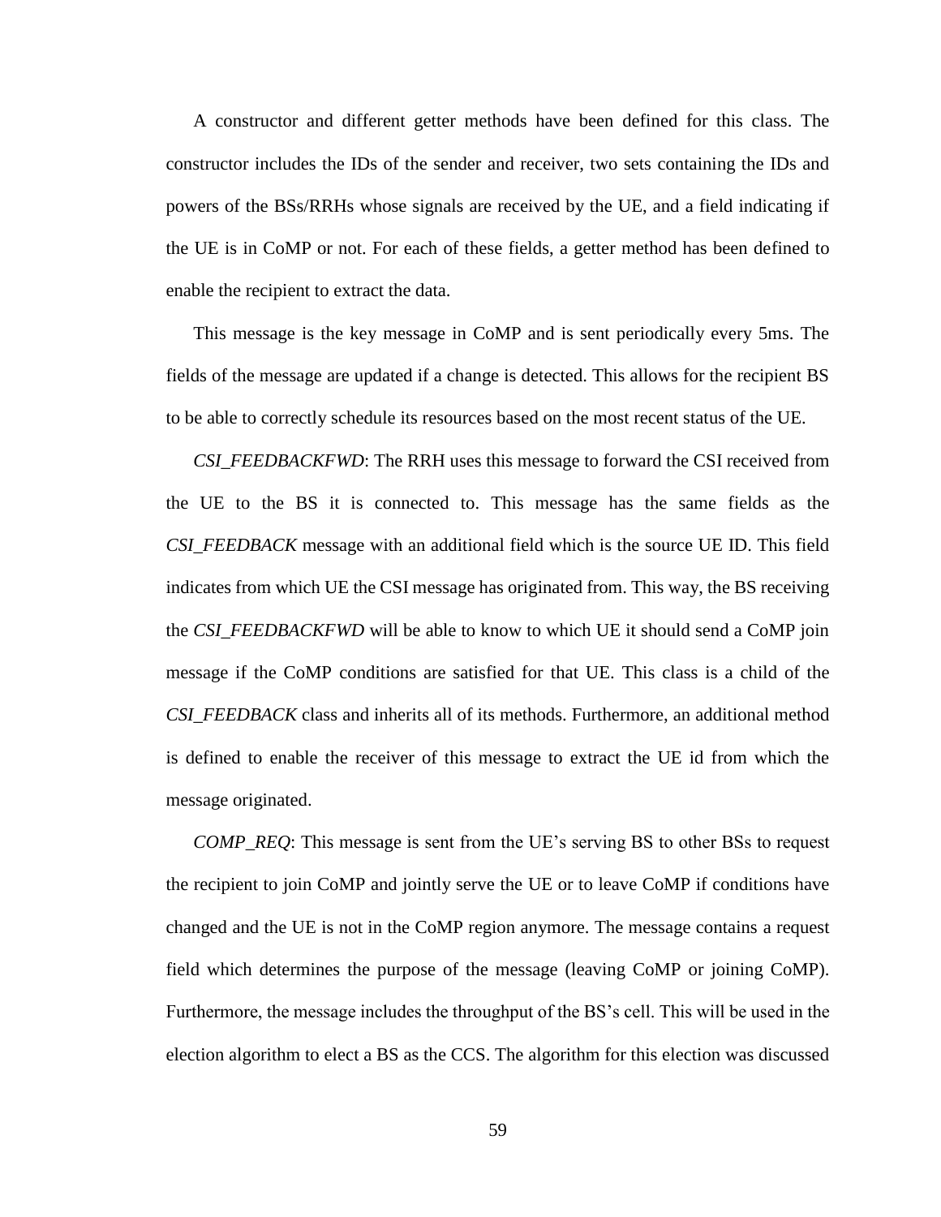A constructor and different getter methods have been defined for this class. The constructor includes the IDs of the sender and receiver, two sets containing the IDs and powers of the BSs/RRHs whose signals are received by the UE, and a field indicating if the UE is in CoMP or not. For each of these fields, a getter method has been defined to enable the recipient to extract the data.

This message is the key message in CoMP and is sent periodically every 5ms. The fields of the message are updated if a change is detected. This allows for the recipient BS to be able to correctly schedule its resources based on the most recent status of the UE.

*CSI_FEEDBACKFWD*: The RRH uses this message to forward the CSI received from the UE to the BS it is connected to. This message has the same fields as the *CSI_FEEDBACK* message with an additional field which is the source UE ID. This field indicates from which UE the CSI message has originated from. This way, the BS receiving the *CSI_FEEDBACKFWD* will be able to know to which UE it should send a CoMP join message if the CoMP conditions are satisfied for that UE. This class is a child of the *CSI_FEEDBACK* class and inherits all of its methods. Furthermore, an additional method is defined to enable the receiver of this message to extract the UE id from which the message originated.

*COMP_REQ*: This message is sent from the UE's serving BS to other BSs to request the recipient to join CoMP and jointly serve the UE or to leave CoMP if conditions have changed and the UE is not in the CoMP region anymore. The message contains a request field which determines the purpose of the message (leaving CoMP or joining CoMP). Furthermore, the message includes the throughput of the BS's cell. This will be used in the election algorithm to elect a BS as the CCS. The algorithm for this election was discussed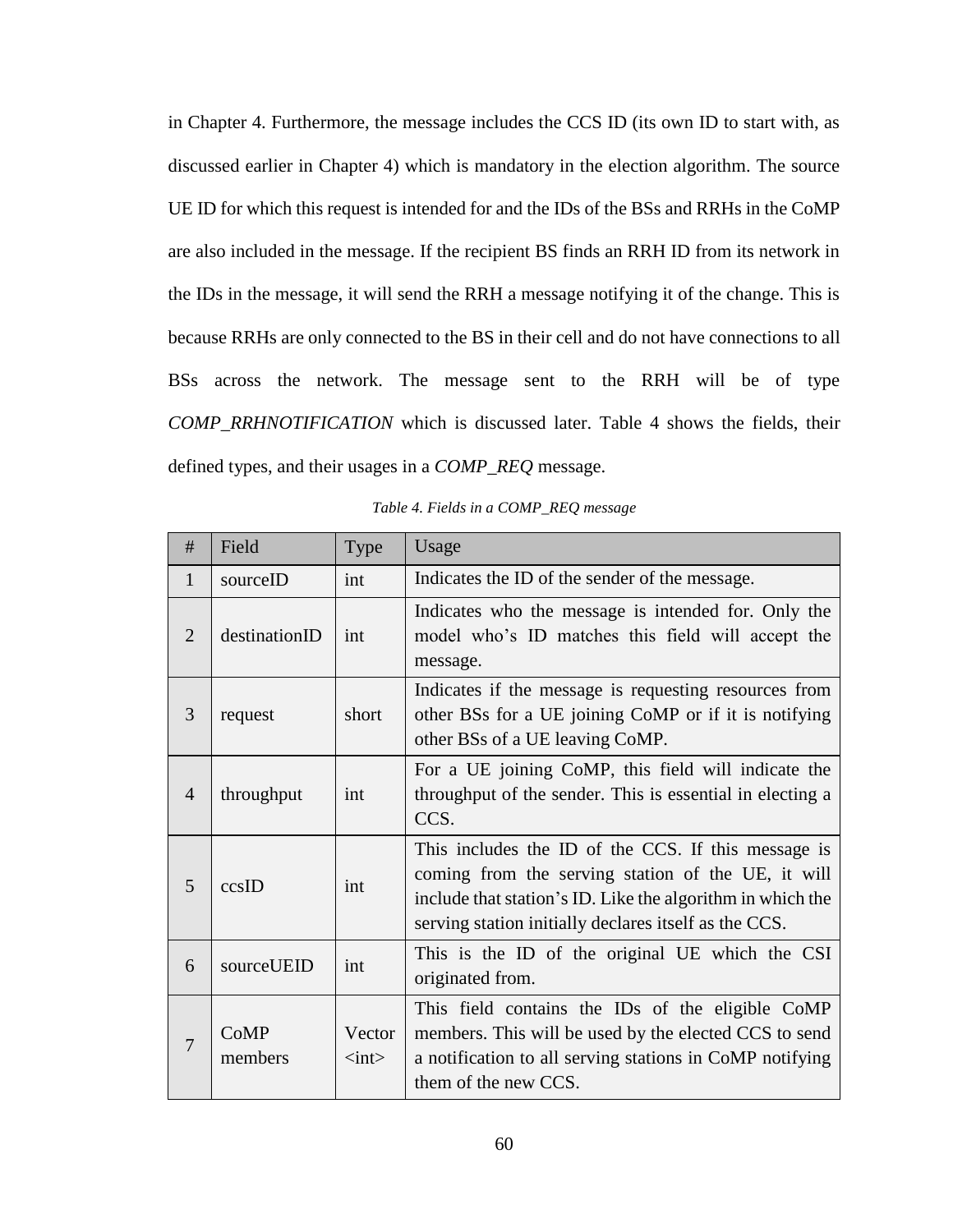in Chapter 4. Furthermore, the message includes the CCS ID (its own ID to start with, as discussed earlier in Chapter 4) which is mandatory in the election algorithm. The source UE ID for which this request is intended for and the IDs of the BSs and RRHs in the CoMP are also included in the message. If the recipient BS finds an RRH ID from its network in the IDs in the message, it will send the RRH a message notifying it of the change. This is because RRHs are only connected to the BS in their cell and do not have connections to all BSs across the network. The message sent to the RRH will be of type *COMP_RRHNOTIFICATION* which is discussed later. Table 4 shows the fields, their defined types, and their usages in a *COMP_REQ* message.

*Table 4. Fields in a COMP_REQ message*

| # | Field | Type | Usage |
|---|---|---|---|
| 1 | sourceID | int | Indicates the ID of the sender of the message. |
| 2 | destinationID | int | Indicates who the message is intended for. Only the model who's ID matches this field will accept the message. |
| 3 | request | short | Indicates if the message is requesting resources from other BSs for a UE joining CoMP or if it is notifying other BSs of a UE leaving CoMP. |
| 4 | throughput | int | For a UE joining CoMP, this field will indicate the throughput of the sender. This is essential in electing a CCS. |
| 5 | ccsID | int | This includes the ID of the CCS. If this message is coming from the serving station of the UE, it will include that station's ID. Like the algorithm in which the serving station initially declares itself as the CCS. |
| 6 | sourceUEID | int | This is the ID of the original UE which the CSI originated from. |
| 7 | CoMP members | Vector <int> | This field contains the IDs of the eligible CoMP members. This will be used by the elected CCS to send a notification to all serving stations in CoMP notifying them of the new CCS. |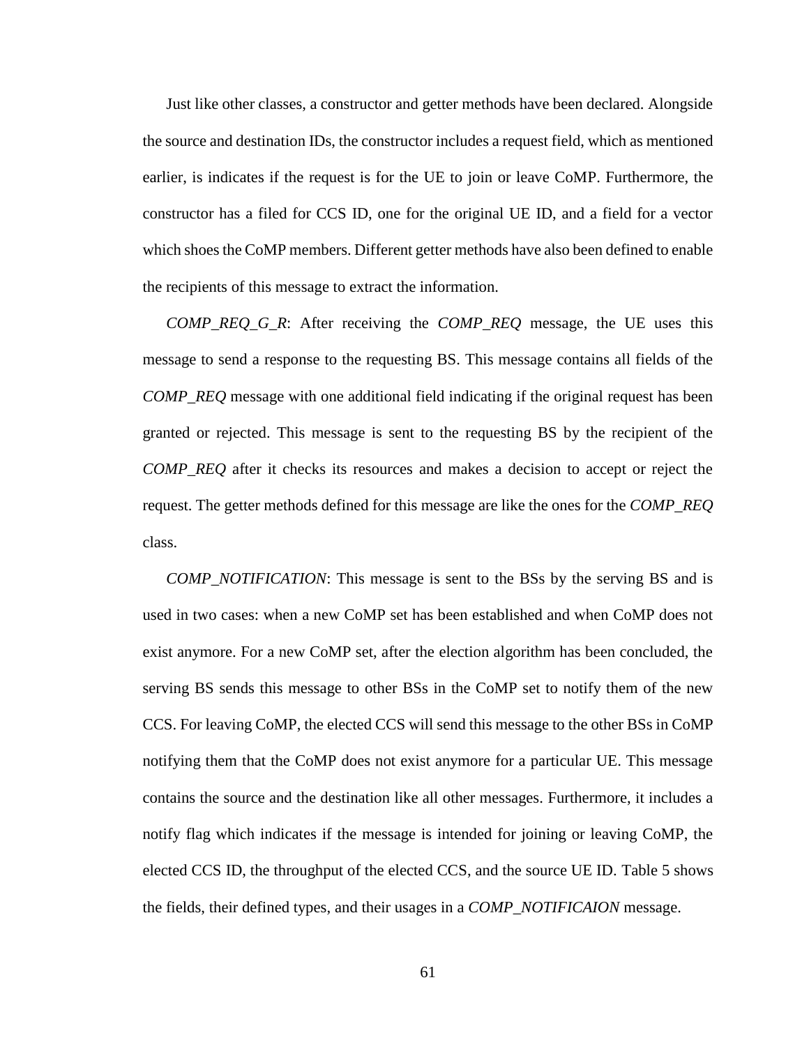Just like other classes, a constructor and getter methods have been declared. Alongside the source and destination IDs, the constructor includes a request field, which as mentioned earlier, is indicates if the request is for the UE to join or leave CoMP. Furthermore, the constructor has a filed for CCS ID, one for the original UE ID, and a field for a vector which shoes the CoMP members. Different getter methods have also been defined to enable the recipients of this message to extract the information.

*COMP_REQ_G_R*: After receiving the *COMP_REQ* message, the UE uses this message to send a response to the requesting BS. This message contains all fields of the *COMP_REQ* message with one additional field indicating if the original request has been granted or rejected. This message is sent to the requesting BS by the recipient of the *COMP_REQ* after it checks its resources and makes a decision to accept or reject the request. The getter methods defined for this message are like the ones for the *COMP_REQ* class.

*COMP_NOTIFICATION*: This message is sent to the BSs by the serving BS and is used in two cases: when a new CoMP set has been established and when CoMP does not exist anymore. For a new CoMP set, after the election algorithm has been concluded, the serving BS sends this message to other BSs in the CoMP set to notify them of the new CCS. For leaving CoMP, the elected CCS will send this message to the other BSs in CoMP notifying them that the CoMP does not exist anymore for a particular UE. This message contains the source and the destination like all other messages. Furthermore, it includes a notify flag which indicates if the message is intended for joining or leaving CoMP, the elected CCS ID, the throughput of the elected CCS, and the source UE ID. Table 5 shows the fields, their defined types, and their usages in a *COMP_NOTIFICAION* message.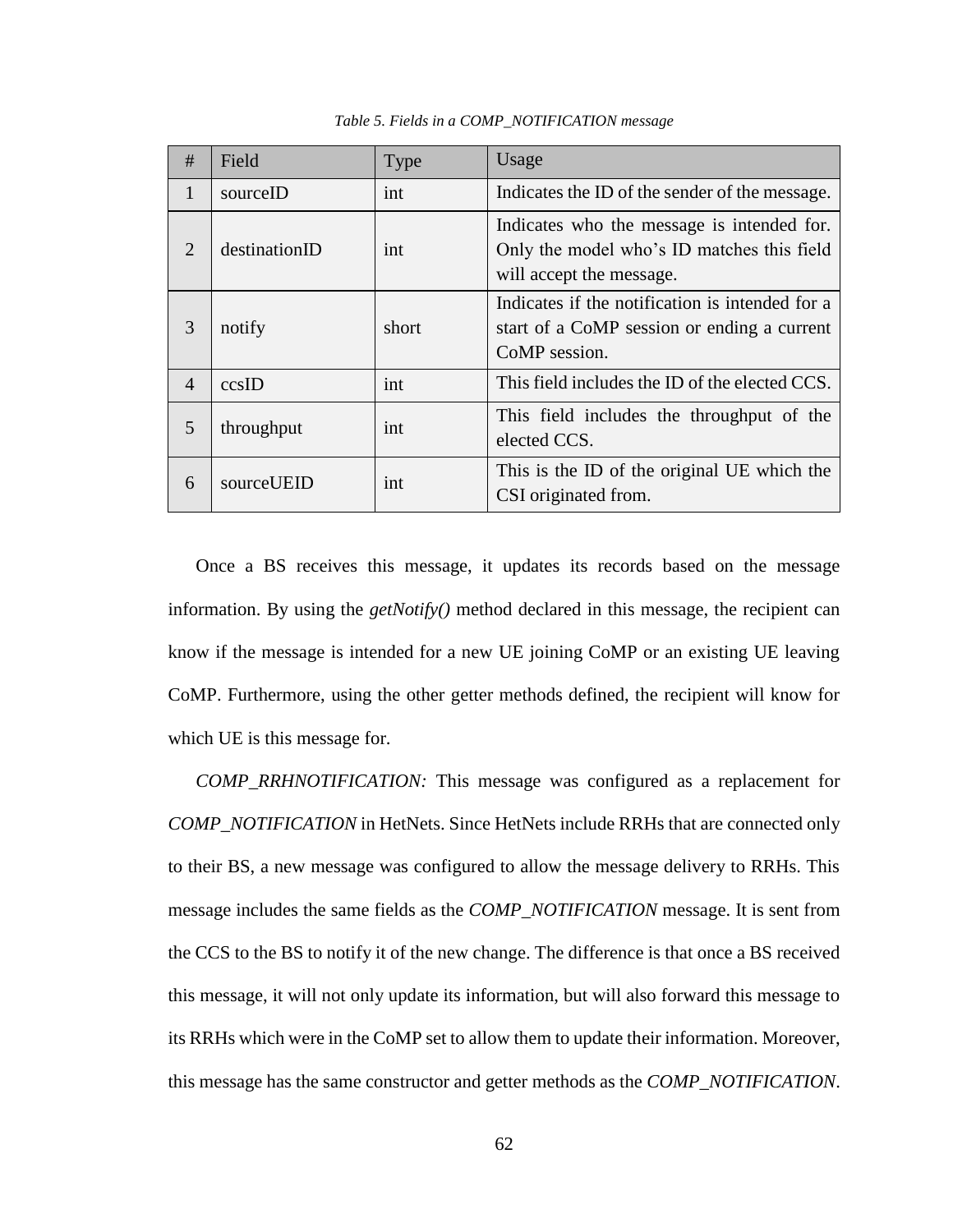*Table 5. Fields in a COMP_NOTIFICATION message*

| # | Field | Type | Usage |
|---|---|---|---|
| 1 | sourceID | int | Indicates the ID of the sender of the message. |
| 2 | destinationID | int | Indicates who the message is intended for. Only the model who's ID matches this field will accept the message. |
| 3 | notify | short | Indicates if the notification is intended for a start of a CoMP session or ending a current CoMP session. |
| 4 | ccsID | int | This field includes the ID of the elected CCS. |
| 5 | throughput | int | This field includes the throughput of the elected CCS. |
| 6 | sourceUEID | int | This is the ID of the original UE which the CSI originated from. |

Once a BS receives this message, it updates its records based on the message information. By using the *getNotify()* method declared in this message, the recipient can know if the message is intended for a new UE joining CoMP or an existing UE leaving CoMP. Furthermore, using the other getter methods defined, the recipient will know for which UE is this message for.

*COMP_RRHNOTIFICATION:* This message was configured as a replacement for *COMP_NOTIFICATION* in HetNets. Since HetNets include RRHs that are connected only to their BS, a new message was configured to allow the message delivery to RRHs. This message includes the same fields as the *COMP_NOTIFICATION* message. It is sent from the CCS to the BS to notify it of the new change. The difference is that once a BS received this message, it will not only update its information, but will also forward this message to its RRHs which were in the CoMP set to allow them to update their information. Moreover, this message has the same constructor and getter methods as the *COMP_NOTIFICATION*.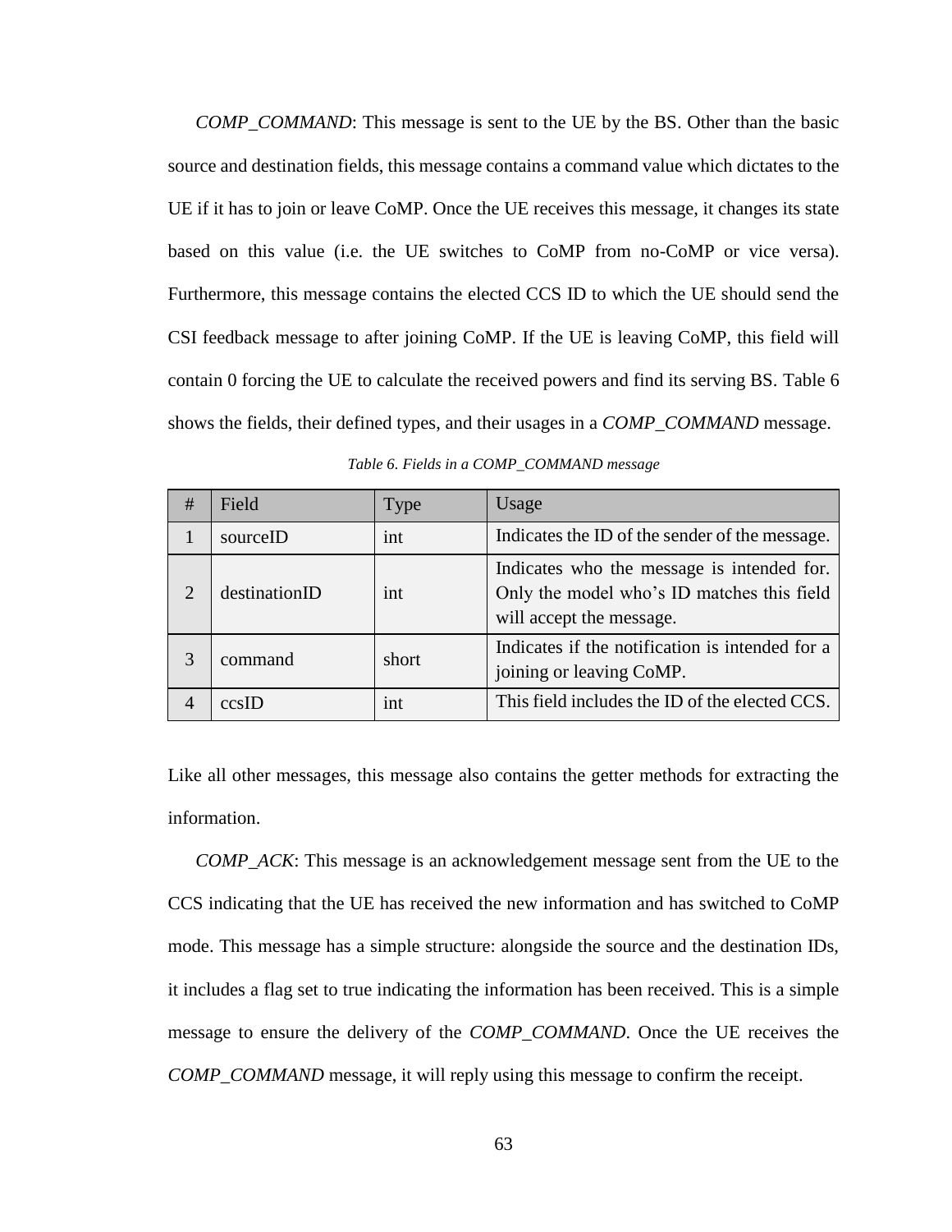*COMP_COMMAND*: This message is sent to the UE by the BS. Other than the basic source and destination fields, this message contains a command value which dictates to the UE if it has to join or leave CoMP. Once the UE receives this message, it changes its state based on this value (i.e. the UE switches to CoMP from no-CoMP or vice versa). Furthermore, this message contains the elected CCS ID to which the UE should send the CSI feedback message to after joining CoMP. If the UE is leaving CoMP, this field will contain 0 forcing the UE to calculate the received powers and find its serving BS. Table 6 shows the fields, their defined types, and their usages in a *COMP_COMMAND* message.

*Table 6. Fields in a COMP_COMMAND message*

| # | Field | Type | Usage |
|---|---|---|---|
| 1 | sourceID | int | Indicates the ID of the sender of the message. |
| 2 | destinationID | int | Indicates who the message is intended for. Only the model who's ID matches this field will accept the message. |
| 3 | command | short | Indicates if the notification is intended for a joining or leaving CoMP. |
| 4 | ccsID | int | This field includes the ID of the elected CCS. |

Like all other messages, this message also contains the getter methods for extracting the information.

*COMP_ACK*: This message is an acknowledgement message sent from the UE to the CCS indicating that the UE has received the new information and has switched to CoMP mode. This message has a simple structure: alongside the source and the destination IDs, it includes a flag set to true indicating the information has been received. This is a simple message to ensure the delivery of the *COMP_COMMAND*. Once the UE receives the *COMP_COMMAND* message, it will reply using this message to confirm the receipt.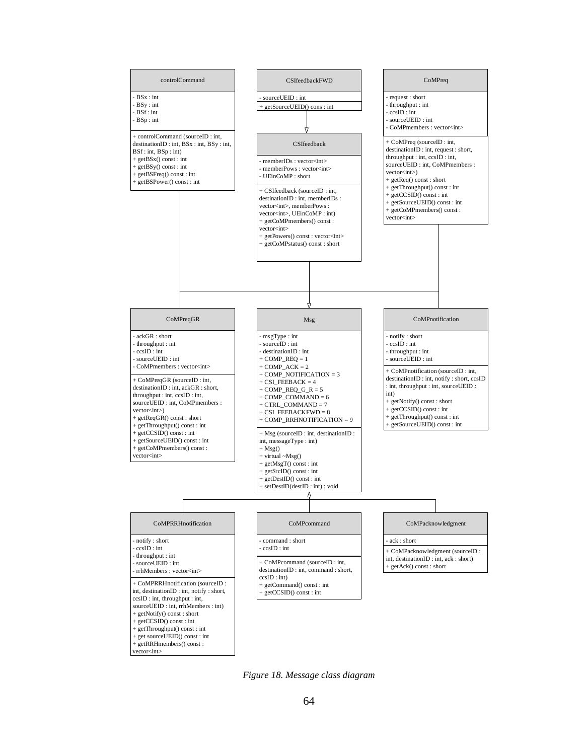**controlCommand**

- BSx : int
- BSy : int
- BSf : int
- BSp : int

+ controlCommand (sourceID : int, destinationID : int, BSx : int, BSy : int, BSf : int, BSp : int)
+ getBSx() const : int
+ getBSy() const : int
+ getBSFreq() const : int
+ getBSPower() const : int

**CSIfeedbackFWD**

- sourceUEID : int

+ getSourceUEID() cons : int

**CoMPreq**

- request : short
- throughput : int
- ccsID : int
- sourceUEID : int
- CoMPmembers : vector<int>

+ CoMPreq (sourceID : int, destinationID : int, request : short, throughput : int, ccsID : int, sourceUEID : int, CoMPmembers : vector<int>)
+ getReq() const : short
+ getThroughput() const : int
+ getCCSID() const : int
+ getSourceUEID() const : int
+ getCoMPmembers() const : vector<int>

**CSIfeedback**

- memberIDs : vector<int>
- memberPows : vector<int>
- UEinCoMP : short

+ CSIfeedback (sourceID : int, destinationID : int, memberIDs : vector<int>, memberPows : vector<int>, UEinCoMP : int)
+ getCoMPmembers() const : vector<int>
+ getPowers() const : vector<int>
+ getCoMPstatus() const : short

**CoMPreqGR**

- ackGR : short
- throughput : int
- ccsID : int
- sourceUEID : int
- CoMPmembers : vector<int>

+ CoMPreqGR (sourceID : int, destinationID : int, ackGR : short, throughput : int, ccsID : int, sourceUEID : int, CoMPmembers : vector<int>)
+ getReqGR() const : short
+ getThroughput() const : int
+ getCCSID() const : int
+ getSourceUEID() const : int
+ getCoMPmembers() const : vector<int>

**Msg**

- msgType : int
- sourceID : int
- destinationID : int
+ COMP_REQ = 1
+ COMP_ACK = 2
+ COMP_NOTIFICATION = 3
+ CSI_FEEBACK = 4
+ COMP_REQ_G_R = 5
+ COMP_COMMAND = 6
+ CTRL_COMMAND = 7
+ CSI_FEEBACKFWD = 8
+ COMP_RRHNOTIFICATION = 9

+ Msg (sourceID : int, destinationID : int, messageType : int)
+ Msg()
+ virtual ~Msg()
+ getMsgT() const : int
+ getSrcID() const : int
+ getDestID() const : int
+ setDestID(destID : int) : void

**CoMPnotification**

- notify : short
- ccsID : int
- throughput : int
- sourceUEID : int

+ CoMPnotification (sourceID : int, destinationID : int, notify : short, ccsID : int, throughput : int, sourceUEID : int)
+ getNotify() const : short
+ getCCSID() const : int
+ getThroughput() const : int
+ getSourceUEID() const : int

**CoMPRRHnotification**

- notify : short
- ccsID : int
- throughput : int
- sourceUEID : int
- rrhMembers : vector<int>

+ CoMPRRHnotification (sourceID : int, destinationID : int, notify : short, ccsID : int, throughput : int, sourceUEID : int, rrhMembers : int)
+ getNotify() const : short
+ getCCSID() const : int
+ getThroughput() const : int
+ get sourceUEID() const : int
+ getRRHmembers() const : vector<int>

**CoMPcommand**

- command : short
- ccsID : int

+ CoMPcommand (sourceID : int, destinationID : int, command : short, ccsID : int)
+ getCommand() const : int
+ getCCSID() const : int

**CoMPacknowledgment**

- ack : short

+ CoMPacknowledgment (sourceID : int, destinationID : int, ack : short)
+ getAck() const : short

*Figure 18. Message class diagram*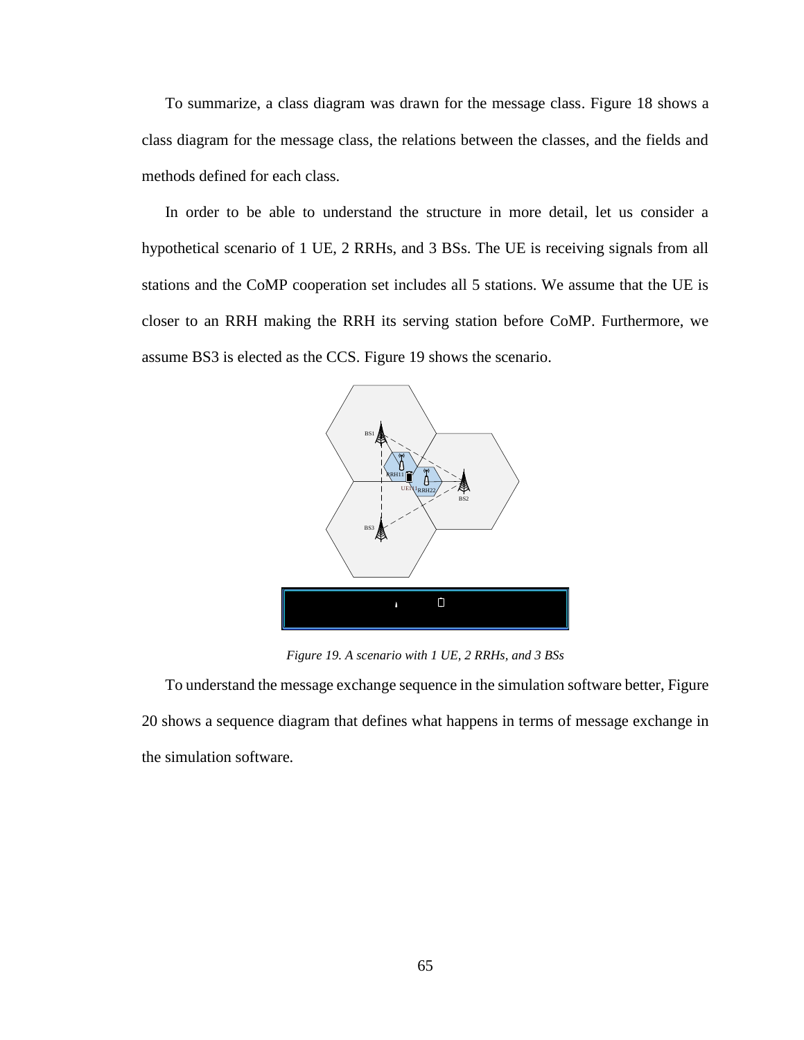To summarize, a class diagram was drawn for the message class. Figure 18 shows a class diagram for the message class, the relations between the classes, and the fields and methods defined for each class.

In order to be able to understand the structure in more detail, let us consider a hypothetical scenario of 1 UE, 2 RRHs, and 3 BSs. The UE is receiving signals from all stations and the CoMP cooperation set includes all 5 stations. We assume that the UE is closer to an RRH making the RRH its serving station before CoMP. Furthermore, we assume BS3 is elected as the CCS. Figure 19 shows the scenario.

*Figure 19. A scenario with 1 UE, 2 RRHs, and 3 BSs*

To understand the message exchange sequence in the simulation software better, Figure 20 shows a sequence diagram that defines what happens in terms of message exchange in the simulation software.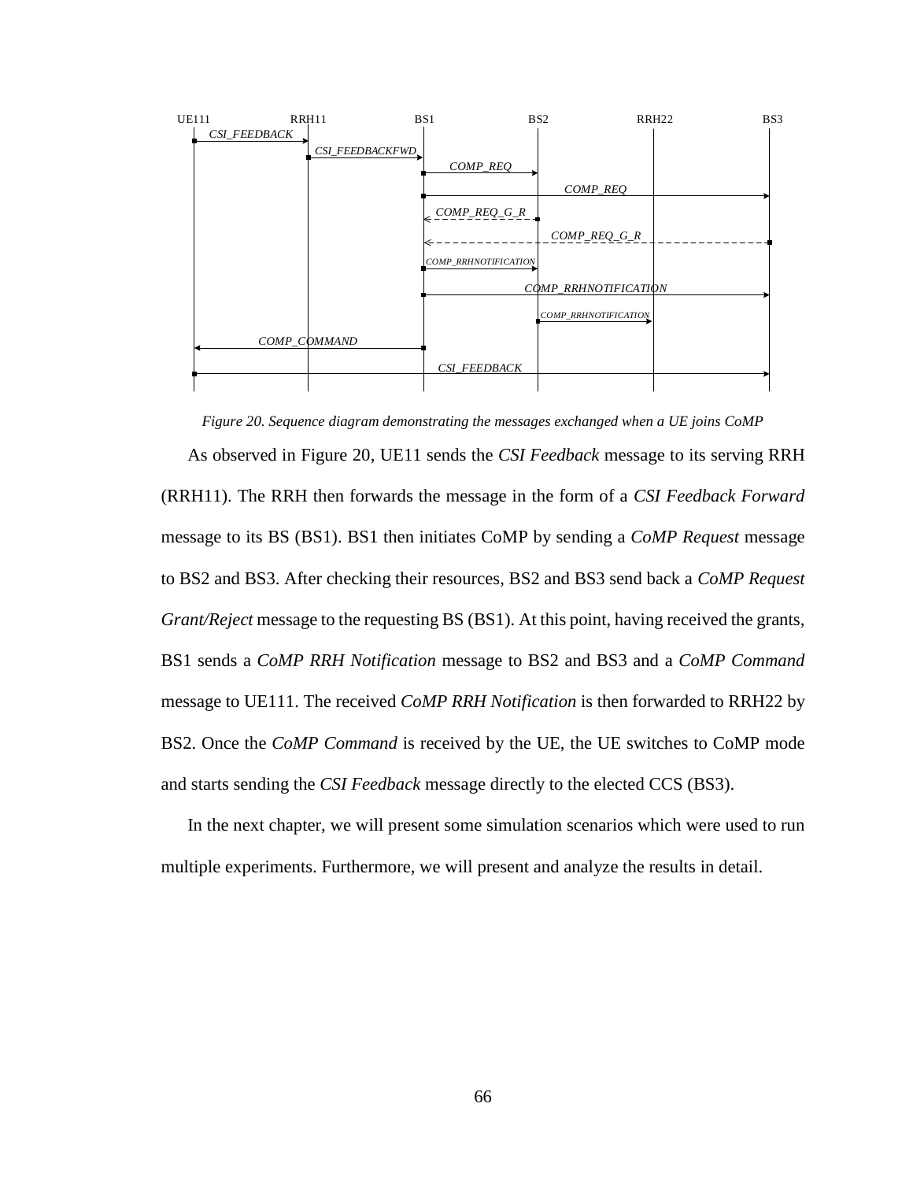Figure 20. Sequence diagram demonstrating the messages exchanged when a UE joins CoMP

As observed in Figure 20, UE11 sends the *CSI Feedback* message to its serving RRH (RRH11). The RRH then forwards the message in the form of a *CSI Feedback Forward* message to its BS (BS1). BS1 then initiates CoMP by sending a *CoMP Request* message to BS2 and BS3. After checking their resources, BS2 and BS3 send back a *CoMP Request Grant/Reject* message to the requesting BS (BS1). At this point, having received the grants, BS1 sends a *CoMP RRH Notification* message to BS2 and BS3 and a *CoMP Command* message to UE111. The received *CoMP RRH Notification* is then forwarded to RRH22 by BS2. Once the *CoMP Command* is received by the UE, the UE switches to CoMP mode and starts sending the *CSI Feedback* message directly to the elected CCS (BS3).

In the next chapter, we will present some simulation scenarios which were used to run multiple experiments. Furthermore, we will present and analyze the results in detail.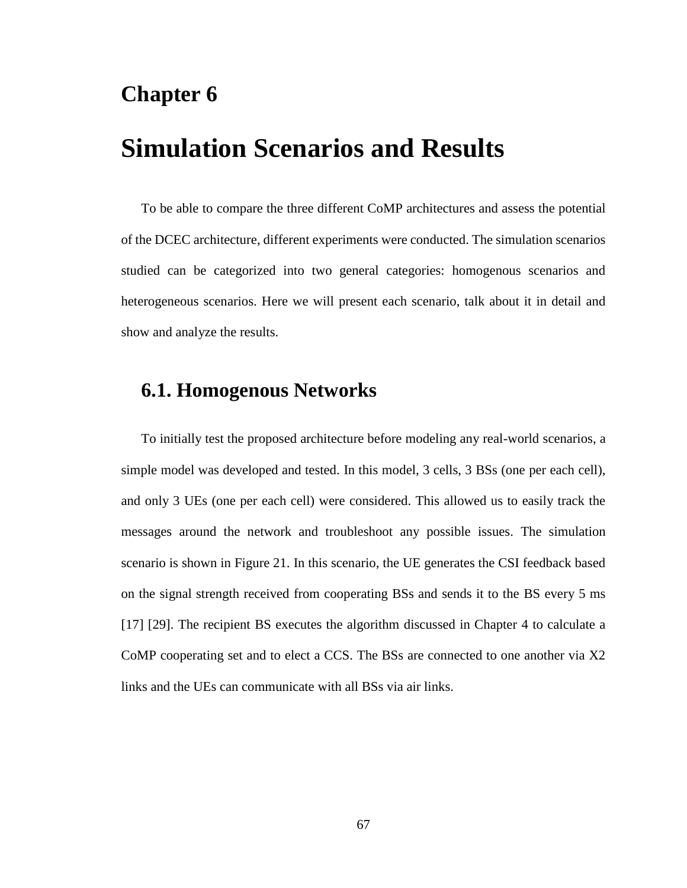# Chapter 6

# Simulation Scenarios and Results

To be able to compare the three different CoMP architectures and assess the potential of the DCEC architecture, different experiments were conducted. The simulation scenarios studied can be categorized into two general categories: homogenous scenarios and heterogeneous scenarios. Here we will present each scenario, talk about it in detail and show and analyze the results.

## 6.1. Homogenous Networks

To initially test the proposed architecture before modeling any real-world scenarios, a simple model was developed and tested. In this model, 3 cells, 3 BSs (one per each cell), and only 3 UEs (one per each cell) were considered. This allowed us to easily track the messages around the network and troubleshoot any possible issues. The simulation scenario is shown in Figure 21. In this scenario, the UE generates the CSI feedback based on the signal strength received from cooperating BSs and sends it to the BS every 5 ms [17] [29]. The recipient BS executes the algorithm discussed in Chapter 4 to calculate a CoMP cooperating set and to elect a CCS. The BSs are connected to one another via X2 links and the UEs can communicate with all BSs via air links.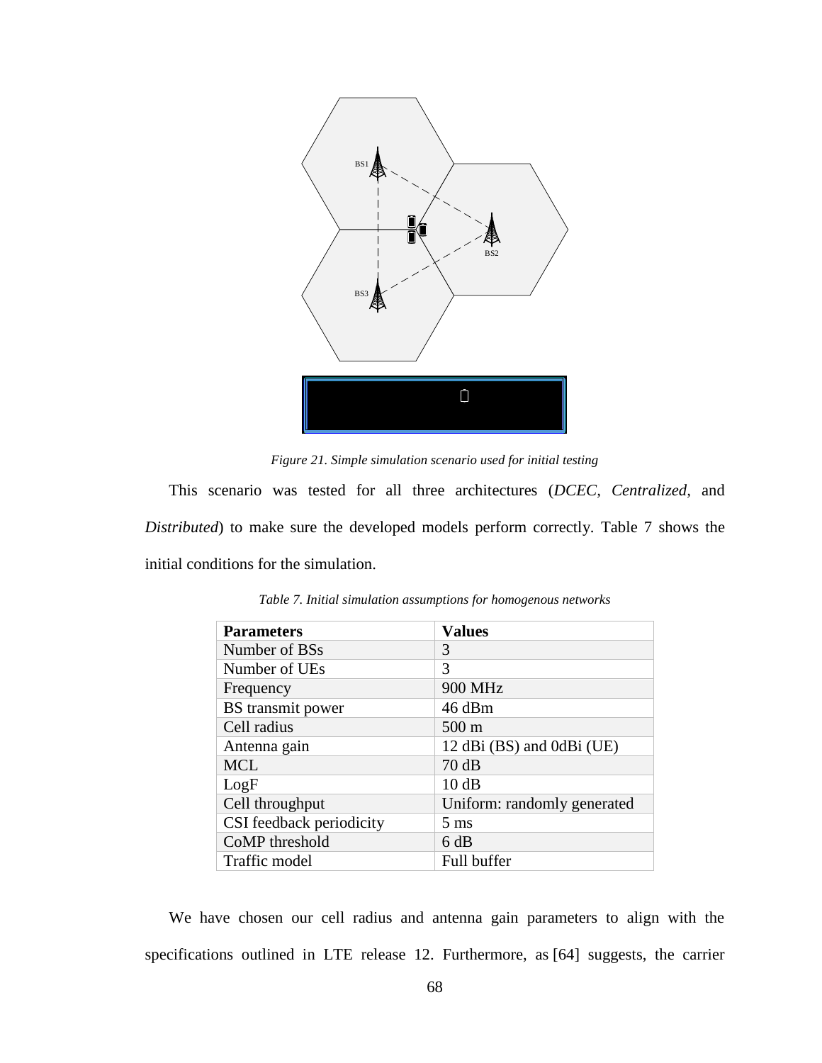Figure 21. Simple simulation scenario used for initial testing

This scenario was tested for all three architectures (*DCEC*, *Centralized*, and *Distributed*) to make sure the developed models perform correctly. Table 7 shows the initial conditions for the simulation.

*Table 7. Initial simulation assumptions for homogenous networks*

| **Parameters** | **Values** |
| --- | --- |
| Number of BSs | 3 |
| Number of UEs | 3 |
| Frequency | 900 MHz |
| BS transmit power | 46 dBm |
| Cell radius | 500 m |
| Antenna gain | 12 dBi (BS) and 0dBi (UE) |
| MCL | 70 dB |
| LogF | 10 dB |
| Cell throughput | Uniform: randomly generated |
| CSI feedback periodicity | 5 ms |
| CoMP threshold | 6 dB |
| Traffic model | Full buffer |

We have chosen our cell radius and antenna gain parameters to align with the specifications outlined in LTE release 12. Furthermore, as [64] suggests, the carrier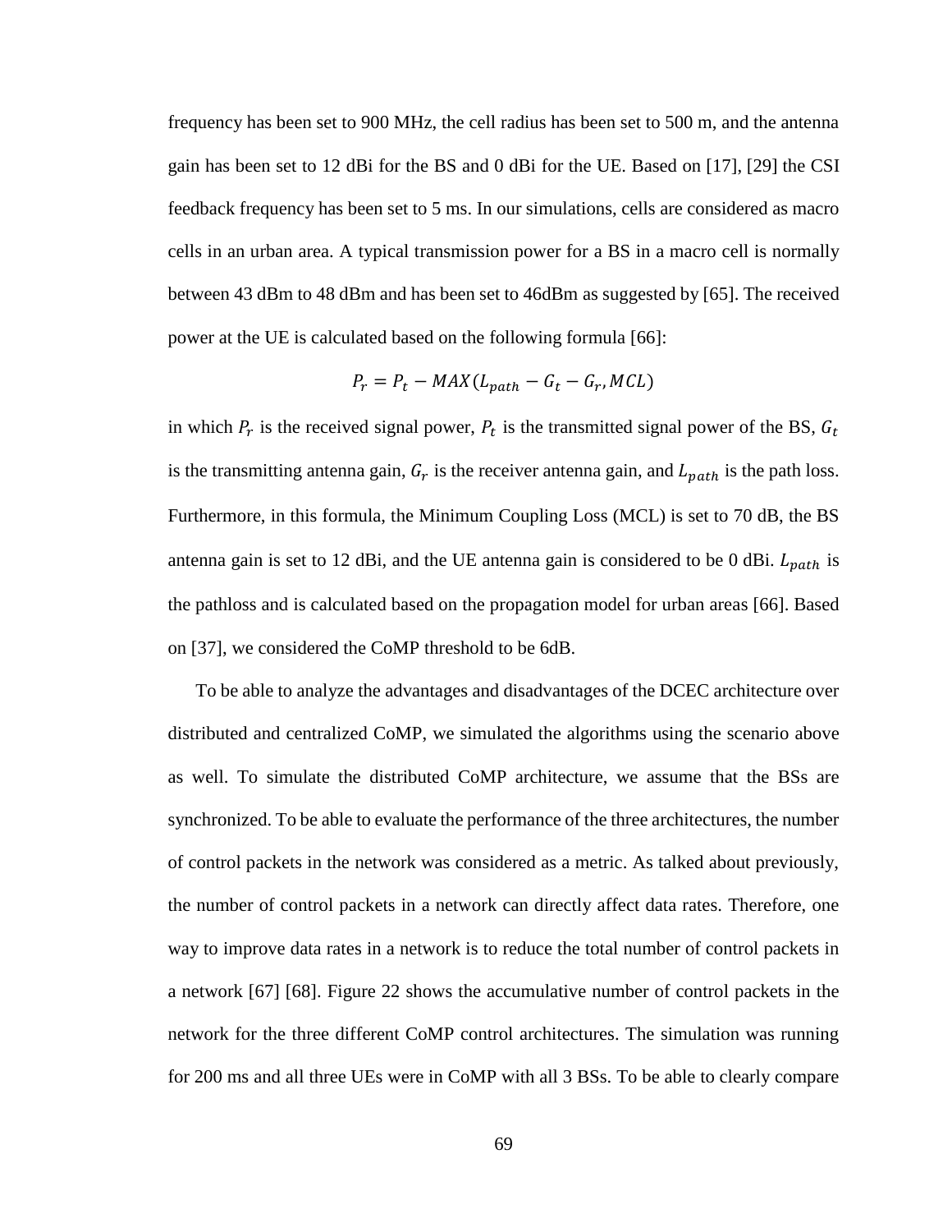frequency has been set to 900 MHz, the cell radius has been set to 500 m, and the antenna gain has been set to 12 dBi for the BS and 0 dBi for the UE. Based on [17], [29] the CSI feedback frequency has been set to 5 ms. In our simulations, cells are considered as macro cells in an urban area. A typical transmission power for a BS in a macro cell is normally between 43 dBm to 48 dBm and has been set to 46dBm as suggested by [65]. The received power at the UE is calculated based on the following formula [66]:

$$P_r = P_t - MAX(L_{path} - G_t - G_r, MCL)$$

in which $P_r$ is the received signal power, $P_t$ is the transmitted signal power of the BS, $G_t$ is the transmitting antenna gain, $G_r$ is the receiver antenna gain, and $L_{path}$ is the path loss. Furthermore, in this formula, the Minimum Coupling Loss (MCL) is set to 70 dB, the BS antenna gain is set to 12 dBi, and the UE antenna gain is considered to be 0 dBi. $L_{path}$ is the pathloss and is calculated based on the propagation model for urban areas [66]. Based on [37], we considered the CoMP threshold to be 6dB.

To be able to analyze the advantages and disadvantages of the DCEC architecture over distributed and centralized CoMP, we simulated the algorithms using the scenario above as well. To simulate the distributed CoMP architecture, we assume that the BSs are synchronized. To be able to evaluate the performance of the three architectures, the number of control packets in the network was considered as a metric. As talked about previously, the number of control packets in a network can directly affect data rates. Therefore, one way to improve data rates in a network is to reduce the total number of control packets in a network [67] [68]. Figure 22 shows the accumulative number of control packets in the network for the three different CoMP control architectures. The simulation was running for 200 ms and all three UEs were in CoMP with all 3 BSs. To be able to clearly compare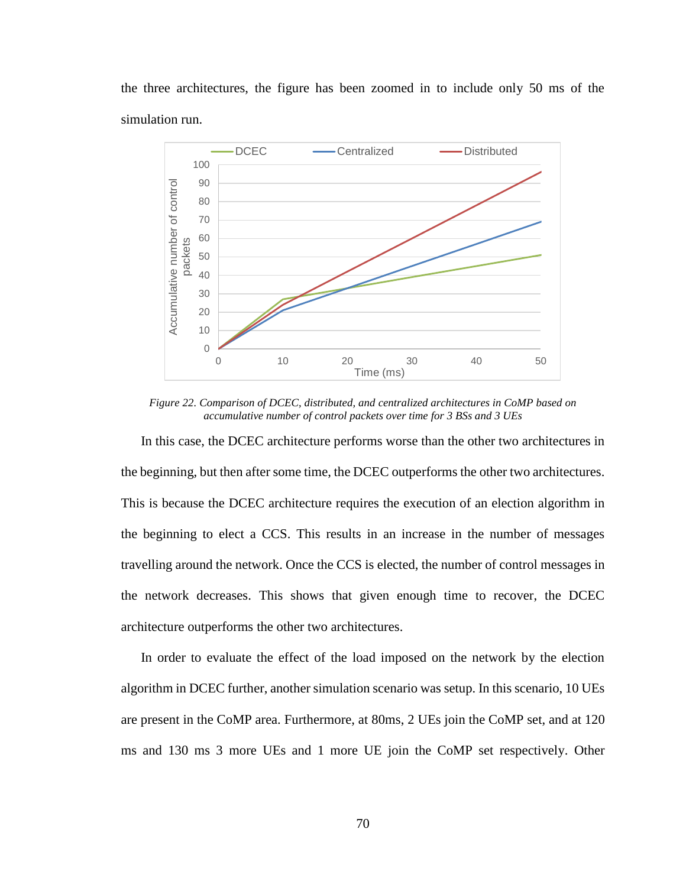the three architectures, the figure has been zoomed in to include only 50 ms of the simulation run.

*Figure 22. Comparison of DCEC, distributed, and centralized architectures in CoMP based on accumulative number of control packets over time for 3 BSs and 3 UEs*

In this case, the DCEC architecture performs worse than the other two architectures in the beginning, but then after some time, the DCEC outperforms the other two architectures. This is because the DCEC architecture requires the execution of an election algorithm in the beginning to elect a CCS. This results in an increase in the number of messages travelling around the network. Once the CCS is elected, the number of control messages in the network decreases. This shows that given enough time to recover, the DCEC architecture outperforms the other two architectures.

In order to evaluate the effect of the load imposed on the network by the election algorithm in DCEC further, another simulation scenario was setup. In this scenario, 10 UEs are present in the CoMP area. Furthermore, at 80ms, 2 UEs join the CoMP set, and at 120 ms and 130 ms 3 more UEs and 1 more UE join the CoMP set respectively. Other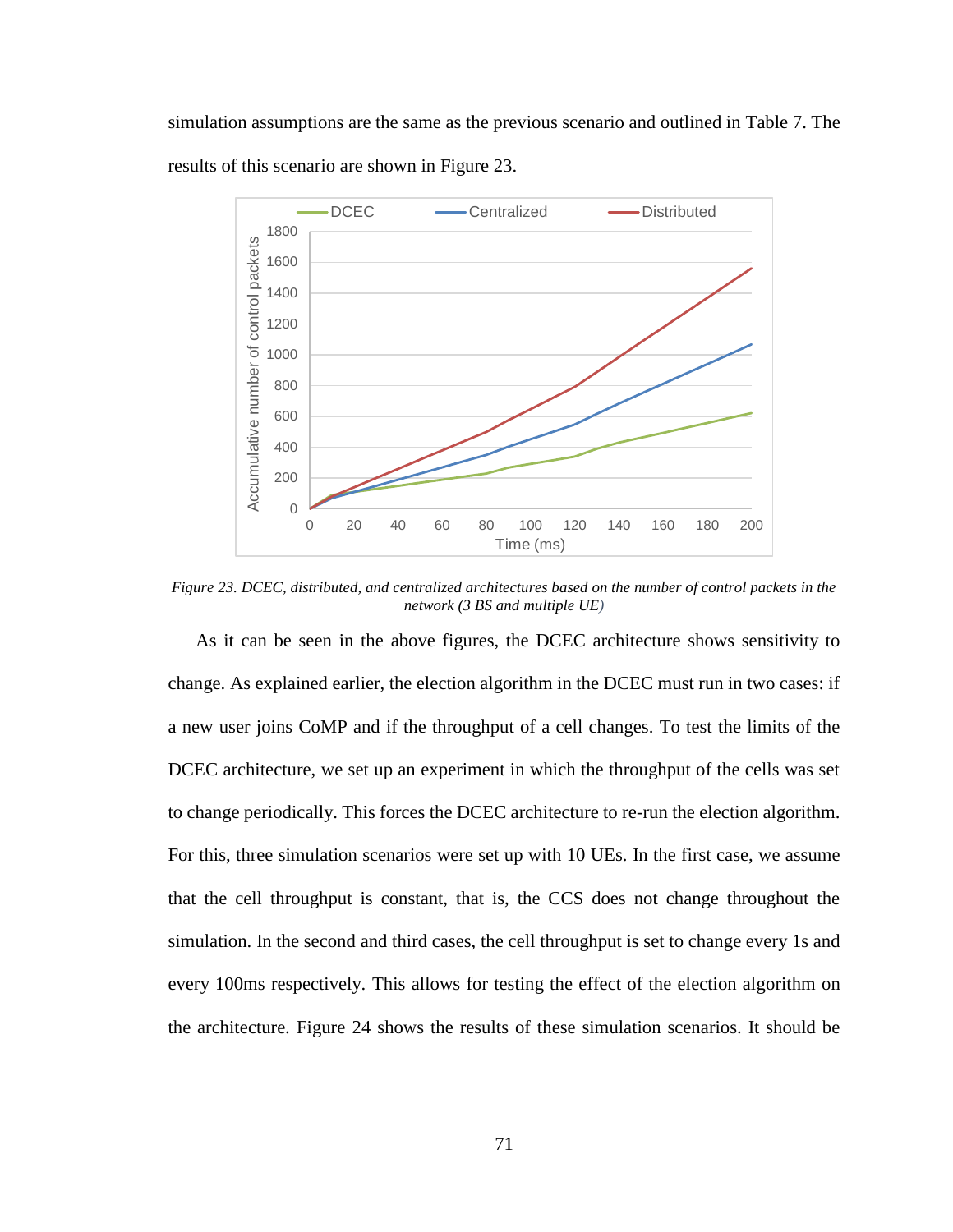simulation assumptions are the same as the previous scenario and outlined in Table 7. The results of this scenario are shown in Figure 23.

*Figure 23. DCEC, distributed, and centralized architectures based on the number of control packets in the network (3 BS and multiple UE)*

As it can be seen in the above figures, the DCEC architecture shows sensitivity to change. As explained earlier, the election algorithm in the DCEC must run in two cases: if a new user joins CoMP and if the throughput of a cell changes. To test the limits of the DCEC architecture, we set up an experiment in which the throughput of the cells was set to change periodically. This forces the DCEC architecture to re-run the election algorithm. For this, three simulation scenarios were set up with 10 UEs. In the first case, we assume that the cell throughput is constant, that is, the CCS does not change throughout the simulation. In the second and third cases, the cell throughput is set to change every 1s and every 100ms respectively. This allows for testing the effect of the election algorithm on the architecture. Figure 24 shows the results of these simulation scenarios. It should be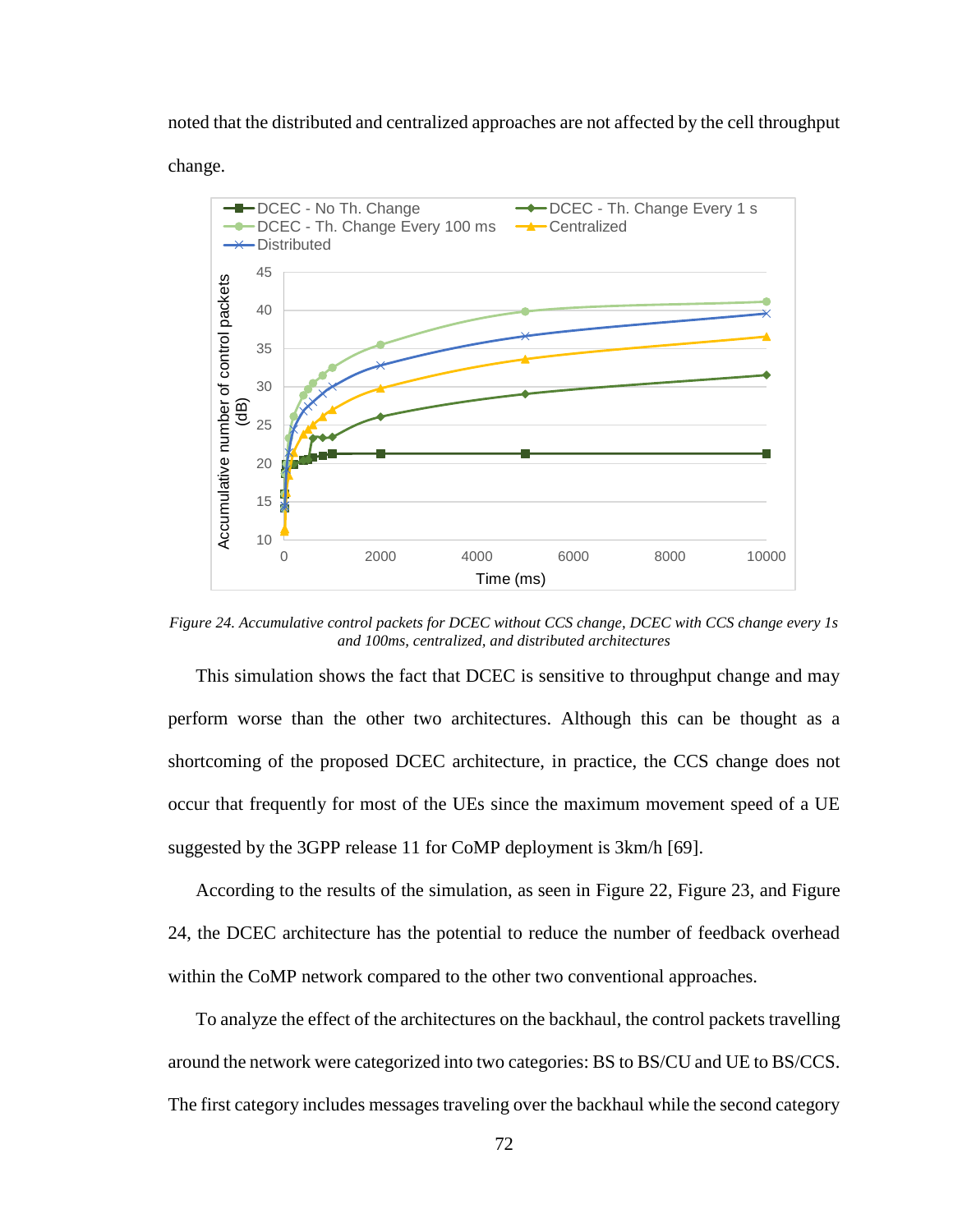noted that the distributed and centralized approaches are not affected by the cell throughput change.

*Figure 24. Accumulative control packets for DCEC without CCS change, DCEC with CCS change every 1s and 100ms, centralized, and distributed architectures*

This simulation shows the fact that DCEC is sensitive to throughput change and may perform worse than the other two architectures. Although this can be thought as a shortcoming of the proposed DCEC architecture, in practice, the CCS change does not occur that frequently for most of the UEs since the maximum movement speed of a UE suggested by the 3GPP release 11 for CoMP deployment is 3km/h [69].

According to the results of the simulation, as seen in Figure 22, Figure 23, and Figure 24, the DCEC architecture has the potential to reduce the number of feedback overhead within the CoMP network compared to the other two conventional approaches.

To analyze the effect of the architectures on the backhaul, the control packets travelling around the network were categorized into two categories: BS to BS/CU and UE to BS/CCS. The first category includes messages traveling over the backhaul while the second category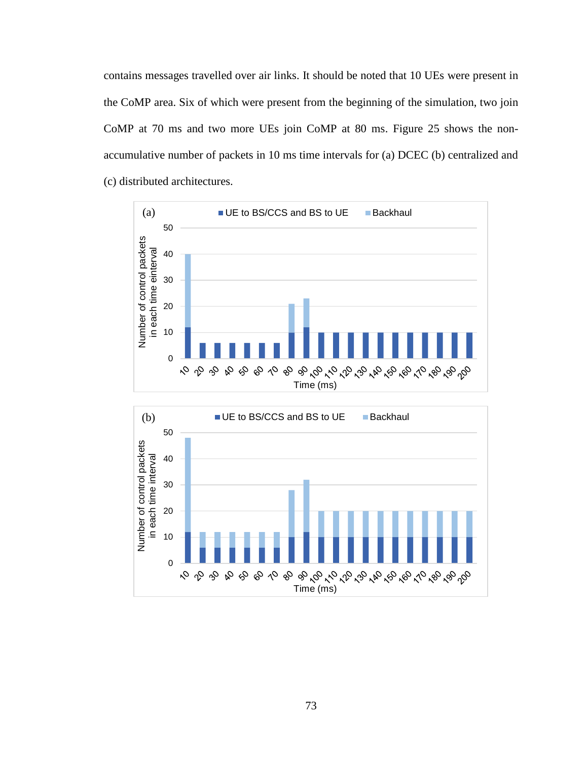contains messages travelled over air links. It should be noted that 10 UEs were present in the CoMP area. Six of which were present from the beginning of the simulation, two join CoMP at 70 ms and two more UEs join CoMP at 80 ms. Figure 25 shows the non-accumulative number of packets in 10 ms time intervals for (a) DCEC (b) centralized and (c) distributed architectures.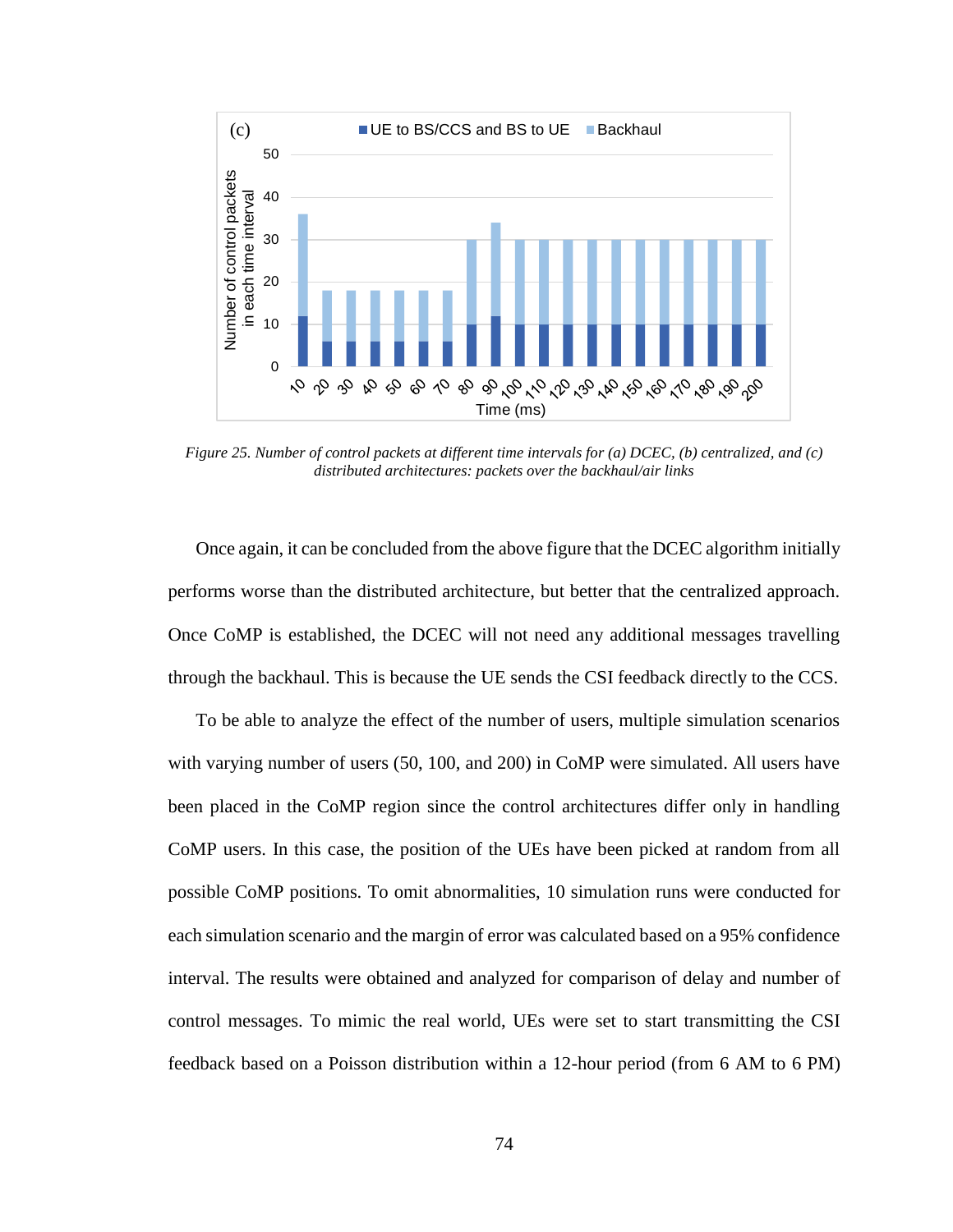*Figure 25. Number of control packets at different time intervals for (a) DCEC, (b) centralized, and (c) distributed architectures: packets over the backhaul/air links*

Once again, it can be concluded from the above figure that the DCEC algorithm initially performs worse than the distributed architecture, but better that the centralized approach. Once CoMP is established, the DCEC will not need any additional messages travelling through the backhaul. This is because the UE sends the CSI feedback directly to the CCS.

To be able to analyze the effect of the number of users, multiple simulation scenarios with varying number of users (50, 100, and 200) in CoMP were simulated. All users have been placed in the CoMP region since the control architectures differ only in handling CoMP users. In this case, the position of the UEs have been picked at random from all possible CoMP positions. To omit abnormalities, 10 simulation runs were conducted for each simulation scenario and the margin of error was calculated based on a 95% confidence interval. The results were obtained and analyzed for comparison of delay and number of control messages. To mimic the real world, UEs were set to start transmitting the CSI feedback based on a Poisson distribution within a 12-hour period (from 6 AM to 6 PM)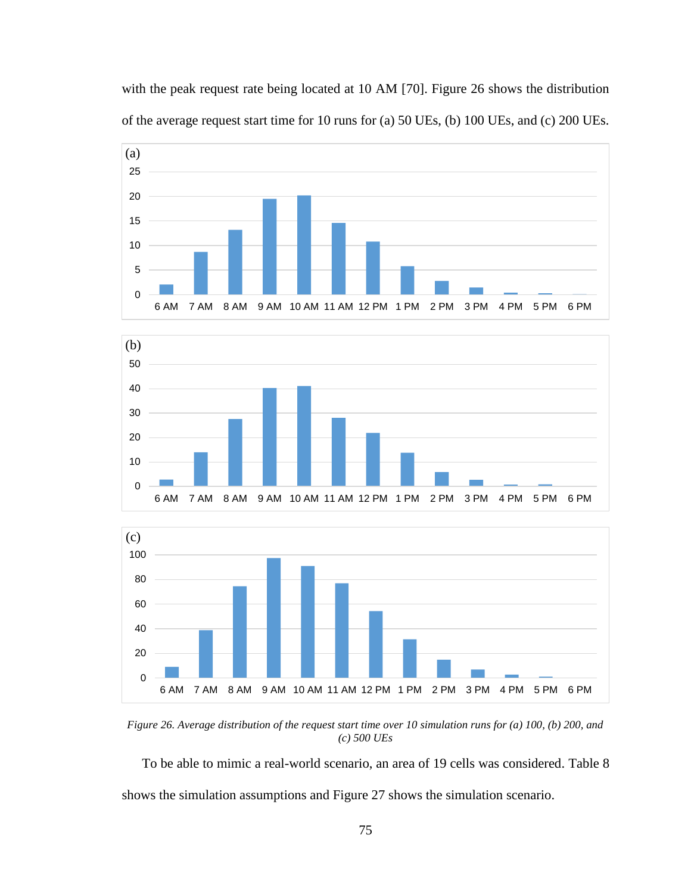with the peak request rate being located at 10 AM [70]. Figure 26 shows the distribution of the average request start time for 10 runs for (a) 50 UEs, (b) 100 UEs, and (c) 200 UEs.

*Figure 26. Average distribution of the request start time over 10 simulation runs for (a) 100, (b) 200, and (c) 500 UEs*

To be able to mimic a real-world scenario, an area of 19 cells was considered. Table 8 shows the simulation assumptions and Figure 27 shows the simulation scenario.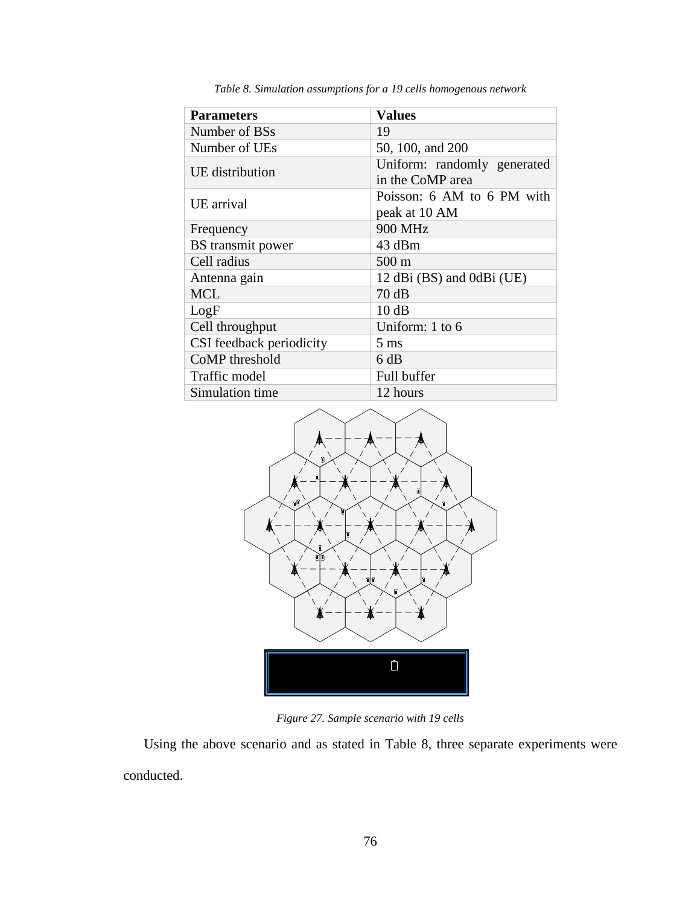*Table 8. Simulation assumptions for a 19 cells homogenous network*

| Parameters | Values |
|---|---|
| Number of BSs | 19 |
| Number of UEs | 50, 100, and 200 |
| UE distribution | Uniform: randomly generated in the CoMP area |
| UE arrival | Poisson: 6 AM to 6 PM with peak at 10 AM |
| Frequency | 900 MHz |
| BS transmit power | 43 dBm |
| Cell radius | 500 m |
| Antenna gain | 12 dBi (BS) and 0dBi (UE) |
| MCL | 70 dB |
| LogF | 10 dB |
| Cell throughput | Uniform: 1 to 6 |
| CSI feedback periodicity | 5 ms |
| CoMP threshold | 6 dB |
| Traffic model | Full buffer |
| Simulation time | 12 hours |

*Figure 27. Sample scenario with 19 cells*

Using the above scenario and as stated in Table 8, three separate experiments were conducted.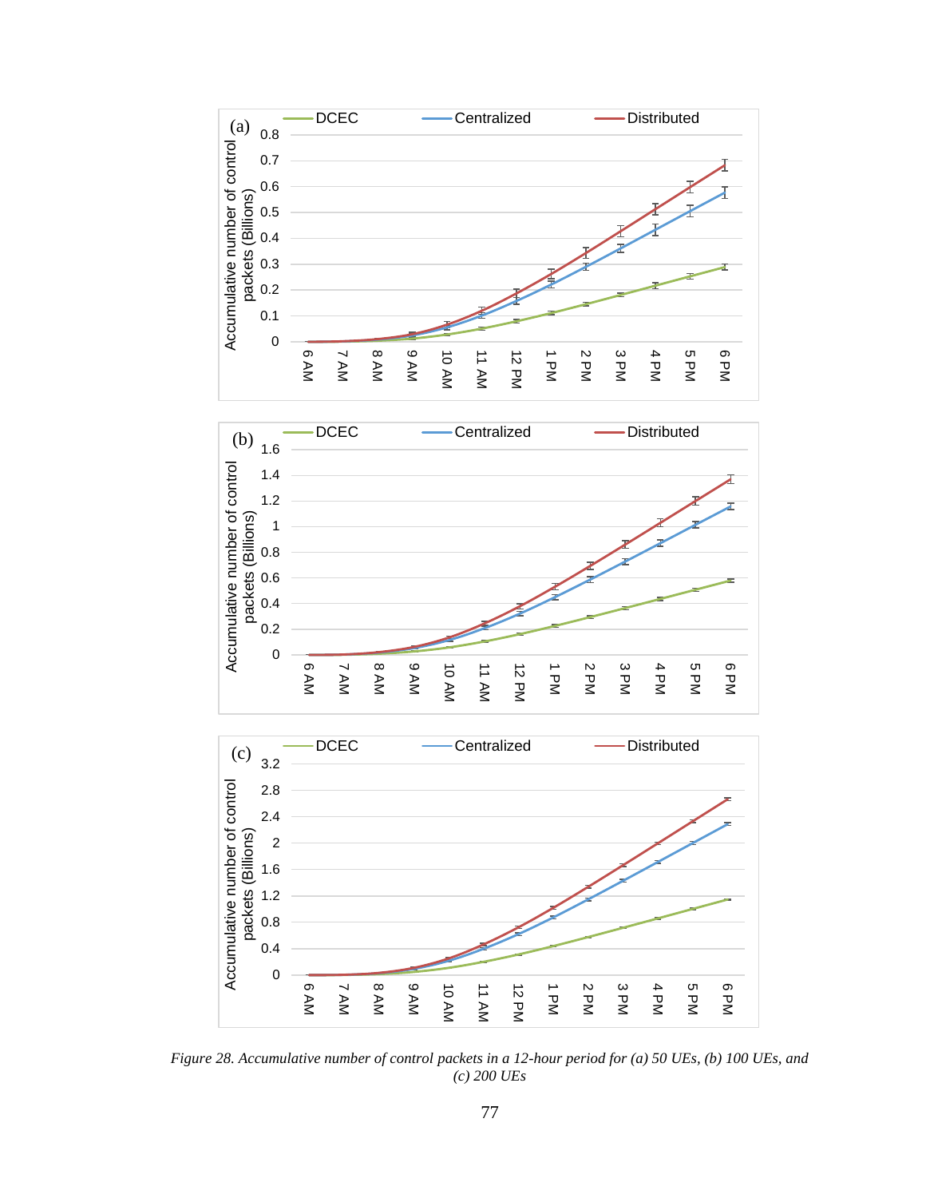*Figure 28. Accumulative number of control packets in a 12-hour period for (a) 50 UEs, (b) 100 UEs, and (c) 200 UEs*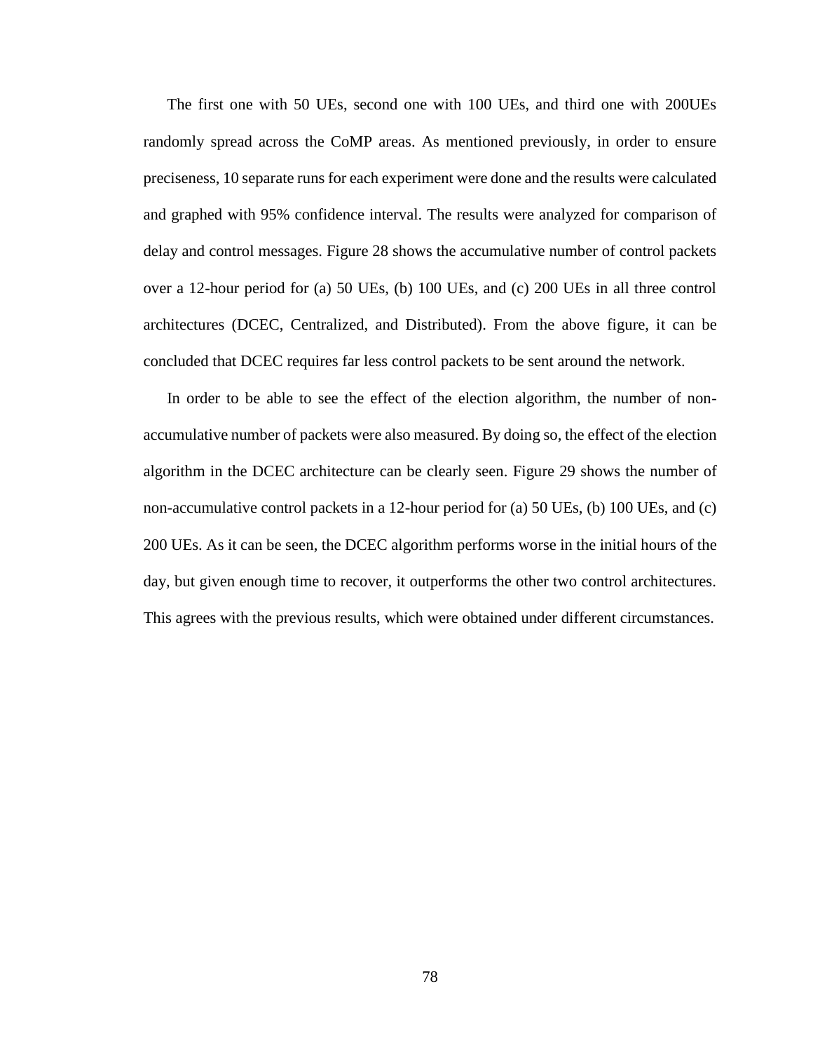The first one with 50 UEs, second one with 100 UEs, and third one with 200UEs randomly spread across the CoMP areas. As mentioned previously, in order to ensure preciseness, 10 separate runs for each experiment were done and the results were calculated and graphed with 95% confidence interval. The results were analyzed for comparison of delay and control messages. Figure 28 shows the accumulative number of control packets over a 12-hour period for (a) 50 UEs, (b) 100 UEs, and (c) 200 UEs in all three control architectures (DCEC, Centralized, and Distributed). From the above figure, it can be concluded that DCEC requires far less control packets to be sent around the network.

In order to be able to see the effect of the election algorithm, the number of non-accumulative number of packets were also measured. By doing so, the effect of the election algorithm in the DCEC architecture can be clearly seen. Figure 29 shows the number of non-accumulative control packets in a 12-hour period for (a) 50 UEs, (b) 100 UEs, and (c) 200 UEs. As it can be seen, the DCEC algorithm performs worse in the initial hours of the day, but given enough time to recover, it outperforms the other two control architectures. This agrees with the previous results, which were obtained under different circumstances.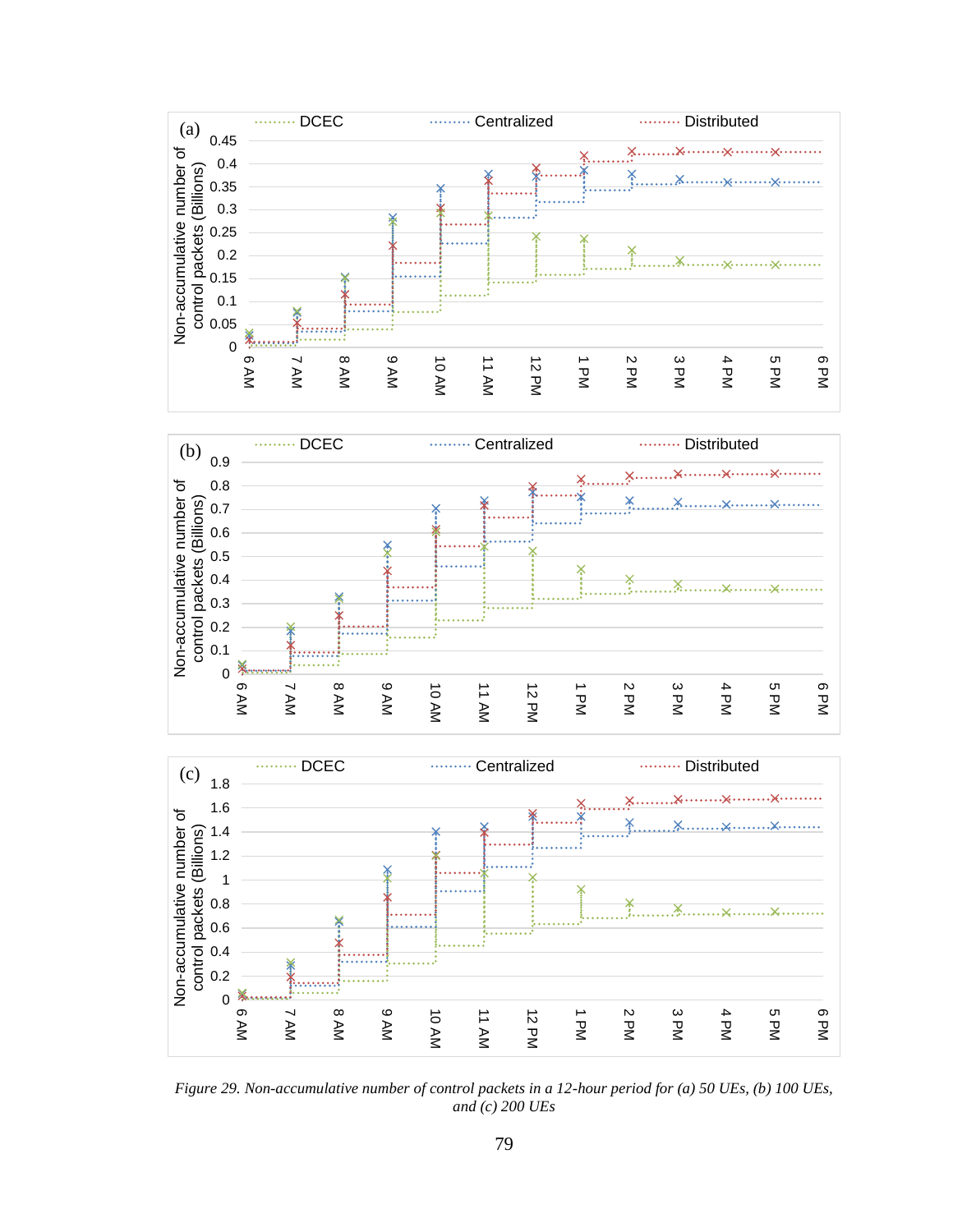Figure 29. Non-accumulative number of control packets in a 12-hour period for (a) 50 UEs, (b) 100 UEs, and (c) 200 UEs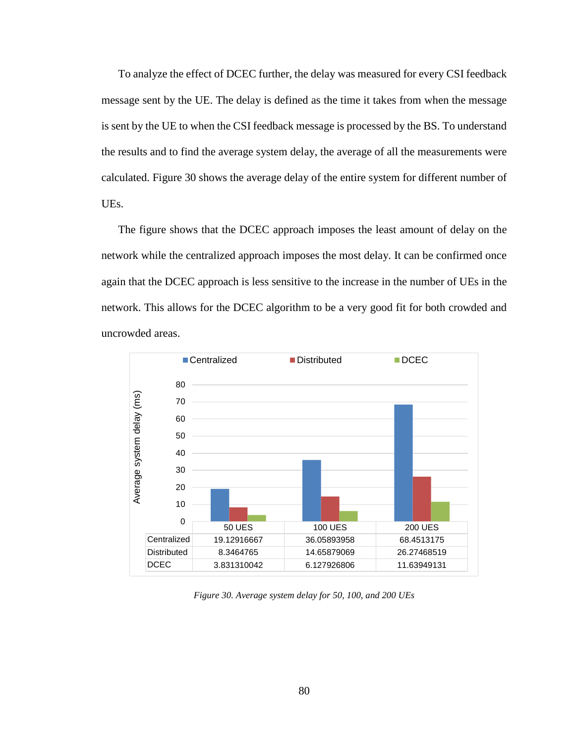To analyze the effect of DCEC further, the delay was measured for every CSI feedback message sent by the UE. The delay is defined as the time it takes from when the message is sent by the UE to when the CSI feedback message is processed by the BS. To understand the results and to find the average system delay, the average of all the measurements were calculated. Figure 30 shows the average delay of the entire system for different number of UEs.

The figure shows that the DCEC approach imposes the least amount of delay on the network while the centralized approach imposes the most delay. It can be confirmed once again that the DCEC approach is less sensitive to the increase in the number of UEs in the network. This allows for the DCEC algorithm to be a very good fit for both crowded and uncrowded areas.

| | 50 UES | 100 UES | 200 UES |
|---|---|---|---|
| Centralized | 19.12916667 | 36.05893958 | 68.4513175 |
| Distributed | 8.3464765 | 14.65879069 | 26.27468519 |
| DCEC | 3.831310042 | 6.127926806 | 11.63949131 |

*Figure 30. Average system delay for 50, 100, and 200 UEs*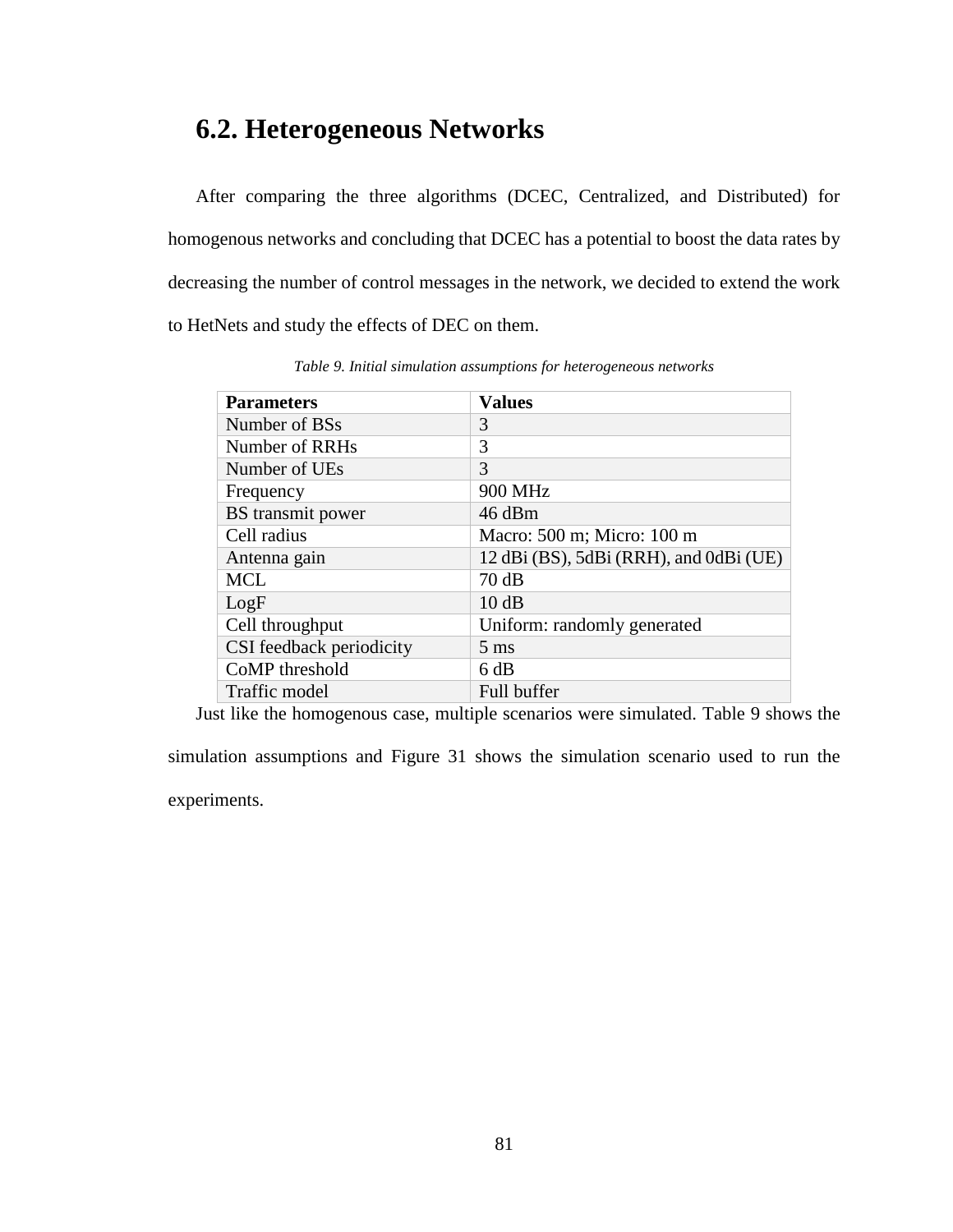## 6.2. Heterogeneous Networks

After comparing the three algorithms (DCEC, Centralized, and Distributed) for homogenous networks and concluding that DCEC has a potential to boost the data rates by decreasing the number of control messages in the network, we decided to extend the work to HetNets and study the effects of DEC on them.

*Table 9. Initial simulation assumptions for heterogeneous networks*

| Parameters | Values |
|---|---|
| Number of BSs | 3 |
| Number of RRHs | 3 |
| Number of UEs | 3 |
| Frequency | 900 MHz |
| BS transmit power | 46 dBm |
| Cell radius | Macro: 500 m; Micro: 100 m |
| Antenna gain | 12 dBi (BS), 5dBi (RRH), and 0dBi (UE) |
| MCL | 70 dB |
| LogF | 10 dB |
| Cell throughput | Uniform: randomly generated |
| CSI feedback periodicity | 5 ms |
| CoMP threshold | 6 dB |
| Traffic model | Full buffer |

Just like the homogenous case, multiple scenarios were simulated. Table 9 shows the simulation assumptions and Figure 31 shows the simulation scenario used to run the experiments.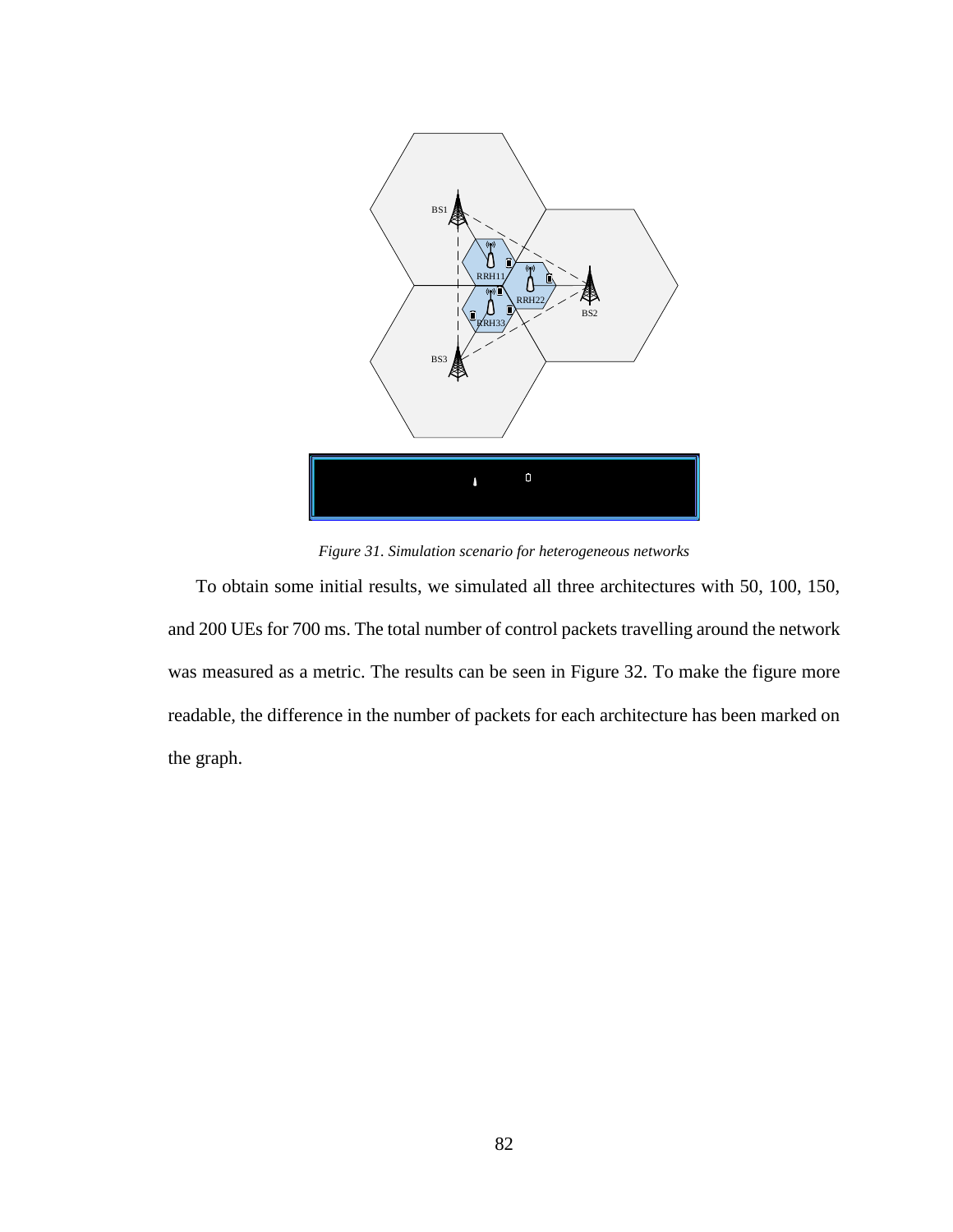*Figure 31. Simulation scenario for heterogeneous networks*

To obtain some initial results, we simulated all three architectures with 50, 100, 150, and 200 UEs for 700 ms. The total number of control packets travelling around the network was measured as a metric. The results can be seen in Figure 32. To make the figure more readable, the difference in the number of packets for each architecture has been marked on the graph.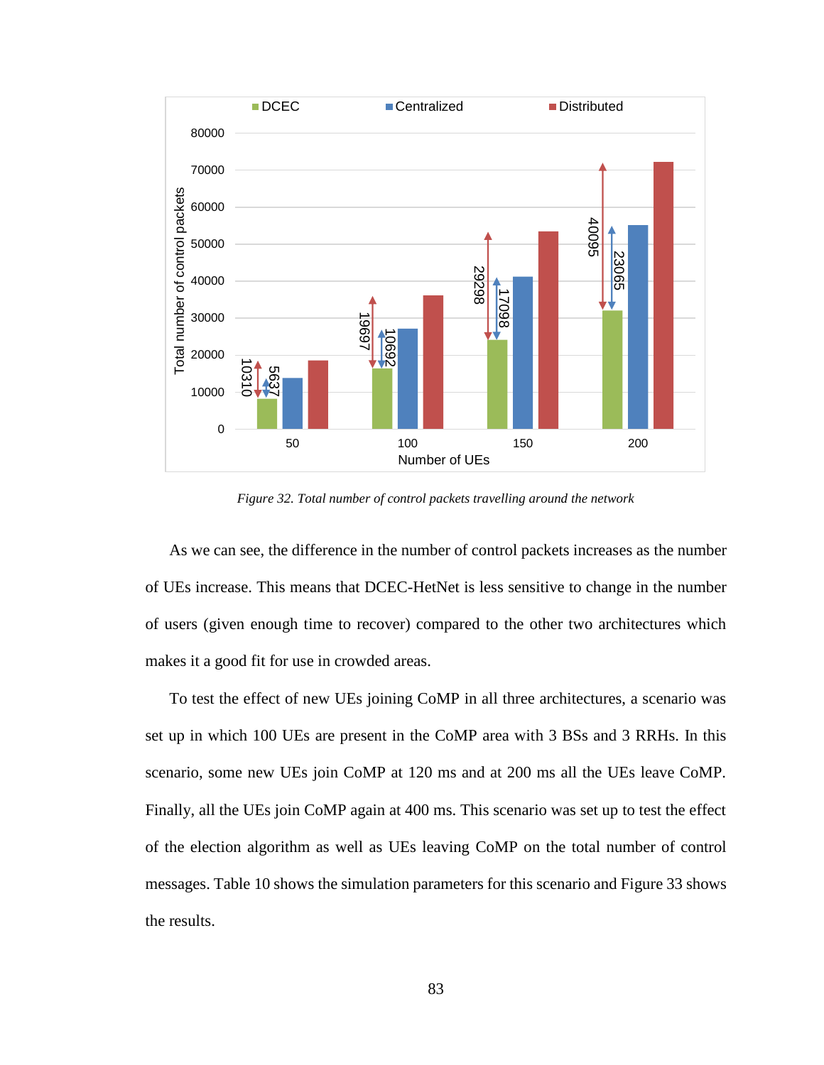*Figure 32. Total number of control packets travelling around the network*

As we can see, the difference in the number of control packets increases as the number of UEs increase. This means that DCEC-HetNet is less sensitive to change in the number of users (given enough time to recover) compared to the other two architectures which makes it a good fit for use in crowded areas.

To test the effect of new UEs joining CoMP in all three architectures, a scenario was set up in which 100 UEs are present in the CoMP area with 3 BSs and 3 RRHs. In this scenario, some new UEs join CoMP at 120 ms and at 200 ms all the UEs leave CoMP. Finally, all the UEs join CoMP again at 400 ms. This scenario was set up to test the effect of the election algorithm as well as UEs leaving CoMP on the total number of control messages. Table 10 shows the simulation parameters for this scenario and Figure 33 shows the results.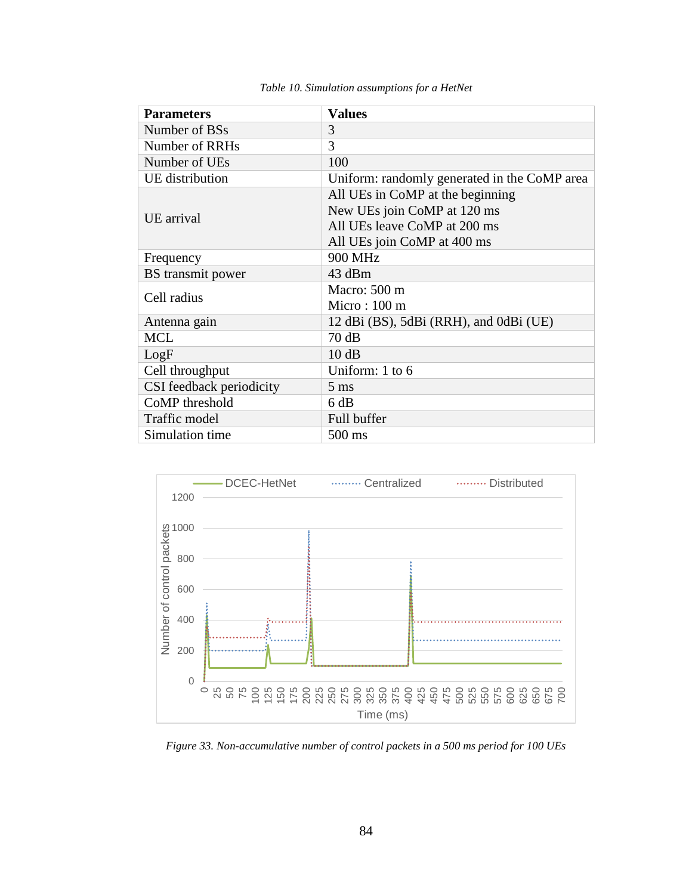*Table 10. Simulation assumptions for a HetNet*

| **Parameters** | **Values** |
|---|---|
| Number of BSs | 3 |
| Number of RRHs | 3 |
| Number of UEs | 100 |
| UE distribution | Uniform: randomly generated in the CoMP area |
| UE arrival | All UEs in CoMP at the beginning<br>New UEs join CoMP at 120 ms<br>All UEs leave CoMP at 200 ms<br>All UEs join CoMP at 400 ms |
| Frequency | 900 MHz |
| BS transmit power | 43 dBm |
| Cell radius | Macro: 500 m<br>Micro : 100 m |
| Antenna gain | 12 dBi (BS), 5dBi (RRH), and 0dBi (UE) |
| MCL | 70 dB |
| LogF | 10 dB |
| Cell throughput | Uniform: 1 to 6 |
| CSI feedback periodicity | 5 ms |
| CoMP threshold | 6 dB |
| Traffic model | Full buffer |
| Simulation time | 500 ms |

*Figure 33. Non-accumulative number of control packets in a 500 ms period for 100 UEs*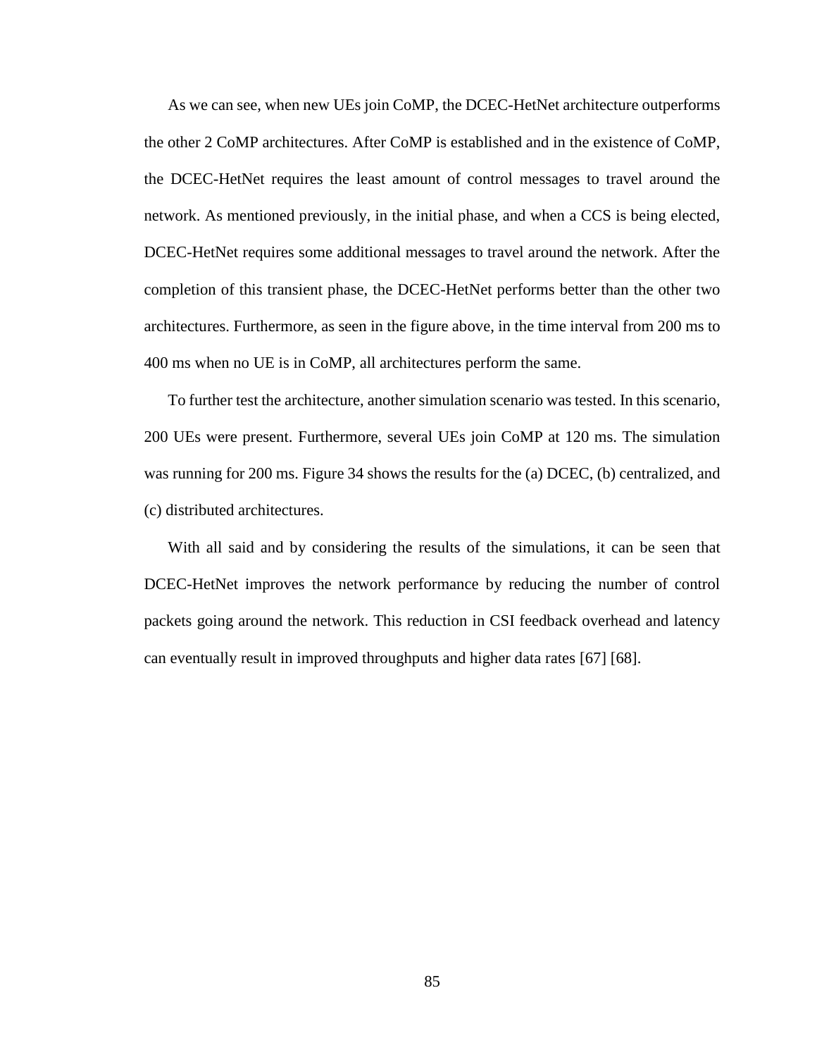As we can see, when new UEs join CoMP, the DCEC-HetNet architecture outperforms the other 2 CoMP architectures. After CoMP is established and in the existence of CoMP, the DCEC-HetNet requires the least amount of control messages to travel around the network. As mentioned previously, in the initial phase, and when a CCS is being elected, DCEC-HetNet requires some additional messages to travel around the network. After the completion of this transient phase, the DCEC-HetNet performs better than the other two architectures. Furthermore, as seen in the figure above, in the time interval from 200 ms to 400 ms when no UE is in CoMP, all architectures perform the same.

To further test the architecture, another simulation scenario was tested. In this scenario, 200 UEs were present. Furthermore, several UEs join CoMP at 120 ms. The simulation was running for 200 ms. Figure 34 shows the results for the (a) DCEC, (b) centralized, and (c) distributed architectures.

With all said and by considering the results of the simulations, it can be seen that DCEC-HetNet improves the network performance by reducing the number of control packets going around the network. This reduction in CSI feedback overhead and latency can eventually result in improved throughputs and higher data rates [67] [68].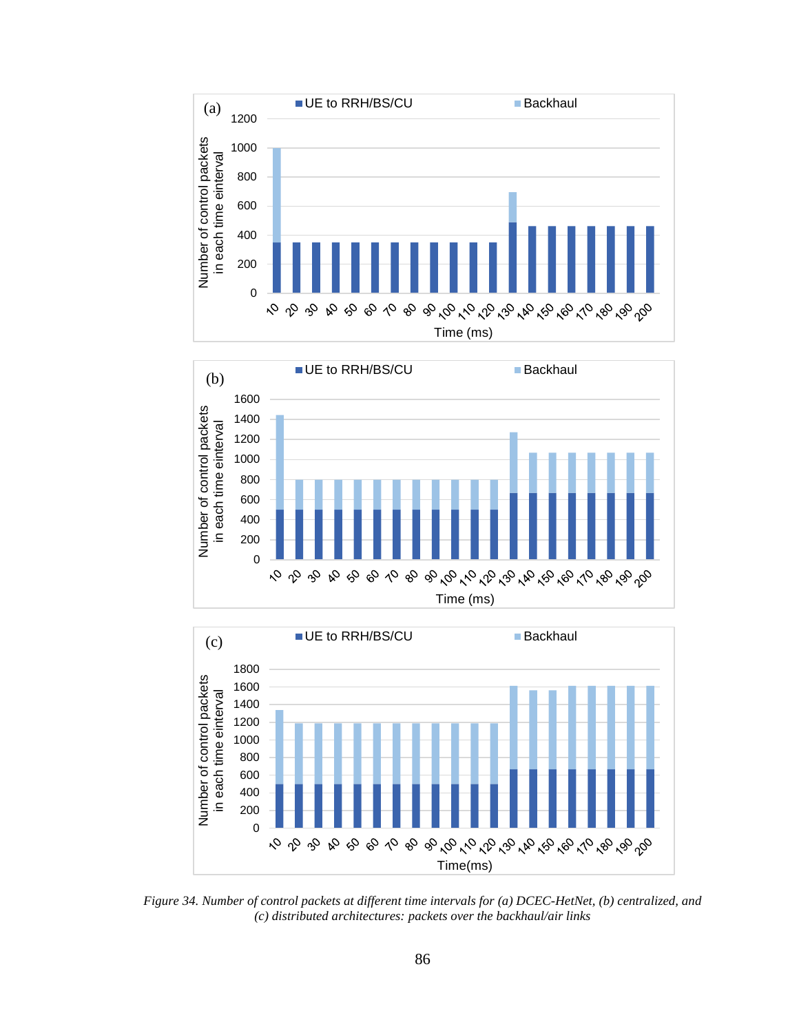Figure 34. Number of control packets at different time intervals for (a) DCEC-HetNet, (b) centralized, and (c) distributed architectures: packets over the backhaul/air links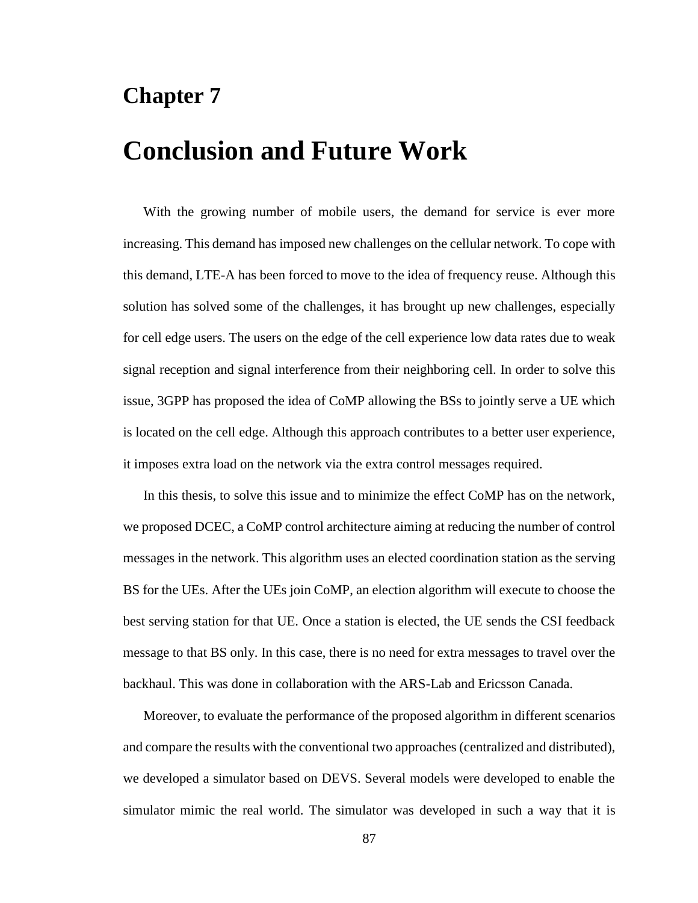# Chapter 7

# Conclusion and Future Work

With the growing number of mobile users, the demand for service is ever more increasing. This demand has imposed new challenges on the cellular network. To cope with this demand, LTE-A has been forced to move to the idea of frequency reuse. Although this solution has solved some of the challenges, it has brought up new challenges, especially for cell edge users. The users on the edge of the cell experience low data rates due to weak signal reception and signal interference from their neighboring cell. In order to solve this issue, 3GPP has proposed the idea of CoMP allowing the BSs to jointly serve a UE which is located on the cell edge. Although this approach contributes to a better user experience, it imposes extra load on the network via the extra control messages required.

In this thesis, to solve this issue and to minimize the effect CoMP has on the network, we proposed DCEC, a CoMP control architecture aiming at reducing the number of control messages in the network. This algorithm uses an elected coordination station as the serving BS for the UEs. After the UEs join CoMP, an election algorithm will execute to choose the best serving station for that UE. Once a station is elected, the UE sends the CSI feedback message to that BS only. In this case, there is no need for extra messages to travel over the backhaul. This was done in collaboration with the ARS-Lab and Ericsson Canada.

Moreover, to evaluate the performance of the proposed algorithm in different scenarios and compare the results with the conventional two approaches (centralized and distributed), we developed a simulator based on DEVS. Several models were developed to enable the simulator mimic the real world. The simulator was developed in such a way that it is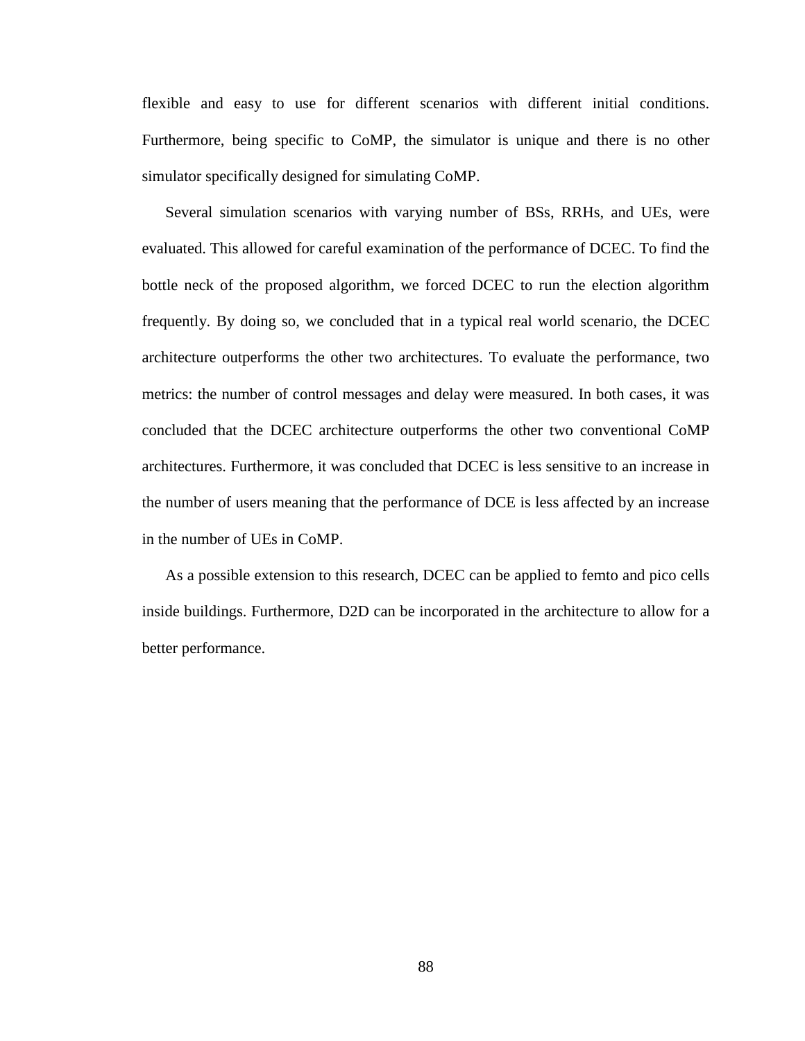flexible and easy to use for different scenarios with different initial conditions. Furthermore, being specific to CoMP, the simulator is unique and there is no other simulator specifically designed for simulating CoMP.

Several simulation scenarios with varying number of BSs, RRHs, and UEs, were evaluated. This allowed for careful examination of the performance of DCEC. To find the bottle neck of the proposed algorithm, we forced DCEC to run the election algorithm frequently. By doing so, we concluded that in a typical real world scenario, the DCEC architecture outperforms the other two architectures. To evaluate the performance, two metrics: the number of control messages and delay were measured. In both cases, it was concluded that the DCEC architecture outperforms the other two conventional CoMP architectures. Furthermore, it was concluded that DCEC is less sensitive to an increase in the number of users meaning that the performance of DCE is less affected by an increase in the number of UEs in CoMP.

As a possible extension to this research, DCEC can be applied to femto and pico cells inside buildings. Furthermore, D2D can be incorporated in the architecture to allow for a better performance.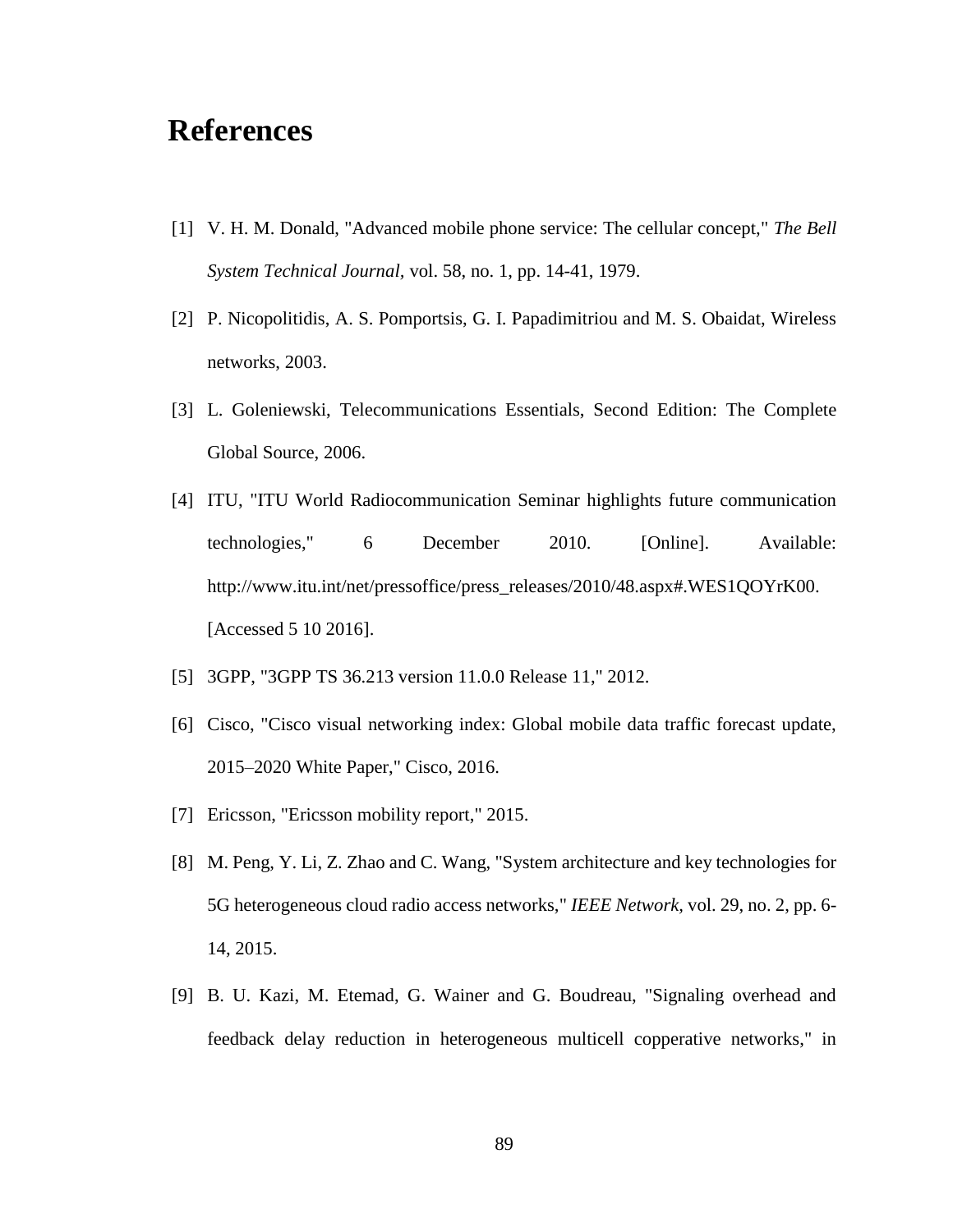# References

[1] V. H. M. Donald, "Advanced mobile phone service: The cellular concept," *The Bell System Technical Journal*, vol. 58, no. 1, pp. 14-41, 1979.

[2] P. Nicopolitidis, A. S. Pomportsis, G. I. Papadimitriou and M. S. Obaidat, Wireless networks, 2003.

[3] L. Goleniewski, Telecommunications Essentials, Second Edition: The Complete Global Source, 2006.

[4] ITU, "ITU World Radiocommunication Seminar highlights future communication technologies," 6 December 2010. [Online]. Available: http://www.itu.int/net/pressoffice/press_releases/2010/48.aspx#.WES1QOYrK00. [Accessed 5 10 2016].

[5] 3GPP, "3GPP TS 36.213 version 11.0.0 Release 11," 2012.

[6] Cisco, "Cisco visual networking index: Global mobile data traffic forecast update, 2015–2020 White Paper," Cisco, 2016.

[7] Ericsson, "Ericsson mobility report," 2015.

[8] M. Peng, Y. Li, Z. Zhao and C. Wang, "System architecture and key technologies for 5G heterogeneous cloud radio access networks," *IEEE Network,* vol. 29, no. 2, pp. 6-14, 2015.

[9] B. U. Kazi, M. Etemad, G. Wainer and G. Boudreau, "Signaling overhead and feedback delay reduction in heterogeneous multicell copperative networks," in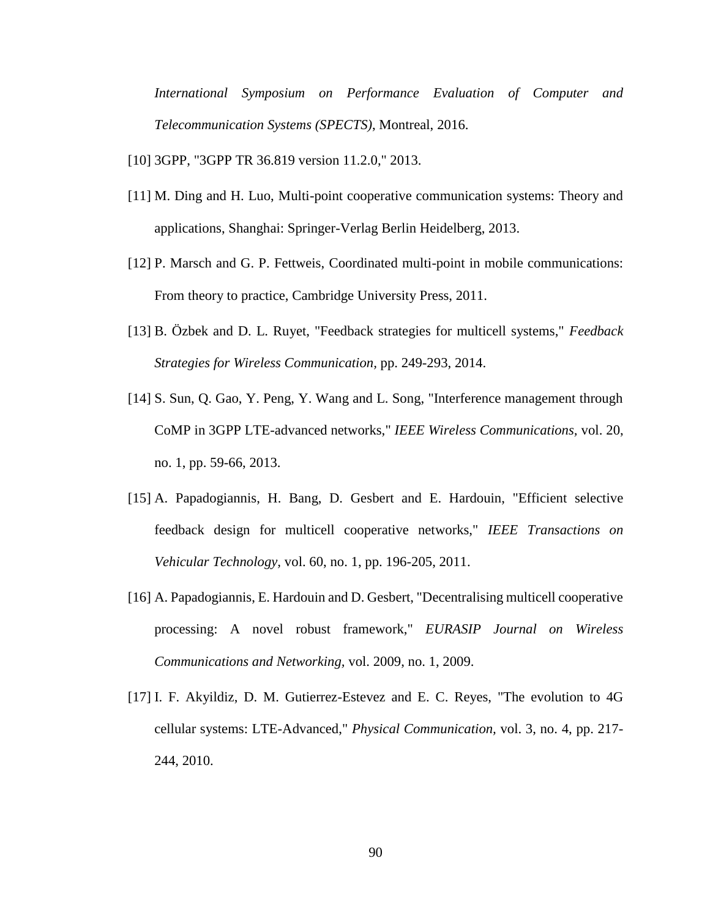*International Symposium on Performance Evaluation of Computer and Telecommunication Systems (SPECTS)*, Montreal, 2016.

[10] 3GPP, "3GPP TR 36.819 version 11.2.0," 2013.

[11] M. Ding and H. Luo, Multi-point cooperative communication systems: Theory and applications, Shanghai: Springer-Verlag Berlin Heidelberg, 2013.

[12] P. Marsch and G. P. Fettweis, Coordinated multi-point in mobile communications: From theory to practice, Cambridge University Press, 2011.

[13] B. Özbek and D. L. Ruyet, "Feedback strategies for multicell systems," *Feedback Strategies for Wireless Communication*, pp. 249-293, 2014.

[14] S. Sun, Q. Gao, Y. Peng, Y. Wang and L. Song, "Interference management through CoMP in 3GPP LTE-advanced networks," *IEEE Wireless Communications*, vol. 20, no. 1, pp. 59-66, 2013.

[15] A. Papadogiannis, H. Bang, D. Gesbert and E. Hardouin, "Efficient selective feedback design for multicell cooperative networks," *IEEE Transactions on Vehicular Technology*, vol. 60, no. 1, pp. 196-205, 2011.

[16] A. Papadogiannis, E. Hardouin and D. Gesbert, "Decentralising multicell cooperative processing: A novel robust framework," *EURASIP Journal on Wireless Communications and Networking*, vol. 2009, no. 1, 2009.

[17] I. F. Akyildiz, D. M. Gutierrez-Estevez and E. C. Reyes, "The evolution to 4G cellular systems: LTE-Advanced," *Physical Communication*, vol. 3, no. 4, pp. 217-244, 2010.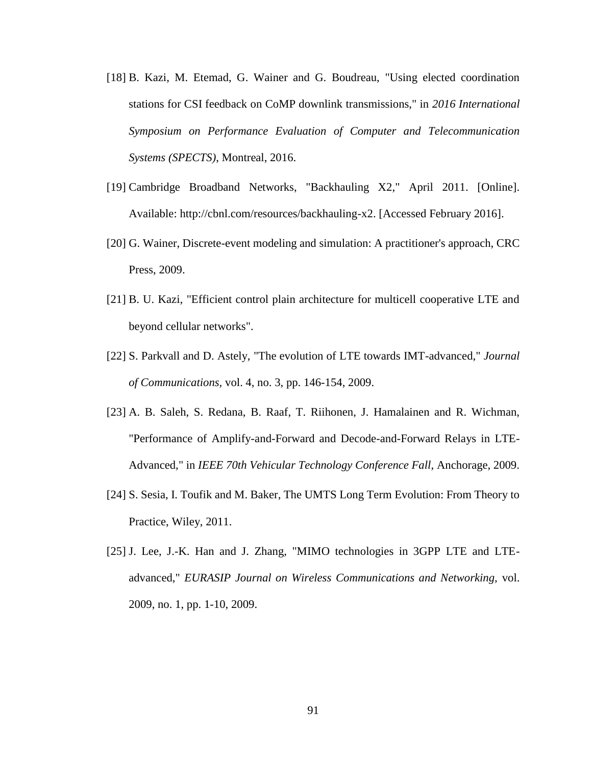[18] B. Kazi, M. Etemad, G. Wainer and G. Boudreau, "Using elected coordination stations for CSI feedback on CoMP downlink transmissions," in *2016 International Symposium on Performance Evaluation of Computer and Telecommunication Systems (SPECTS)*, Montreal, 2016.

[19] Cambridge Broadband Networks, "Backhauling X2," April 2011. [Online]. Available: http://cbnl.com/resources/backhauling-x2. [Accessed February 2016].

[20] G. Wainer, Discrete-event modeling and simulation: A practitioner's approach, CRC Press, 2009.

[21] B. U. Kazi, "Efficient control plain architecture for multicell cooperative LTE and beyond cellular networks".

[22] S. Parkvall and D. Astely, "The evolution of LTE towards IMT-advanced," *Journal of Communications,* vol. 4, no. 3, pp. 146-154, 2009.

[23] A. B. Saleh, S. Redana, B. Raaf, T. Riihonen, J. Hamalainen and R. Wichman, "Performance of Amplify-and-Forward and Decode-and-Forward Relays in LTE-Advanced," in *IEEE 70th Vehicular Technology Conference Fall*, Anchorage, 2009.

[24] S. Sesia, I. Toufik and M. Baker, The UMTS Long Term Evolution: From Theory to Practice, Wiley, 2011.

[25] J. Lee, J.-K. Han and J. Zhang, "MIMO technologies in 3GPP LTE and LTE-advanced," *EURASIP Journal on Wireless Communications and Networking,* vol. 2009, no. 1, pp. 1-10, 2009.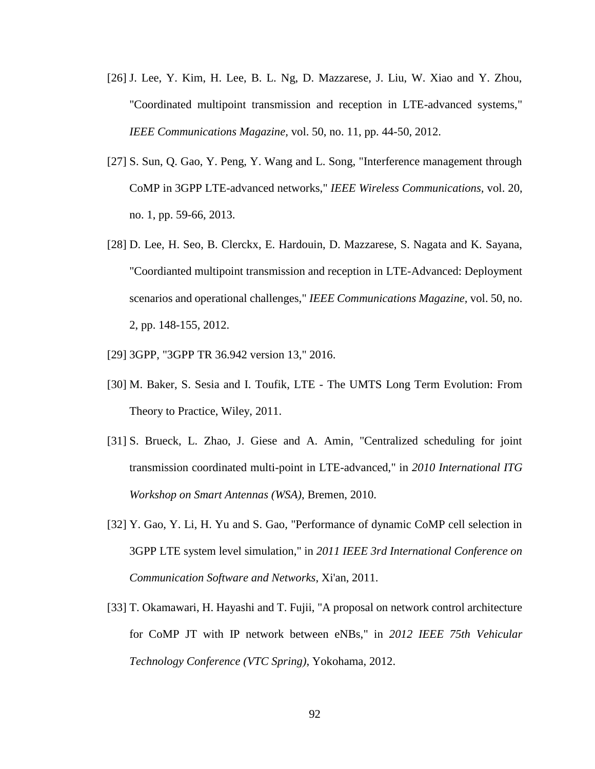[26] J. Lee, Y. Kim, H. Lee, B. L. Ng, D. Mazzarese, J. Liu, W. Xiao and Y. Zhou, "Coordinated multipoint transmission and reception in LTE-advanced systems," *IEEE Communications Magazine*, vol. 50, no. 11, pp. 44-50, 2012.

[27] S. Sun, Q. Gao, Y. Peng, Y. Wang and L. Song, "Interference management through CoMP in 3GPP LTE-advanced networks," *IEEE Wireless Communications*, vol. 20, no. 1, pp. 59-66, 2013.

[28] D. Lee, H. Seo, B. Clerckx, E. Hardouin, D. Mazzarese, S. Nagata and K. Sayana, "Coordianted multipoint transmission and reception in LTE-Advanced: Deployment scenarios and operational challenges," *IEEE Communications Magazine*, vol. 50, no. 2, pp. 148-155, 2012.

[29] 3GPP, "3GPP TR 36.942 version 13," 2016.

[30] M. Baker, S. Sesia and I. Toufik, LTE - The UMTS Long Term Evolution: From Theory to Practice, Wiley, 2011.

[31] S. Brueck, L. Zhao, J. Giese and A. Amin, "Centralized scheduling for joint transmission coordinated multi-point in LTE-advanced," in *2010 International ITG Workshop on Smart Antennas (WSA)*, Bremen, 2010.

[32] Y. Gao, Y. Li, H. Yu and S. Gao, "Performance of dynamic CoMP cell selection in 3GPP LTE system level simulation," in *2011 IEEE 3rd International Conference on Communication Software and Networks*, Xi'an, 2011.

[33] T. Okamawari, H. Hayashi and T. Fujii, "A proposal on network control architecture for CoMP JT with IP network between eNBs," in *2012 IEEE 75th Vehicular Technology Conference (VTC Spring)*, Yokohama, 2012.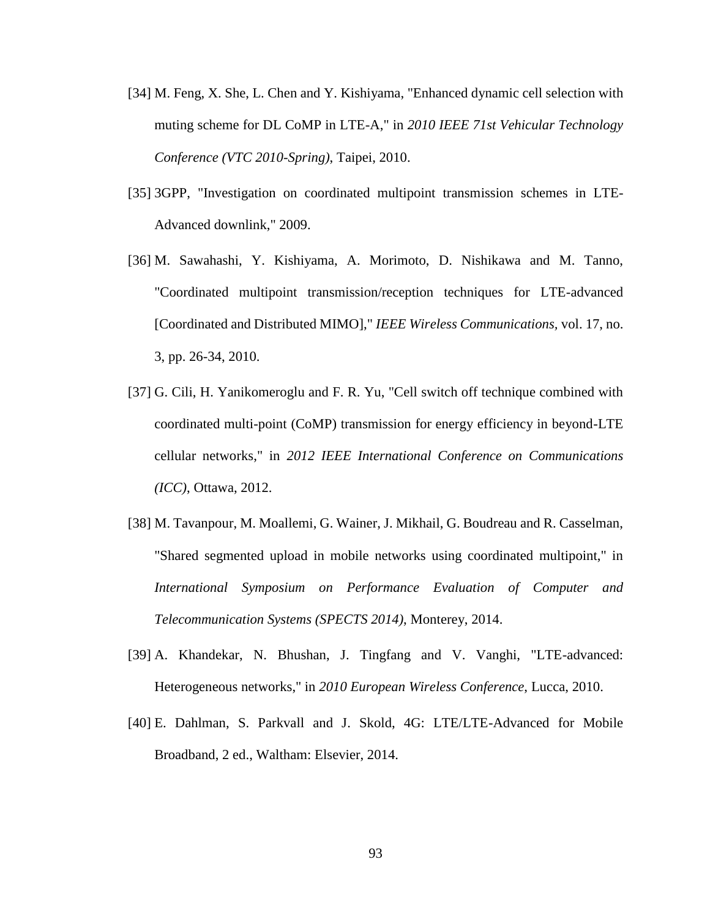[34] M. Feng, X. She, L. Chen and Y. Kishiyama, "Enhanced dynamic cell selection with muting scheme for DL CoMP in LTE-A," in *2010 IEEE 71st Vehicular Technology Conference (VTC 2010-Spring)*, Taipei, 2010.

[35] 3GPP, "Investigation on coordinated multipoint transmission schemes in LTE-Advanced downlink," 2009.

[36] M. Sawahashi, Y. Kishiyama, A. Morimoto, D. Nishikawa and M. Tanno, "Coordinated multipoint transmission/reception techniques for LTE-advanced [Coordinated and Distributed MIMO]," *IEEE Wireless Communications*, vol. 17, no. 3, pp. 26-34, 2010.

[37] G. Cili, H. Yanikomeroglu and F. R. Yu, "Cell switch off technique combined with coordinated multi-point (CoMP) transmission for energy efficiency in beyond-LTE cellular networks," in *2012 IEEE International Conference on Communications (ICC)*, Ottawa, 2012.

[38] M. Tavanpour, M. Moallemi, G. Wainer, J. Mikhail, G. Boudreau and R. Casselman, "Shared segmented upload in mobile networks using coordinated multipoint," in *International Symposium on Performance Evaluation of Computer and Telecommunication Systems (SPECTS 2014)*, Monterey, 2014.

[39] A. Khandekar, N. Bhushan, J. Tingfang and V. Vanghi, "LTE-advanced: Heterogeneous networks," in *2010 European Wireless Conference*, Lucca, 2010.

[40] E. Dahlman, S. Parkvall and J. Skold, 4G: LTE/LTE-Advanced for Mobile Broadband, 2 ed., Waltham: Elsevier, 2014.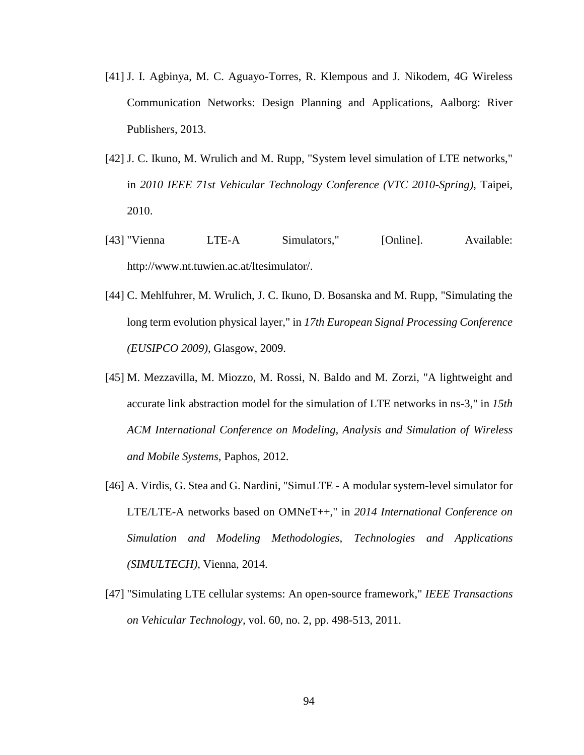[41] J. I. Agbinya, M. C. Aguayo-Torres, R. Klempous and J. Nikodem, 4G Wireless Communication Networks: Design Planning and Applications, Aalborg: River Publishers, 2013.

[42] J. C. Ikuno, M. Wrulich and M. Rupp, "System level simulation of LTE networks," in *2010 IEEE 71st Vehicular Technology Conference (VTC 2010-Spring)*, Taipei, 2010.

[43] "Vienna LTE-A Simulators," [Online]. Available: http://www.nt.tuwien.ac.at/ltesimulator/.

[44] C. Mehlfuhrer, M. Wrulich, J. C. Ikuno, D. Bosanska and M. Rupp, "Simulating the long term evolution physical layer," in *17th European Signal Processing Conference (EUSIPCO 2009)*, Glasgow, 2009.

[45] M. Mezzavilla, M. Miozzo, M. Rossi, N. Baldo and M. Zorzi, "A lightweight and accurate link abstraction model for the simulation of LTE networks in ns-3," in *15th ACM International Conference on Modeling, Analysis and Simulation of Wireless and Mobile Systems*, Paphos, 2012.

[46] A. Virdis, G. Stea and G. Nardini, "SimuLTE - A modular system-level simulator for LTE/LTE-A networks based on OMNeT++," in *2014 International Conference on Simulation and Modeling Methodologies, Technologies and Applications (SIMULTECH)*, Vienna, 2014.

[47] "Simulating LTE cellular systems: An open-source framework," *IEEE Transactions on Vehicular Technology*, vol. 60, no. 2, pp. 498-513, 2011.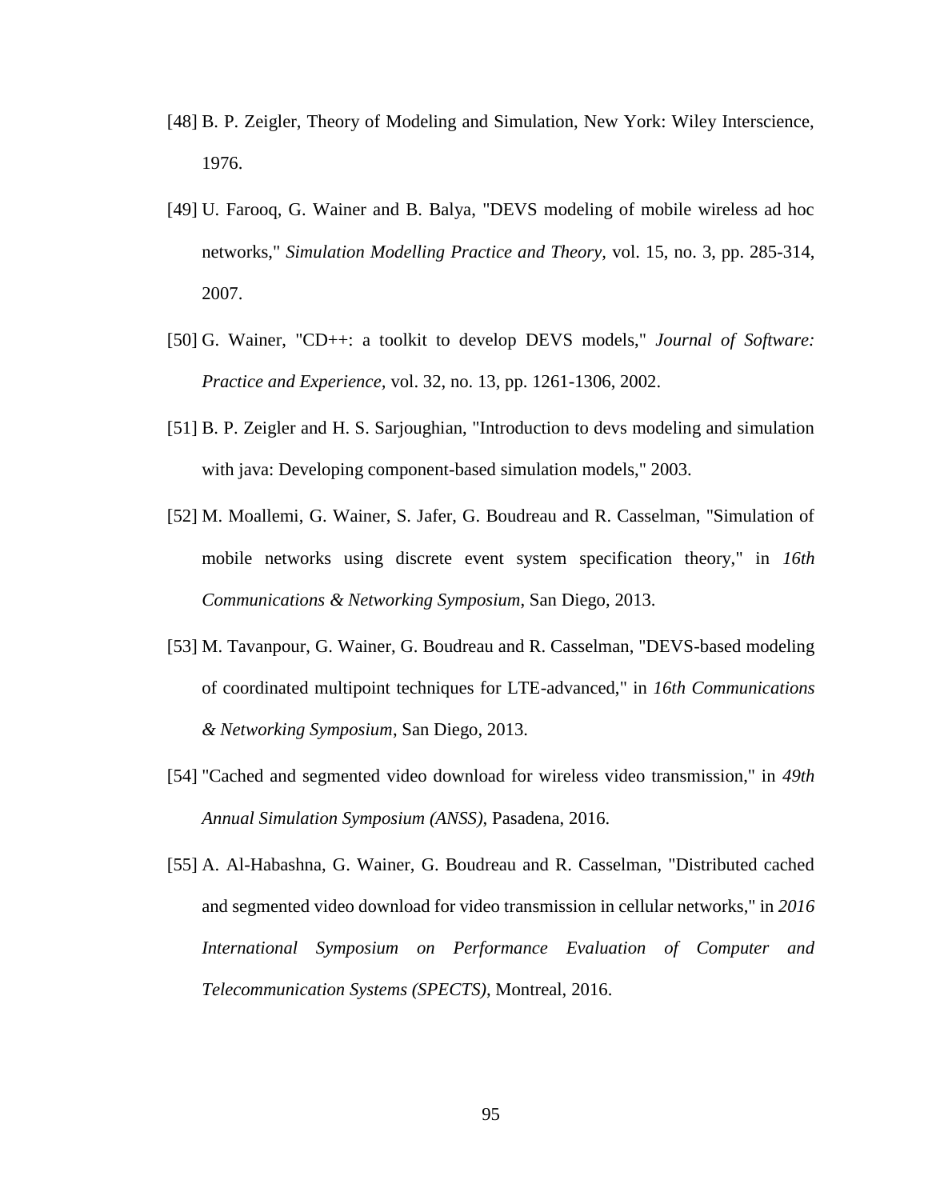[48] B. P. Zeigler, Theory of Modeling and Simulation, New York: Wiley Interscience, 1976.

[49] U. Farooq, G. Wainer and B. Balya, "DEVS modeling of mobile wireless ad hoc networks," *Simulation Modelling Practice and Theory,* vol. 15, no. 3, pp. 285-314, 2007.

[50] G. Wainer, "CD++: a toolkit to develop DEVS models," *Journal of Software: Practice and Experience*, vol. 32, no. 13, pp. 1261-1306, 2002.

[51] B. P. Zeigler and H. S. Sarjoughian, "Introduction to devs modeling and simulation with java: Developing component-based simulation models," 2003.

[52] M. Moallemi, G. Wainer, S. Jafer, G. Boudreau and R. Casselman, "Simulation of mobile networks using discrete event system specification theory," in *16th Communications & Networking Symposium*, San Diego, 2013.

[53] M. Tavanpour, G. Wainer, G. Boudreau and R. Casselman, "DEVS-based modeling of coordinated multipoint techniques for LTE-advanced," in *16th Communications & Networking Symposium*, San Diego, 2013.

[54] "Cached and segmented video download for wireless video transmission," in *49th Annual Simulation Symposium (ANSS)*, Pasadena, 2016.

[55] A. Al-Habashna, G. Wainer, G. Boudreau and R. Casselman, "Distributed cached and segmented video download for video transmission in cellular networks," in *2016 International Symposium on Performance Evaluation of Computer and Telecommunication Systems (SPECTS)*, Montreal, 2016.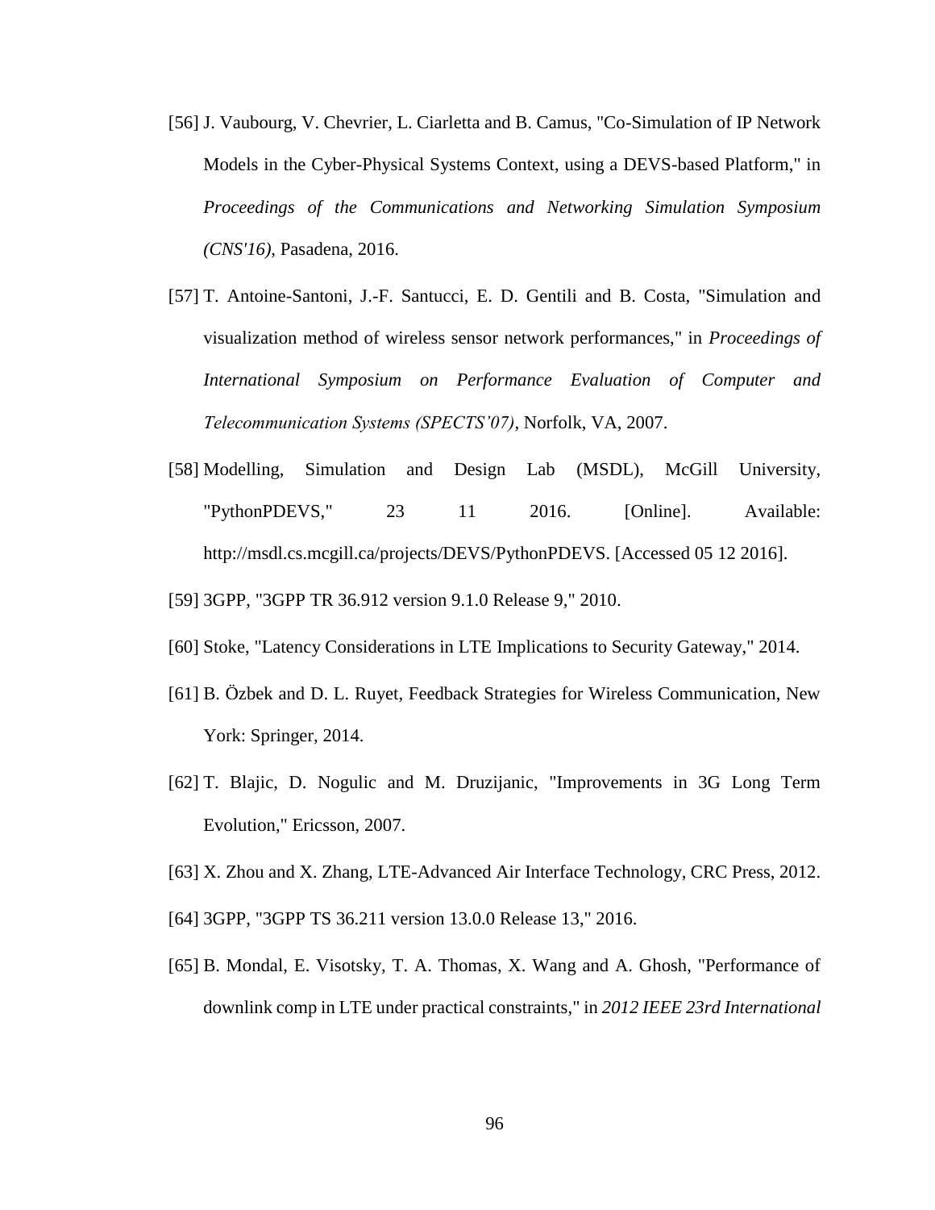[56] J. Vaubourg, V. Chevrier, L. Ciarletta and B. Camus, "Co-Simulation of IP Network Models in the Cyber-Physical Systems Context, using a DEVS-based Platform," in *Proceedings of the Communications and Networking Simulation Symposium (CNS'16)*, Pasadena, 2016.

[57] T. Antoine-Santoni, J.-F. Santucci, E. D. Gentili and B. Costa, "Simulation and visualization method of wireless sensor network performances," in *Proceedings of International Symposium on Performance Evaluation of Computer and Telecommunication Systems (SPECTS'07)*, Norfolk, VA, 2007.

[58] Modelling, Simulation and Design Lab (MSDL), McGill University, "PythonPDEVS," 23 11 2016. [Online]. Available: http://msdl.cs.mcgill.ca/projects/DEVS/PythonPDEVS. [Accessed 05 12 2016].

[59] 3GPP, "3GPP TR 36.912 version 9.1.0 Release 9," 2010.

[60] Stoke, "Latency Considerations in LTE Implications to Security Gateway," 2014.

[61] B. Özbek and D. L. Ruyet, Feedback Strategies for Wireless Communication, New York: Springer, 2014.

[62] T. Blajic, D. Nogulic and M. Druzijanic, "Improvements in 3G Long Term Evolution," Ericsson, 2007.

[63] X. Zhou and X. Zhang, LTE-Advanced Air Interface Technology, CRC Press, 2012.

[64] 3GPP, "3GPP TS 36.211 version 13.0.0 Release 13," 2016.

[65] B. Mondal, E. Visotsky, T. A. Thomas, X. Wang and A. Ghosh, "Performance of downlink comp in LTE under practical constraints," in *2012 IEEE 23rd International*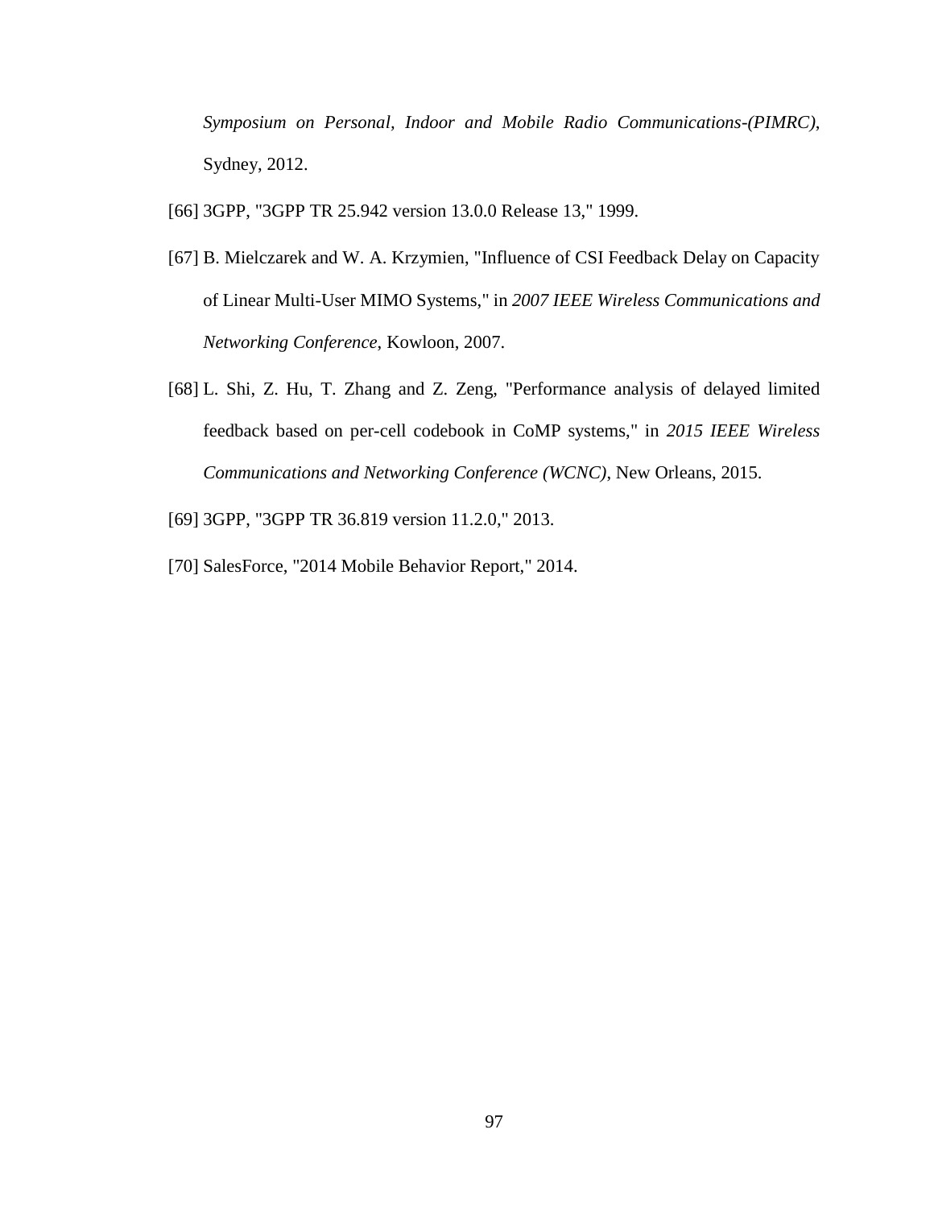*Symposium on Personal, Indoor and Mobile Radio Communications-(PIMRC)*, Sydney, 2012.

[66] 3GPP, "3GPP TR 25.942 version 13.0.0 Release 13," 1999.

[67] B. Mielczarek and W. A. Krzymien, "Influence of CSI Feedback Delay on Capacity of Linear Multi-User MIMO Systems," in *2007 IEEE Wireless Communications and Networking Conference*, Kowloon, 2007.

[68] L. Shi, Z. Hu, T. Zhang and Z. Zeng, "Performance analysis of delayed limited feedback based on per-cell codebook in CoMP systems," in *2015 IEEE Wireless Communications and Networking Conference (WCNC)*, New Orleans, 2015.

[69] 3GPP, "3GPP TR 36.819 version 11.2.0," 2013.

[70] SalesForce, "2014 Mobile Behavior Report," 2014.